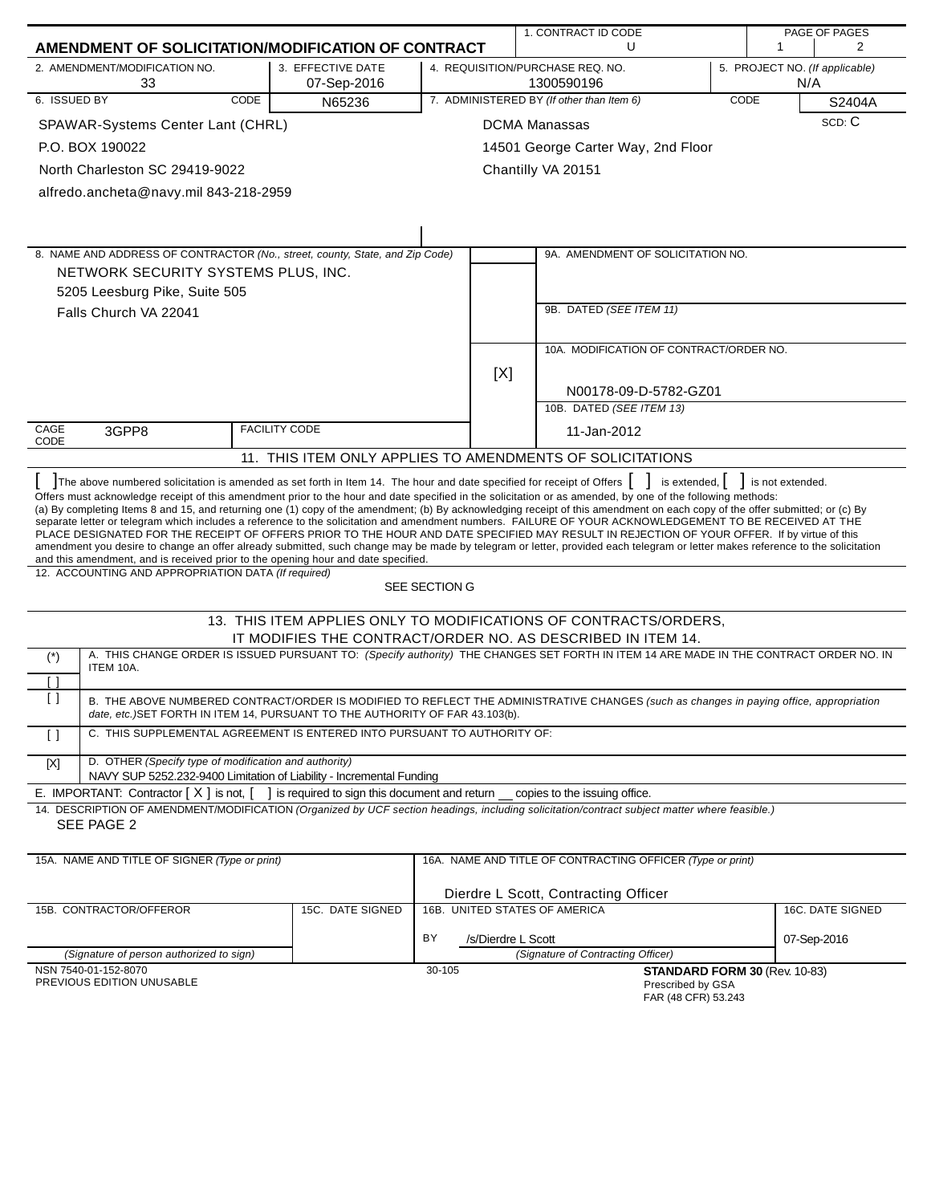# AMENDMENT OF SOLICITATION/MODIFICATION OF CONTRACT

| 1. CONTRACT ID CODE | PAGE OF PAGES |
|---|---|
| U | 1 / 2 |

| 2. AMENDMENT/MODIFICATION NO. | 3. EFFECTIVE DATE | 4. REQUISITION/PURCHASE REQ. NO. | 5. PROJECT NO. (If applicable) |
|---|---|---|---|
| 33 | 07-Sep-2016 | 1300590196 | N/A |

| 6. ISSUED BY | CODE | 7. ADMINISTERED BY (If other than Item 6) | CODE |
|---|---|---|---|
| SPAWAR-Systems Center Lant (CHRL)<br>P.O. BOX 190022<br>North Charleston SC 29419-9022<br>alfredo.ancheta@navy.mil 843-218-2959 | N65236 | DCMA Manassas<br>14501 George Carter Way, 2nd Floor<br>Chantilly VA 20151 | S2404A<br>SCD: C |

**8. NAME AND ADDRESS OF CONTRACTOR** *(No., street, county, State, and Zip Code)*

NETWORK SECURITY SYSTEMS PLUS, INC.
5205 Leesburg Pike, Suite 505
Falls Church VA 22041

9A. AMENDMENT OF SOLICITATION NO.

9B. DATED *(SEE ITEM 11)*

[X] 10A. MODIFICATION OF CONTRACT/ORDER NO.
N00178-09-D-5782-GZ01

10B. DATED *(SEE ITEM 13)*
11-Jan-2012

CAGE CODE: 3GPP8 FACILITY CODE:

## 11. THIS ITEM ONLY APPLIES TO AMENDMENTS OF SOLICITATIONS

[ ] The above numbered solicitation is amended as set forth in Item 14. The hour and date specified for receipt of Offers [ ] is extended, [ ] is not extended.

Offers must acknowledge receipt of this amendment prior to the hour and date specified in the solicitation or as amended, by one of the following methods:
(a) By completing Items 8 and 15, and returning one (1) copy of the amendment; (b) By acknowledging receipt of this amendment on each copy of the offer submitted; or (c) By separate letter or telegram which includes a reference to the solicitation and amendment numbers. FAILURE OF YOUR ACKNOWLEDGEMENT TO BE RECEIVED AT THE PLACE DESIGNATED FOR THE RECEIPT OF OFFERS PRIOR TO THE HOUR AND DATE SPECIFIED MAY RESULT IN REJECTION OF YOUR OFFER. If by virtue of this amendment you desire to change an offer already submitted, such change may be made by telegram or letter, provided each telegram or letter makes reference to the solicitation and this amendment, and is received prior to the opening hour and date specified.

12. ACCOUNTING AND APPROPRIATION DATA *(If required)*
SEE SECTION G

## 13. THIS ITEM APPLIES ONLY TO MODIFICATIONS OF CONTRACTS/ORDERS, IT MODIFIES THE CONTRACT/ORDER NO. AS DESCRIBED IN ITEM 14.

| | |
|---|---|
| (*) [ ] | A. THIS CHANGE ORDER IS ISSUED PURSUANT TO: *(Specify authority)* THE CHANGES SET FORTH IN ITEM 14 ARE MADE IN THE CONTRACT ORDER NO. IN ITEM 10A. |
| [ ] | B. THE ABOVE NUMBERED CONTRACT/ORDER IS MODIFIED TO REFLECT THE ADMINISTRATIVE CHANGES *(such as changes in paying office, appropriation date, etc.)* SET FORTH IN ITEM 14, PURSUANT TO THE AUTHORITY OF FAR 43.103(b). |
| [ ] | C. THIS SUPPLEMENTAL AGREEMENT IS ENTERED INTO PURSUANT TO AUTHORITY OF: |
| [X] | D. OTHER *(Specify type of modification and authority)*<br>NAVY SUP 5252.232-9400 Limitation of Liability - Incremental Funding |

E. IMPORTANT: Contractor [ X ] is not, [ ] is required to sign this document and return __ copies to the issuing office.

14. DESCRIPTION OF AMENDMENT/MODIFICATION *(Organized by UCF section headings, including solicitation/contract subject matter where feasible.)*
SEE PAGE 2

| 15A. NAME AND TITLE OF SIGNER (Type or print) | | 16A. NAME AND TITLE OF CONTRACTING OFFICER (Type or print) | |
|---|---|---|---|
| | | Dierdre L Scott, Contracting Officer | |
| 15B. CONTRACTOR/OFFEROR | 15C. DATE SIGNED | 16B. UNITED STATES OF AMERICA | 16C. DATE SIGNED |
| (Signature of person authorized to sign) | | BY /s/Dierdre L Scott<br>(Signature of Contracting Officer) | 07-Sep-2016 |

NSN 7540-01-152-8070
PREVIOUS EDITION UNUSABLE
30-105
**STANDARD FORM 30** (Rev. 10-83)
Prescribed by GSA
FAR (48 CFR) 53.243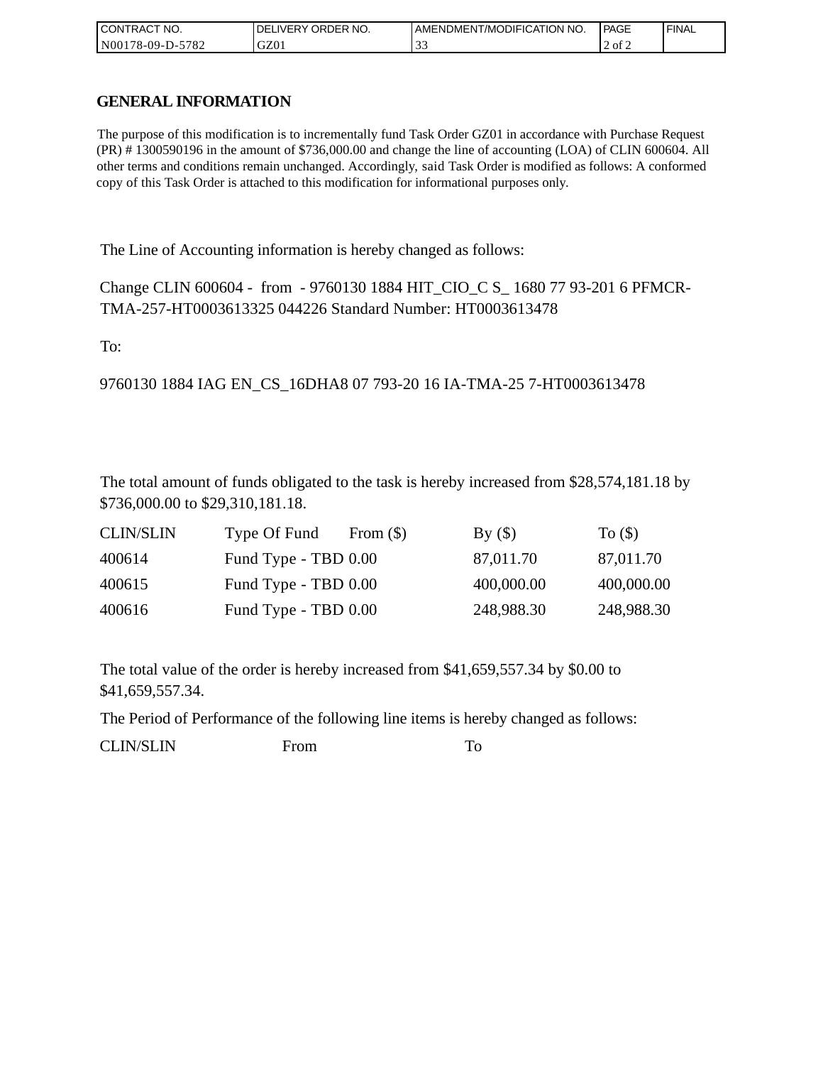| CONTRACT NO. | DELIVERY ORDER NO. | AMENDMENT/MODIFICATION NO. | PAGE | FINAL |
|---|---|---|---|---|
| N00178-09-D-5782 | GZ01 | 33 | 2 of 2 | |

# GENERAL INFORMATION

The purpose of this modification is to incrementally fund Task Order GZ01 in accordance with Purchase Request (PR) # 1300590196 in the amount of $736,000.00 and change the line of accounting (LOA) of CLIN 600604. All other terms and conditions remain unchanged. Accordingly, said Task Order is modified as follows: A conformed copy of this Task Order is attached to this modification for informational purposes only.

The Line of Accounting information is hereby changed as follows:

Change CLIN 600604 - from - 9760130 1884 HIT_CIO_C S_ 1680 77 93-201 6 PFMCR-TMA-257-HT0003613325 044226 Standard Number: HT0003613478

To:

9760130 1884 IAG EN_CS_16DHA8 07 793-20 16 IA-TMA-25 7-HT0003613478

The total amount of funds obligated to the task is hereby increased from $28,574,181.18 by $736,000.00 to $29,310,181.18.

| CLIN/SLIN | Type Of Fund | From ($) | By ($) | To ($) |
|---|---|---|---|---|
| 400614 | Fund Type - TBD | 0.00 | 87,011.70 | 87,011.70 |
| 400615 | Fund Type - TBD | 0.00 | 400,000.00 | 400,000.00 |
| 400616 | Fund Type - TBD | 0.00 | 248,988.30 | 248,988.30 |

The total value of the order is hereby increased from $41,659,557.34 by $0.00 to $41,659,557.34.

The Period of Performance of the following line items is hereby changed as follows:

| CLIN/SLIN | From | To |
|---|---|---|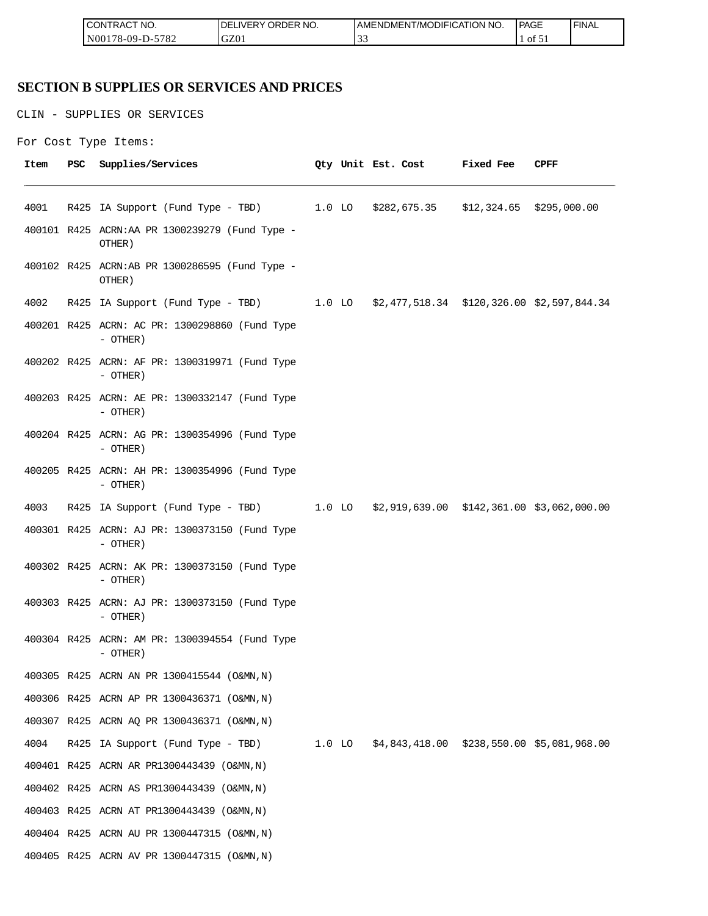| CONTRACT NO. | DELIVERY ORDER NO. | AMENDMENT/MODIFICATION NO. | PAGE | FINAL |
|---|---|---|---|---|
| N00178-09-D-5782 | GZ01 | 33 | | |

# SECTION B SUPPLIES OR SERVICES AND PRICES

CLIN - SUPPLIES OR SERVICES

For Cost Type Items:

| Item | PSC | Supplies/Services | Qty | Unit | Est. Cost | Fixed Fee | CPFF |
|---|---|---|---|---|---|---|---|
| 4001 | R425 | IA Support (Fund Type - TBD) | 1.0 | LO | $282,675.35 | $12,324.65 | $295,000.00 |
| 400101 | R425 | ACRN:AA PR 1300239279 (Fund Type - OTHER) | | | | | |
| 400102 | R425 | ACRN:AB PR 1300286595 (Fund Type - OTHER) | | | | | |
| 4002 | R425 | IA Support (Fund Type - TBD) | 1.0 | LO | $2,477,518.34 | $120,326.00 | $2,597,844.34 |
| 400201 | R425 | ACRN: AC PR: 1300298860 (Fund Type - OTHER) | | | | | |
| 400202 | R425 | ACRN: AF PR: 1300319971 (Fund Type - OTHER) | | | | | |
| 400203 | R425 | ACRN: AE PR: 1300332147 (Fund Type - OTHER) | | | | | |
| 400204 | R425 | ACRN: AG PR: 1300354996 (Fund Type - OTHER) | | | | | |
| 400205 | R425 | ACRN: AH PR: 1300354996 (Fund Type - OTHER) | | | | | |
| 4003 | R425 | IA Support (Fund Type - TBD) | 1.0 | LO | $2,919,639.00 | $142,361.00 | $3,062,000.00 |
| 400301 | R425 | ACRN: AJ PR: 1300373150 (Fund Type - OTHER) | | | | | |
| 400302 | R425 | ACRN: AK PR: 1300373150 (Fund Type - OTHER) | | | | | |
| 400303 | R425 | ACRN: AJ PR: 1300373150 (Fund Type - OTHER) | | | | | |
| 400304 | R425 | ACRN: AM PR: 1300394554 (Fund Type - OTHER) | | | | | |
| 400305 | R425 | ACRN AN PR 1300415544 (O&MN,N) | | | | | |
| 400306 | R425 | ACRN AP PR 1300436371 (O&MN,N) | | | | | |
| 400307 | R425 | ACRN AQ PR 1300436371 (O&MN,N) | | | | | |
| 4004 | R425 | IA Support (Fund Type - TBD) | 1.0 | LO | $4,843,418.00 | $238,550.00 | $5,081,968.00 |
| 400401 | R425 | ACRN AR PR1300443439 (O&MN,N) | | | | | |
| 400402 | R425 | ACRN AS PR1300443439 (O&MN,N) | | | | | |
| 400403 | R425 | ACRN AT PR1300443439 (O&MN,N) | | | | | |
| 400404 | R425 | ACRN AU PR 1300447315 (O&MN,N) | | | | | |
| 400405 | R425 | ACRN AV PR 1300447315 (O&MN,N) | | | | | |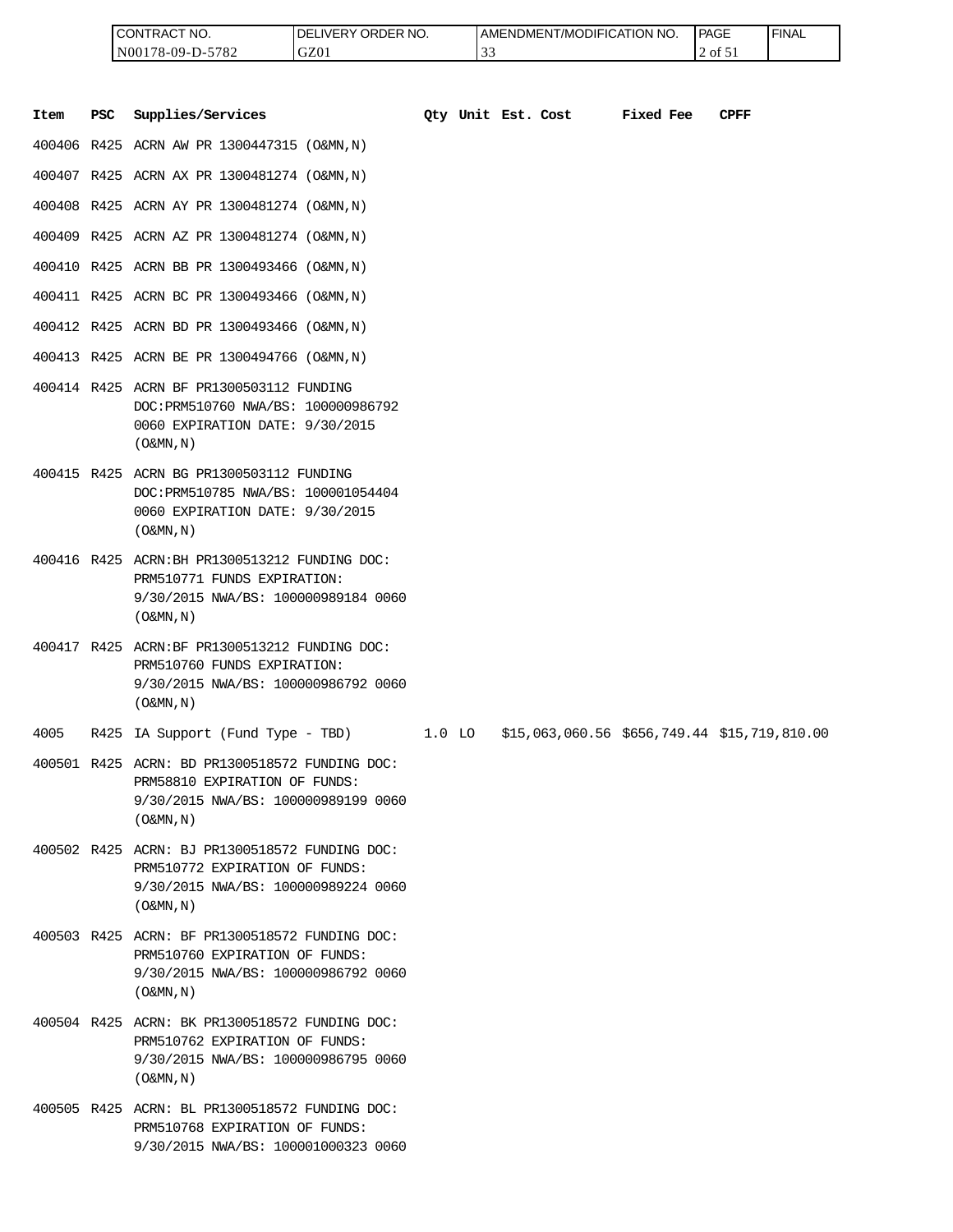| CONTRACT NO. | DELIVERY ORDER NO. | AMENDMENT/MODIFICATION NO. | PAGE | FINAL |
|---|---|---|---|---|
| N00178-09-D-5782 | GZ01 | 33 | | |

| Item | PSC | Supplies/Services | Qty | Unit | Est. Cost | Fixed Fee | CPFF |
|---|---|---|---|---|---|---|---|
| 400406 | R425 | ACRN AW PR 1300447315 (O&MN,N) | | | | | |
| 400407 | R425 | ACRN AX PR 1300481274 (O&MN,N) | | | | | |
| 400408 | R425 | ACRN AY PR 1300481274 (O&MN,N) | | | | | |
| 400409 | R425 | ACRN AZ PR 1300481274 (O&MN,N) | | | | | |
| 400410 | R425 | ACRN BB PR 1300493466 (O&MN,N) | | | | | |
| 400411 | R425 | ACRN BC PR 1300493466 (O&MN,N) | | | | | |
| 400412 | R425 | ACRN BD PR 1300493466 (O&MN,N) | | | | | |
| 400413 | R425 | ACRN BE PR 1300494766 (O&MN,N) | | | | | |
| 400414 | R425 | ACRN BF PR1300503112 FUNDING DOC:PRM510760 NWA/BS: 100000986792 0060 EXPIRATION DATE: 9/30/2015 (O&MN,N) | | | | | |
| 400415 | R425 | ACRN BG PR1300503112 FUNDING DOC:PRM510785 NWA/BS: 100001054404 0060 EXPIRATION DATE: 9/30/2015 (O&MN,N) | | | | | |
| 400416 | R425 | ACRN:BH PR1300513212 FUNDING DOC: PRM510771 FUNDS EXPIRATION: 9/30/2015 NWA/BS: 100000989184 0060 (O&MN,N) | | | | | |
| 400417 | R425 | ACRN:BF PR1300513212 FUNDING DOC: PRM510760 FUNDS EXPIRATION: 9/30/2015 NWA/BS: 100000986792 0060 (O&MN,N) | | | | | |
| 4005 | R425 | IA Support (Fund Type - TBD) | 1.0 | LO | $15,063,060.56 | $656,749.44 | $15,719,810.00 |
| 400501 | R425 | ACRN: BD PR1300518572 FUNDING DOC: PRM58810 EXPIRATION OF FUNDS: 9/30/2015 NWA/BS: 100000989199 0060 (O&MN,N) | | | | | |
| 400502 | R425 | ACRN: BJ PR1300518572 FUNDING DOC: PRM510772 EXPIRATION OF FUNDS: 9/30/2015 NWA/BS: 100000989224 0060 (O&MN,N) | | | | | |
| 400503 | R425 | ACRN: BF PR1300518572 FUNDING DOC: PRM510760 EXPIRATION OF FUNDS: 9/30/2015 NWA/BS: 100000986792 0060 (O&MN,N) | | | | | |
| 400504 | R425 | ACRN: BK PR1300518572 FUNDING DOC: PRM510762 EXPIRATION OF FUNDS: 9/30/2015 NWA/BS: 100000986795 0060 (O&MN,N) | | | | | |
| 400505 | R425 | ACRN: BL PR1300518572 FUNDING DOC: PRM510768 EXPIRATION OF FUNDS: 9/30/2015 NWA/BS: 100001000323 0060 | | | | | |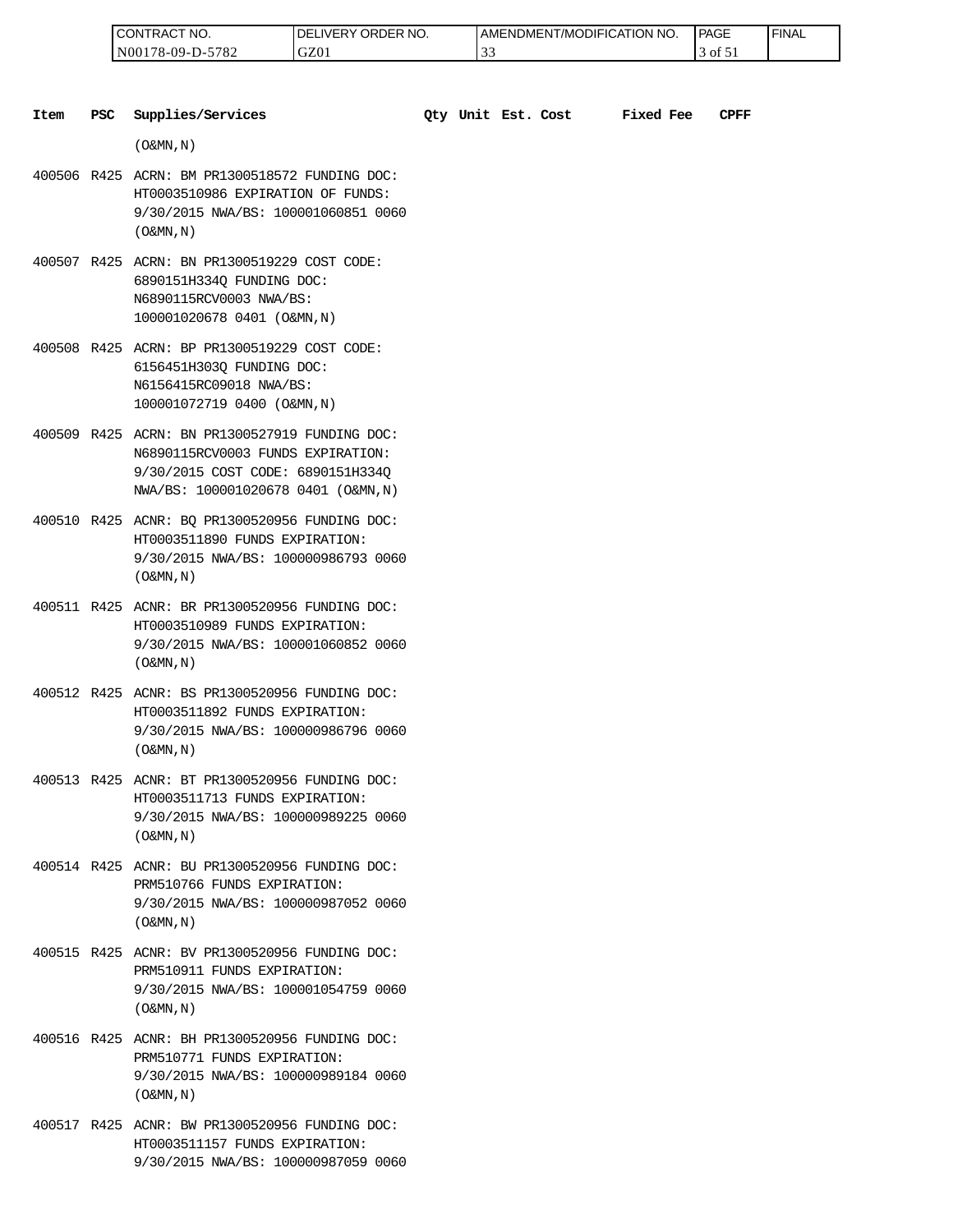| Item | PSC | Supplies/Services | Qty | Unit | Est. Cost | Fixed Fee | CPFF |
|---|---|---|---|---|---|---|---|
| | | (O&MN,N) | | | | | |
| 400506 | R425 | ACRN: BM PR1300518572 FUNDING DOC: HT0003510986 EXPIRATION OF FUNDS: 9/30/2015 NWA/BS: 100001060851 0060 (O&MN,N) | | | | | |
| 400507 | R425 | ACRN: BN PR1300519229 COST CODE: 6890151H334Q FUNDING DOC: N6890115RCV0003 NWA/BS: 100001020678 0401 (O&MN,N) | | | | | |
| 400508 | R425 | ACRN: BP PR1300519229 COST CODE: 6156451H303Q FUNDING DOC: N6156415RC09018 NWA/BS: 100001072719 0400 (O&MN,N) | | | | | |
| 400509 | R425 | ACRN: BN PR1300527919 FUNDING DOC: N6890115RCV0003 FUNDS EXPIRATION: 9/30/2015 COST CODE: 6890151H334Q NWA/BS: 100001020678 0401 (O&MN,N) | | | | | |
| 400510 | R425 | ACNR: BQ PR1300520956 FUNDING DOC: HT0003511890 FUNDS EXPIRATION: 9/30/2015 NWA/BS: 100000986793 0060 (O&MN,N) | | | | | |
| 400511 | R425 | ACNR: BR PR1300520956 FUNDING DOC: HT0003510989 FUNDS EXPIRATION: 9/30/2015 NWA/BS: 100001060852 0060 (O&MN,N) | | | | | |
| 400512 | R425 | ACNR: BS PR1300520956 FUNDING DOC: HT0003511892 FUNDS EXPIRATION: 9/30/2015 NWA/BS: 100000986796 0060 (O&MN,N) | | | | | |
| 400513 | R425 | ACNR: BT PR1300520956 FUNDING DOC: HT0003511713 FUNDS EXPIRATION: 9/30/2015 NWA/BS: 100000989225 0060 (O&MN,N) | | | | | |
| 400514 | R425 | ACNR: BU PR1300520956 FUNDING DOC: PRM510766 FUNDS EXPIRATION: 9/30/2015 NWA/BS: 100000987052 0060 (O&MN,N) | | | | | |
| 400515 | R425 | ACNR: BV PR1300520956 FUNDING DOC: PRM510911 FUNDS EXPIRATION: 9/30/2015 NWA/BS: 100001054759 0060 (O&MN,N) | | | | | |
| 400516 | R425 | ACNR: BH PR1300520956 FUNDING DOC: PRM510771 FUNDS EXPIRATION: 9/30/2015 NWA/BS: 100000989184 0060 (O&MN,N) | | | | | |
| 400517 | R425 | ACNR: BW PR1300520956 FUNDING DOC: HT0003511157 FUNDS EXPIRATION: 9/30/2015 NWA/BS: 100000987059 0060 | | | | | |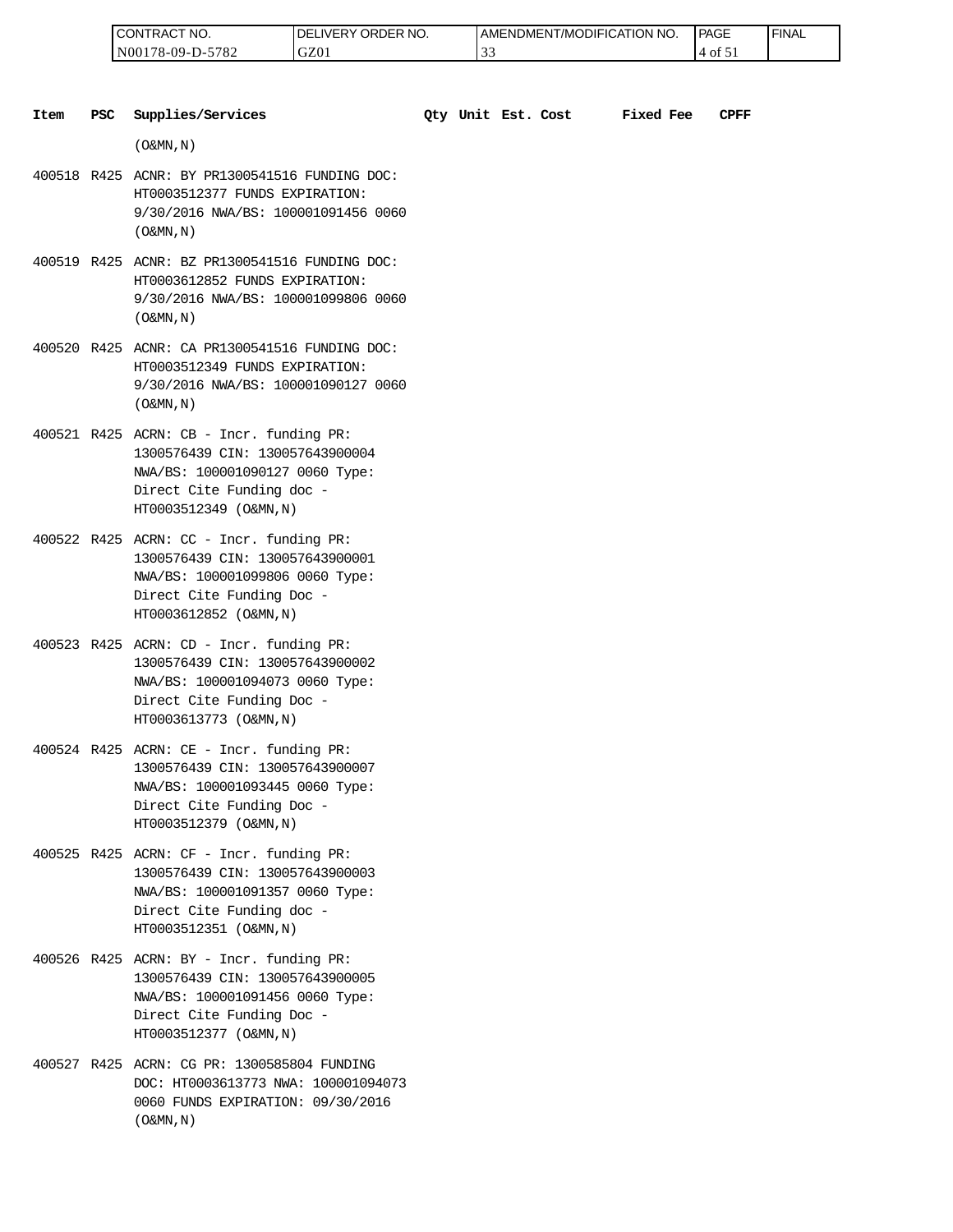| Item | PSC | Supplies/Services | Qty | Unit | Est. Cost | Fixed Fee | CPFF |
|---|---|---|---|---|---|---|---|
| | | (O&MN,N) | | | | | |
| 400518 | R425 | ACNR: BY PR1300541516 FUNDING DOC: HT0003512377 FUNDS EXPIRATION: 9/30/2016 NWA/BS: 100001091456 0060 (O&MN,N) | | | | | |
| 400519 | R425 | ACNR: BZ PR1300541516 FUNDING DOC: HT0003612852 FUNDS EXPIRATION: 9/30/2016 NWA/BS: 100001099806 0060 (O&MN,N) | | | | | |
| 400520 | R425 | ACNR: CA PR1300541516 FUNDING DOC: HT0003512349 FUNDS EXPIRATION: 9/30/2016 NWA/BS: 100001090127 0060 (O&MN,N) | | | | | |
| 400521 | R425 | ACRN: CB - Incr. funding PR: 1300576439 CIN: 130057643900004 NWA/BS: 100001090127 0060 Type: Direct Cite Funding doc - HT0003512349 (O&MN,N) | | | | | |
| 400522 | R425 | ACRN: CC - Incr. funding PR: 1300576439 CIN: 130057643900001 NWA/BS: 100001099806 0060 Type: Direct Cite Funding Doc - HT0003612852 (O&MN,N) | | | | | |
| 400523 | R425 | ACRN: CD - Incr. funding PR: 1300576439 CIN: 130057643900002 NWA/BS: 100001094073 0060 Type: Direct Cite Funding Doc - HT0003613773 (O&MN,N) | | | | | |
| 400524 | R425 | ACRN: CE - Incr. funding PR: 1300576439 CIN: 130057643900007 NWA/BS: 100001093445 0060 Type: Direct Cite Funding Doc - HT0003512379 (O&MN,N) | | | | | |
| 400525 | R425 | ACRN: CF - Incr. funding PR: 1300576439 CIN: 130057643900003 NWA/BS: 100001091357 0060 Type: Direct Cite Funding doc - HT0003512351 (O&MN,N) | | | | | |
| 400526 | R425 | ACRN: BY - Incr. funding PR: 1300576439 CIN: 130057643900005 NWA/BS: 100001091456 0060 Type: Direct Cite Funding Doc - HT0003512377 (O&MN,N) | | | | | |
| 400527 | R425 | ACRN: CG PR: 1300585804 FUNDING DOC: HT0003613773 NWA: 100001094073 0060 FUNDS EXPIRATION: 09/30/2016 (O&MN,N) | | | | | |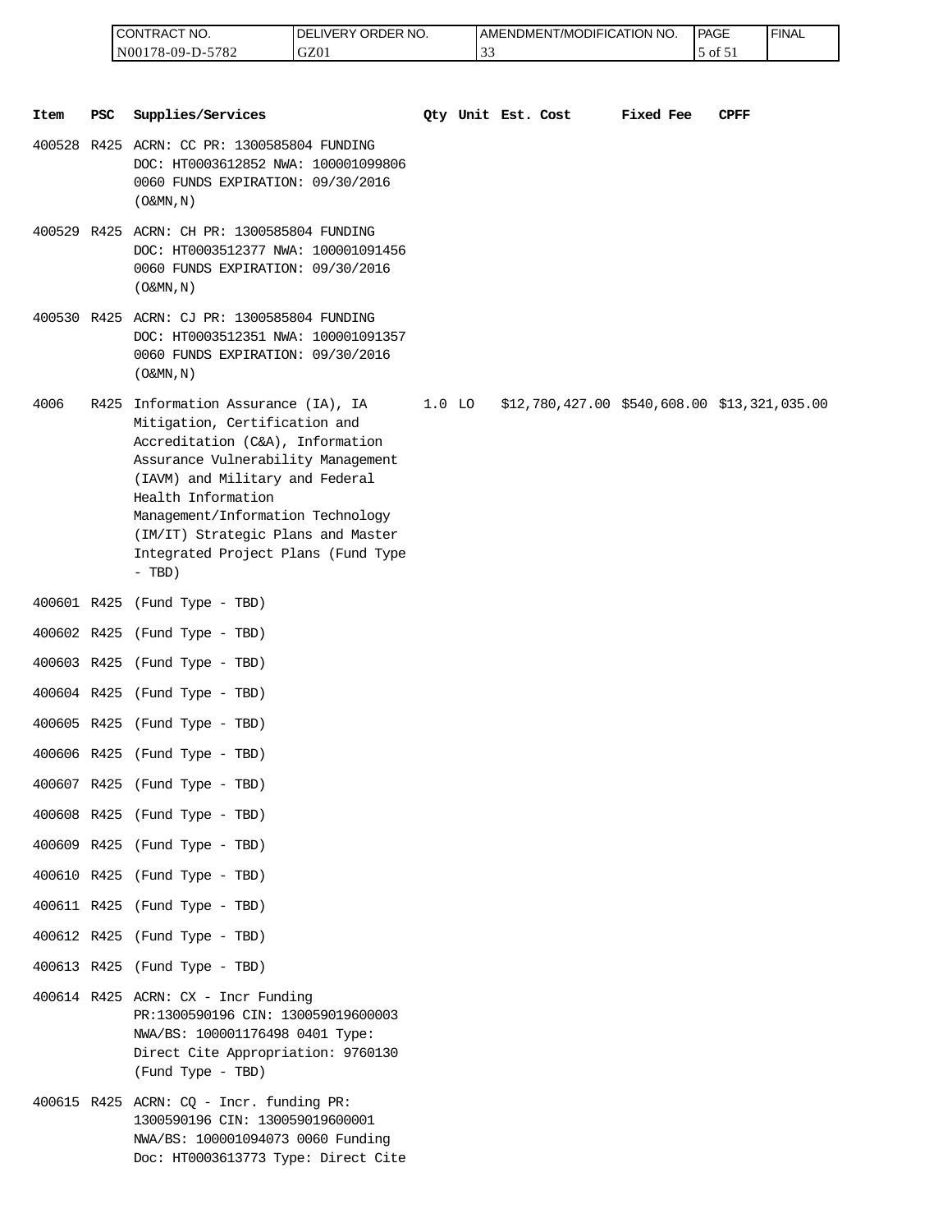| Item | PSC | Supplies/Services | Qty | Unit | Est. Cost | Fixed Fee | CPFF |
|---|---|---|---|---|---|---|---|
| 400528 | R425 | ACRN: CC PR: 1300585804 FUNDING DOC: HT0003612852 NWA: 100001099806 0060 FUNDS EXPIRATION: 09/30/2016 (O&MN,N) | | | | | |
| 400529 | R425 | ACRN: CH PR: 1300585804 FUNDING DOC: HT0003512377 NWA: 100001091456 0060 FUNDS EXPIRATION: 09/30/2016 (O&MN,N) | | | | | |
| 400530 | R425 | ACRN: CJ PR: 1300585804 FUNDING DOC: HT0003512351 NWA: 100001091357 0060 FUNDS EXPIRATION: 09/30/2016 (O&MN,N) | | | | | |
| 4006 | R425 | Information Assurance (IA), IA Mitigation, Certification and Accreditation (C&A), Information Assurance Vulnerability Management (IAVM) and Military and Federal Health Information Management/Information Technology (IM/IT) Strategic Plans and Master Integrated Project Plans (Fund Type - TBD) | 1.0 | LO | $12,780,427.00 | $540,608.00 | $13,321,035.00 |
| 400601 | R425 | (Fund Type - TBD) | | | | | |
| 400602 | R425 | (Fund Type - TBD) | | | | | |
| 400603 | R425 | (Fund Type - TBD) | | | | | |
| 400604 | R425 | (Fund Type - TBD) | | | | | |
| 400605 | R425 | (Fund Type - TBD) | | | | | |
| 400606 | R425 | (Fund Type - TBD) | | | | | |
| 400607 | R425 | (Fund Type - TBD) | | | | | |
| 400608 | R425 | (Fund Type - TBD) | | | | | |
| 400609 | R425 | (Fund Type - TBD) | | | | | |
| 400610 | R425 | (Fund Type - TBD) | | | | | |
| 400611 | R425 | (Fund Type - TBD) | | | | | |
| 400612 | R425 | (Fund Type - TBD) | | | | | |
| 400613 | R425 | (Fund Type - TBD) | | | | | |
| 400614 | R425 | ACRN: CX - Incr Funding PR:1300590196 CIN: 130059019600003 NWA/BS: 100001176498 0401 Type: Direct Cite Appropriation: 9760130 (Fund Type - TBD) | | | | | |
| 400615 | R425 | ACRN: CQ - Incr. funding PR: 1300590196 CIN: 130059019600001 NWA/BS: 100001094073 0060 Funding Doc: HT0003613773 Type: Direct Cite | | | | | |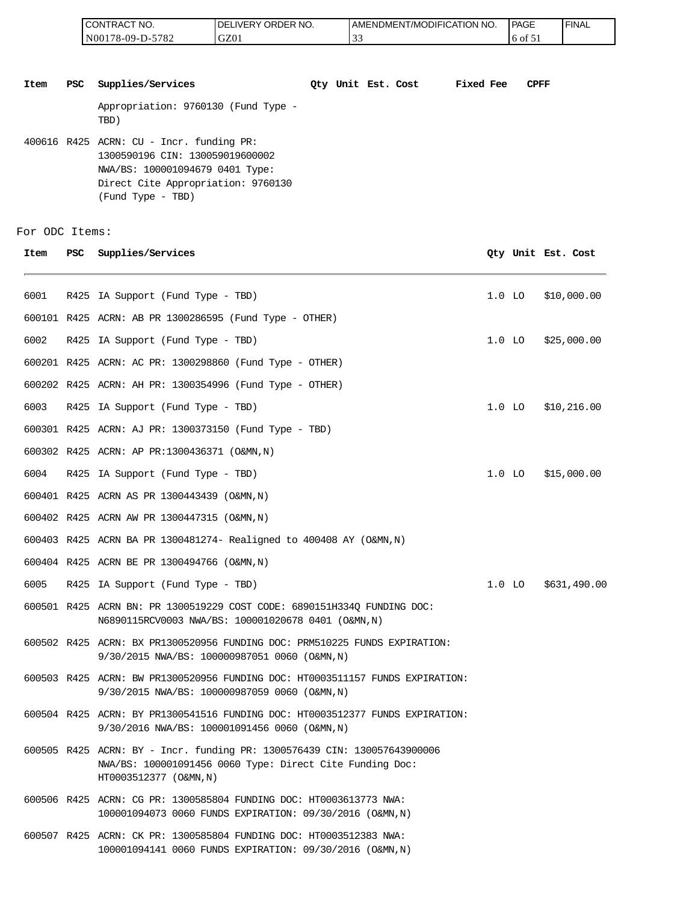| Item | PSC | Supplies/Services | Qty | Unit | Est. Cost | Fixed Fee | CPFF |
|---|---|---|---|---|---|---|---|
| | | Appropriation: 9760130 (Fund Type - TBD) | | | | | |
| 400616 | R425 | ACRN: CU - Incr. funding PR: 1300590196 CIN: 130059019600002 NWA/BS: 100001094679 0401 Type: Direct Cite Appropriation: 9760130 (Fund Type - TBD) | | | | | |

For ODC Items:

| Item | PSC | Supplies/Services | Qty | Unit | Est. Cost |
|---|---|---|---|---|---|
| 6001 | R425 | IA Support (Fund Type - TBD) | 1.0 | LO | $10,000.00 |
| 600101 | R425 | ACRN: AB PR 1300286595 (Fund Type - OTHER) | | | |
| 6002 | R425 | IA Support (Fund Type - TBD) | 1.0 | LO | $25,000.00 |
| 600201 | R425 | ACRN: AC PR: 1300298860 (Fund Type - OTHER) | | | |
| 600202 | R425 | ACRN: AH PR: 1300354996 (Fund Type - OTHER) | | | |
| 6003 | R425 | IA Support (Fund Type - TBD) | 1.0 | LO | $10,216.00 |
| 600301 | R425 | ACRN: AJ PR: 1300373150 (Fund Type - TBD) | | | |
| 600302 | R425 | ACRN: AP PR:1300436371 (O&MN,N) | | | |
| 6004 | R425 | IA Support (Fund Type - TBD) | 1.0 | LO | $15,000.00 |
| 600401 | R425 | ACRN AS PR 1300443439 (O&MN,N) | | | |
| 600402 | R425 | ACRN AW PR 1300447315 (O&MN,N) | | | |
| 600403 | R425 | ACRN BA PR 1300481274- Realigned to 400408 AY (O&MN,N) | | | |
| 600404 | R425 | ACRN BE PR 1300494766 (O&MN,N) | | | |
| 6005 | R425 | IA Support (Fund Type - TBD) | 1.0 | LO | $631,490.00 |
| 600501 | R425 | ACRN BN: PR 1300519229 COST CODE: 6890151H334Q FUNDING DOC: N6890115RCV0003 NWA/BS: 100001020678 0401 (O&MN,N) | | | |
| 600502 | R425 | ACRN: BX PR1300520956 FUNDING DOC: PRM510225 FUNDS EXPIRATION: 9/30/2015 NWA/BS: 100000987051 0060 (O&MN,N) | | | |
| 600503 | R425 | ACRN: BW PR1300520956 FUNDING DOC: HT0003511157 FUNDS EXPIRATION: 9/30/2015 NWA/BS: 100000987059 0060 (O&MN,N) | | | |
| 600504 | R425 | ACRN: BY PR1300541516 FUNDING DOC: HT0003512377 FUNDS EXPIRATION: 9/30/2016 NWA/BS: 100001091456 0060 (O&MN,N) | | | |
| 600505 | R425 | ACRN: BY - Incr. funding PR: 1300576439 CIN: 130057643900006 NWA/BS: 100001091456 0060 Type: Direct Cite Funding Doc: HT0003512377 (O&MN,N) | | | |
| 600506 | R425 | ACRN: CG PR: 1300585804 FUNDING DOC: HT0003613773 NWA: 100001094073 0060 FUNDS EXPIRATION: 09/30/2016 (O&MN,N) | | | |
| 600507 | R425 | ACRN: CK PR: 1300585804 FUNDING DOC: HT0003512383 NWA: 100001094141 0060 FUNDS EXPIRATION: 09/30/2016 (O&MN,N) | | | |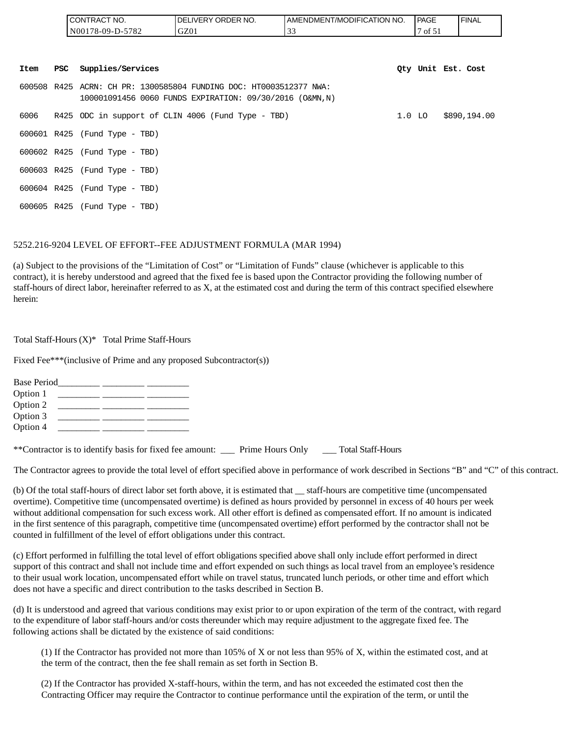| Item | PSC | Supplies/Services | Qty | Unit | Est. Cost |
|---|---|---|---|---|---|
| 600508 | R425 | ACRN: CH PR: 1300585804 FUNDING DOC: HT0003512377 NWA: 100001091456 0060 FUNDS EXPIRATION: 09/30/2016 (O&MN,N) | | | |
| 6006 | R425 | ODC in support of CLIN 4006 (Fund Type - TBD) | 1.0 | LO | $890,194.00 |
| 600601 | R425 | (Fund Type - TBD) | | | |
| 600602 | R425 | (Fund Type - TBD) | | | |
| 600603 | R425 | (Fund Type - TBD) | | | |
| 600604 | R425 | (Fund Type - TBD) | | | |
| 600605 | R425 | (Fund Type - TBD) | | | |

5252.216-9204 LEVEL OF EFFORT--FEE ADJUSTMENT FORMULA (MAR 1994)

(a) Subject to the provisions of the "Limitation of Cost" or "Limitation of Funds" clause (whichever is applicable to this contract), it is hereby understood and agreed that the fixed fee is based upon the Contractor providing the following number of staff-hours of direct labor, hereinafter referred to as X, at the estimated cost and during the term of this contract specified elsewhere herein:

Total Staff-Hours (X)* Total Prime Staff-Hours

Fixed Fee***(inclusive of Prime and any proposed Subcontractor(s))

Base Period_________ _________ _________
Option 1 _________ _________ _________
Option 2 _________ _________ _________
Option 3 _________ _________ _________
Option 4 _________ _________ _________

**Contractor is to identify basis for fixed fee amount: ___ Prime Hours Only ___ Total Staff-Hours

The Contractor agrees to provide the total level of effort specified above in performance of work described in Sections "B" and "C" of this contract.

(b) Of the total staff-hours of direct labor set forth above, it is estimated that __ staff-hours are competitive time (uncompensated overtime). Competitive time (uncompensated overtime) is defined as hours provided by personnel in excess of 40 hours per week without additional compensation for such excess work. All other effort is defined as compensated effort. If no amount is indicated in the first sentence of this paragraph, competitive time (uncompensated overtime) effort performed by the contractor shall not be counted in fulfillment of the level of effort obligations under this contract.

(c) Effort performed in fulfilling the total level of effort obligations specified above shall only include effort performed in direct support of this contract and shall not include time and effort expended on such things as local travel from an employee's residence to their usual work location, uncompensated effort while on travel status, truncated lunch periods, or other time and effort which does not have a specific and direct contribution to the tasks described in Section B.

(d) It is understood and agreed that various conditions may exist prior to or upon expiration of the term of the contract, with regard to the expenditure of labor staff-hours and/or costs thereunder which may require adjustment to the aggregate fixed fee. The following actions shall be dictated by the existence of said conditions:

(1) If the Contractor has provided not more than 105% of X or not less than 95% of X, within the estimated cost, and at the term of the contract, then the fee shall remain as set forth in Section B.

(2) If the Contractor has provided X-staff-hours, within the term, and has not exceeded the estimated cost then the Contracting Officer may require the Contractor to continue performance until the expiration of the term, or until the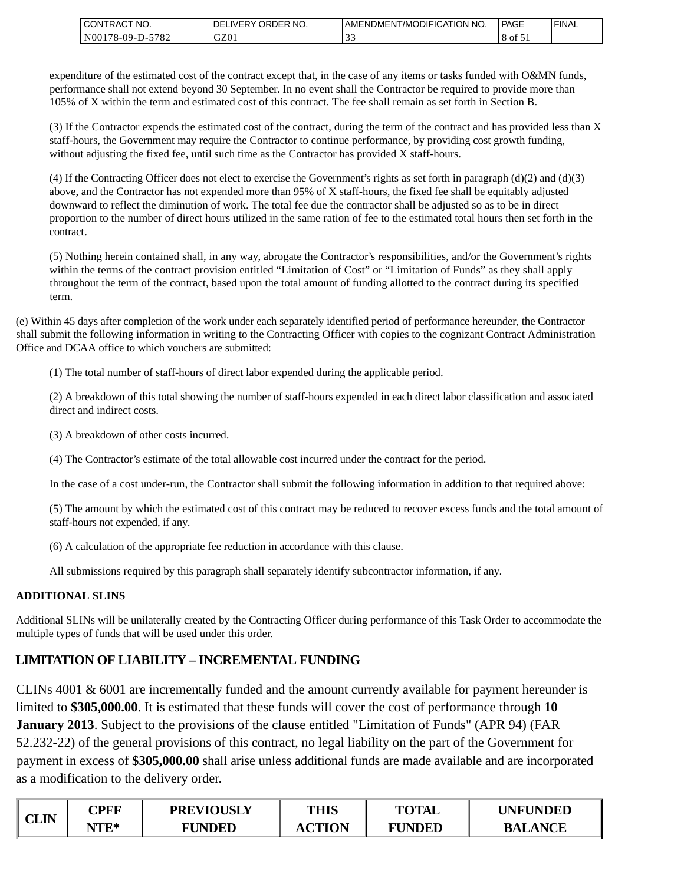expenditure of the estimated cost of the contract except that, in the case of any items or tasks funded with O&MN funds, performance shall not extend beyond 30 September. In no event shall the Contractor be required to provide more than 105% of X within the term and estimated cost of this contract. The fee shall remain as set forth in Section B.

(3) If the Contractor expends the estimated cost of the contract, during the term of the contract and has provided less than X staff-hours, the Government may require the Contractor to continue performance, by providing cost growth funding, without adjusting the fixed fee, until such time as the Contractor has provided X staff-hours.

(4) If the Contracting Officer does not elect to exercise the Government's rights as set forth in paragraph (d)(2) and (d)(3) above, and the Contractor has not expended more than 95% of X staff-hours, the fixed fee shall be equitably adjusted downward to reflect the diminution of work. The total fee due the contractor shall be adjusted so as to be in direct proportion to the number of direct hours utilized in the same ration of fee to the estimated total hours then set forth in the contract.

(5) Nothing herein contained shall, in any way, abrogate the Contractor's responsibilities, and/or the Government's rights within the terms of the contract provision entitled "Limitation of Cost" or "Limitation of Funds" as they shall apply throughout the term of the contract, based upon the total amount of funding allotted to the contract during its specified term.

(e) Within 45 days after completion of the work under each separately identified period of performance hereunder, the Contractor shall submit the following information in writing to the Contracting Officer with copies to the cognizant Contract Administration Office and DCAA office to which vouchers are submitted:

(1) The total number of staff-hours of direct labor expended during the applicable period.

(2) A breakdown of this total showing the number of staff-hours expended in each direct labor classification and associated direct and indirect costs.

(3) A breakdown of other costs incurred.

(4) The Contractor's estimate of the total allowable cost incurred under the contract for the period.

In the case of a cost under-run, the Contractor shall submit the following information in addition to that required above:

(5) The amount by which the estimated cost of this contract may be reduced to recover excess funds and the total amount of staff-hours not expended, if any.

(6) A calculation of the appropriate fee reduction in accordance with this clause.

All submissions required by this paragraph shall separately identify subcontractor information, if any.

**ADDITIONAL SLINS**

Additional SLINs will be unilaterally created by the Contracting Officer during performance of this Task Order to accommodate the multiple types of funds that will be used under this order.

## LIMITATION OF LIABILITY – INCREMENTAL FUNDING

CLINs 4001 & 6001 are incrementally funded and the amount currently available for payment hereunder is limited to **$305,000.00**. It is estimated that these funds will cover the cost of performance through **10 January 2013**. Subject to the provisions of the clause entitled "Limitation of Funds" (APR 94) (FAR 52.232-22) of the general provisions of this contract, no legal liability on the part of the Government for payment in excess of **$305,000.00** shall arise unless additional funds are made available and are incorporated as a modification to the delivery order.

| CLIN | CPFF NTE* | PREVIOUSLY FUNDED | THIS ACTION | TOTAL FUNDED | UNFUNDED BALANCE |
|---|---|---|---|---|---|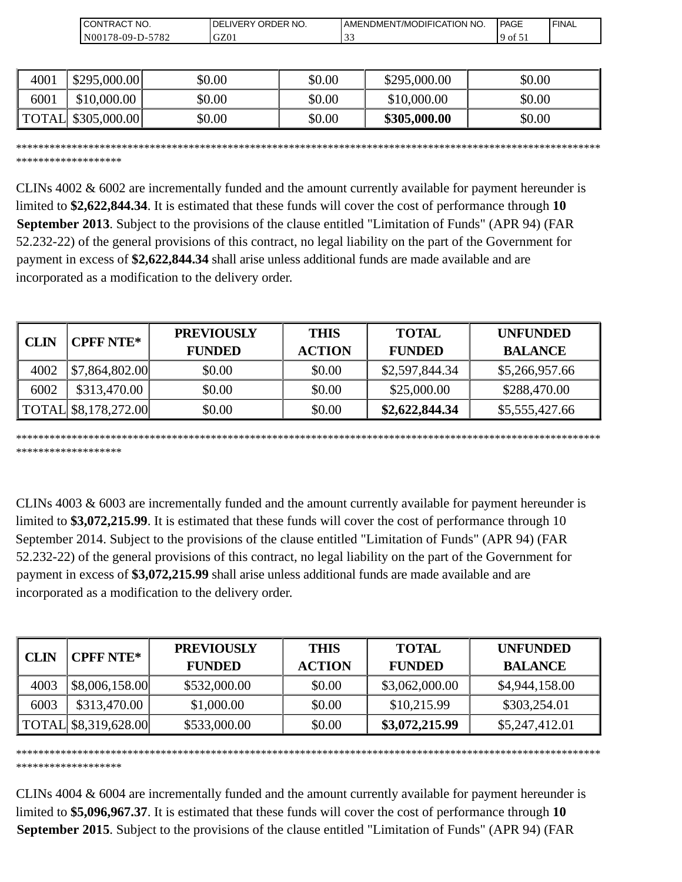| 4001 | $295,000.00 | $0.00 | $0.00 | $295,000.00 | $0.00 |
|---|---|---|---|---|---|
| 6001 | $10,000.00 | $0.00 | $0.00 | $10,000.00 | $0.00 |
| TOTAL | $305,000.00 | $0.00 | $0.00 | **$305,000.00** | $0.00 |

**************************************************************************************************************************

CLINs 4002 & 6002 are incrementally funded and the amount currently available for payment hereunder is limited to **$2,622,844.34**. It is estimated that these funds will cover the cost of performance through **10 September 2013**. Subject to the provisions of the clause entitled "Limitation of Funds" (APR 94) (FAR 52.232-22) of the general provisions of this contract, no legal liability on the part of the Government for payment in excess of **$2,622,844.34** shall arise unless additional funds are made available and are incorporated as a modification to the delivery order.

| CLIN | CPFF NTE* | PREVIOUSLY FUNDED | THIS ACTION | TOTAL FUNDED | UNFUNDED BALANCE |
|---|---|---|---|---|---|
| 4002 | $7,864,802.00 | $0.00 | $0.00 | $2,597,844.34 | $5,266,957.66 |
| 6002 | $313,470.00 | $0.00 | $0.00 | $25,000.00 | $288,470.00 |
| TOTAL | $8,178,272.00 | $0.00 | $0.00 | **$2,622,844.34** | $5,555,427.66 |

**************************************************************************************************************************

CLINs 4003 & 6003 are incrementally funded and the amount currently available for payment hereunder is limited to **$3,072,215.99**. It is estimated that these funds will cover the cost of performance through 10 September 2014. Subject to the provisions of the clause entitled "Limitation of Funds" (APR 94) (FAR 52.232-22) of the general provisions of this contract, no legal liability on the part of the Government for payment in excess of **$3,072,215.99** shall arise unless additional funds are made available and are incorporated as a modification to the delivery order.

| CLIN | CPFF NTE* | PREVIOUSLY FUNDED | THIS ACTION | TOTAL FUNDED | UNFUNDED BALANCE |
|---|---|---|---|---|---|
| 4003 | $8,006,158.00 | $532,000.00 | $0.00 | $3,062,000.00 | $4,944,158.00 |
| 6003 | $313,470.00 | $1,000.00 | $0.00 | $10,215.99 | $303,254.01 |
| TOTAL | $8,319,628.00 | $533,000.00 | $0.00 | **$3,072,215.99** | $5,247,412.01 |

**************************************************************************************************************************

CLINs 4004 & 6004 are incrementally funded and the amount currently available for payment hereunder is limited to **$5,096,967.37**. It is estimated that these funds will cover the cost of performance through **10 September 2015**. Subject to the provisions of the clause entitled "Limitation of Funds" (APR 94) (FAR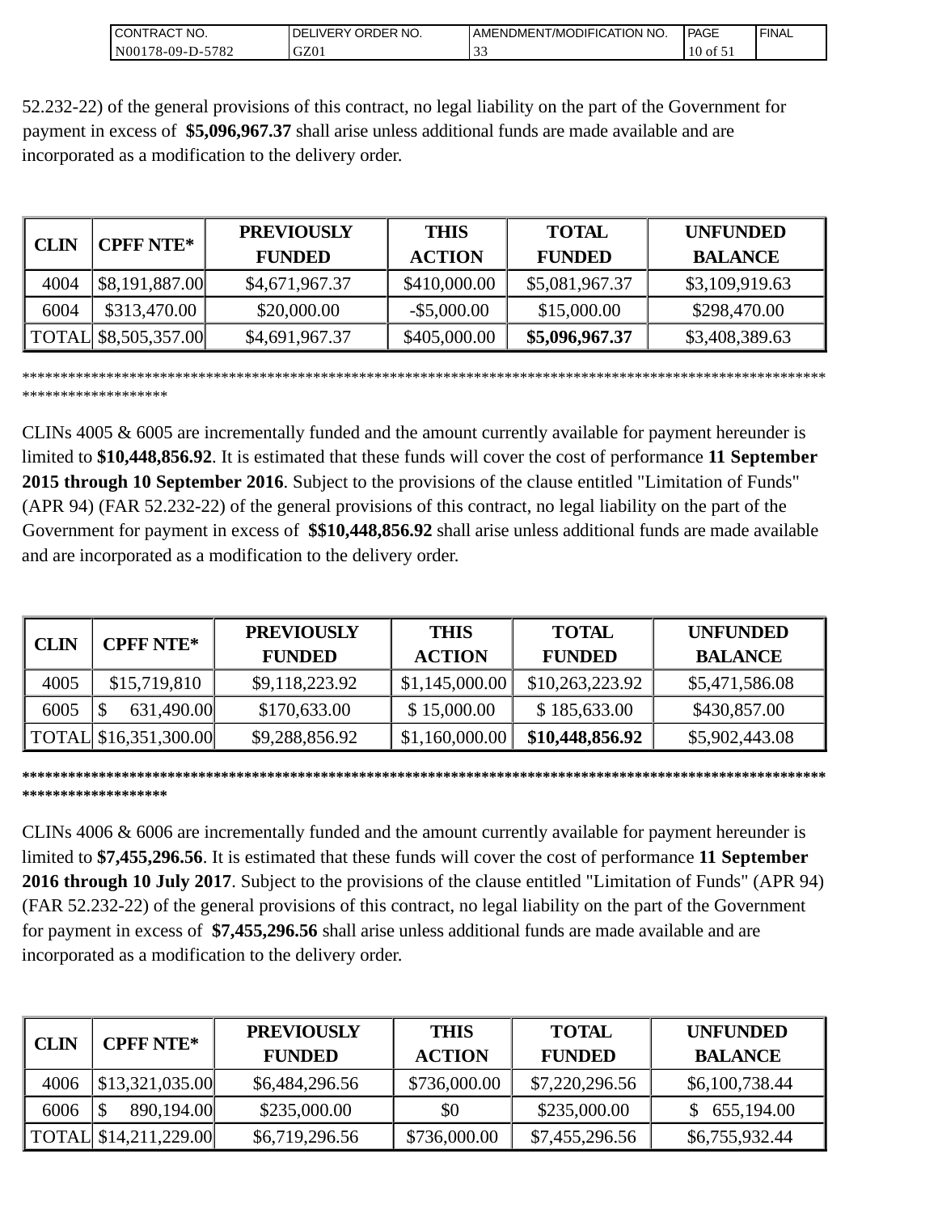52.232-22) of the general provisions of this contract, no legal liability on the part of the Government for payment in excess of **$5,096,967.37** shall arise unless additional funds are made available and are incorporated as a modification to the delivery order.

| CLIN | CPFF NTE* | PREVIOUSLY FUNDED | THIS ACTION | TOTAL FUNDED | UNFUNDED BALANCE |
|---|---|---|---|---|---|
| 4004 | $8,191,887.00 | $4,671,967.37 | $410,000.00 | $5,081,967.37 | $3,109,919.63 |
| 6004 | $313,470.00 | $20,000.00 | -$5,000.00 | $15,000.00 | $298,470.00 |
| TOTAL | $8,505,357.00 | $4,691,967.37 | $405,000.00 | **$5,096,967.37** | $3,408,389.63 |

*****************************************************************************************************************************

CLINs 4005 & 6005 are incrementally funded and the amount currently available for payment hereunder is limited to **$10,448,856.92**. It is estimated that these funds will cover the cost of performance **11 September 2015 through 10 September 2016**. Subject to the provisions of the clause entitled "Limitation of Funds" (APR 94) (FAR 52.232-22) of the general provisions of this contract, no legal liability on the part of the Government for payment in excess of **$$10,448,856.92** shall arise unless additional funds are made available and are incorporated as a modification to the delivery order.

| CLIN | CPFF NTE* | PREVIOUSLY FUNDED | THIS ACTION | TOTAL FUNDED | UNFUNDED BALANCE |
|---|---|---|---|---|---|
| 4005 | $15,719,810 | $9,118,223.92 | $1,145,000.00 | $10,263,223.92 | $5,471,586.08 |
| 6005 | $ 631,490.00 | $170,633.00 | $ 15,000.00 | $ 185,633.00 | $430,857.00 |
| TOTAL | $16,351,300.00 | $9,288,856.92 | $1,160,000.00 | **$10,448,856.92** | $5,902,443.08 |

*****************************************************************************************************************************

CLINs 4006 & 6006 are incrementally funded and the amount currently available for payment hereunder is limited to **$7,455,296.56**. It is estimated that these funds will cover the cost of performance **11 September 2016 through 10 July 2017**. Subject to the provisions of the clause entitled "Limitation of Funds" (APR 94) (FAR 52.232-22) of the general provisions of this contract, no legal liability on the part of the Government for payment in excess of **$7,455,296.56** shall arise unless additional funds are made available and are incorporated as a modification to the delivery order.

| CLIN | CPFF NTE* | PREVIOUSLY FUNDED | THIS ACTION | TOTAL FUNDED | UNFUNDED BALANCE |
|---|---|---|---|---|---|
| 4006 | $13,321,035.00 | $6,484,296.56 | $736,000.00 | $7,220,296.56 | $6,100,738.44 |
| 6006 | $ 890,194.00 | $235,000.00 | $0 | $235,000.00 | $ 655,194.00 |
| TOTAL | $14,211,229.00 | $6,719,296.56 | $736,000.00 | $7,455,296.56 | $6,755,932.44 |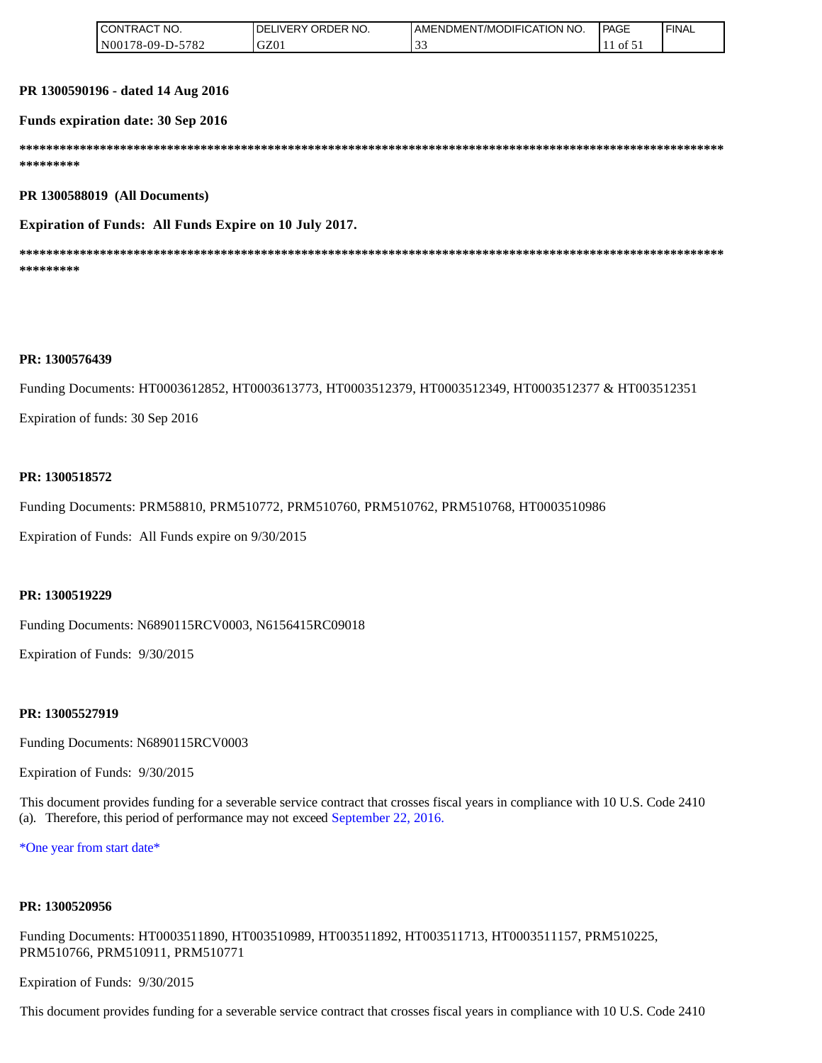**PR 1300590196 - dated 14 Aug 2016**

**Funds expiration date: 30 Sep 2016**

**************************************************************************************************************************

**PR 1300588019 (All Documents)**

**Expiration of Funds: All Funds Expire on 10 July 2017.**

**************************************************************************************************************************

**PR: 1300576439**

Funding Documents: HT0003612852, HT0003613773, HT0003512379, HT0003512349, HT0003512377 & HT003512351

Expiration of funds: 30 Sep 2016

**PR: 1300518572**

Funding Documents: PRM58810, PRM510772, PRM510760, PRM510762, PRM510768, HT0003510986

Expiration of Funds: All Funds expire on 9/30/2015

**PR: 1300519229**

Funding Documents: N6890115RCV0003, N6156415RC09018

Expiration of Funds: 9/30/2015

**PR: 13005527919**

Funding Documents: N6890115RCV0003

Expiration of Funds: 9/30/2015

This document provides funding for a severable service contract that crosses fiscal years in compliance with 10 U.S. Code 2410 (a). Therefore, this period of performance may not exceed September 22, 2016.

*One year from start date*

**PR: 1300520956**

Funding Documents: HT0003511890, HT003510989, HT0003511892, HT003511713, HT0003511157, PRM510225, PRM510766, PRM510911, PRM510771

Expiration of Funds: 9/30/2015

This document provides funding for a severable service contract that crosses fiscal years in compliance with 10 U.S. Code 2410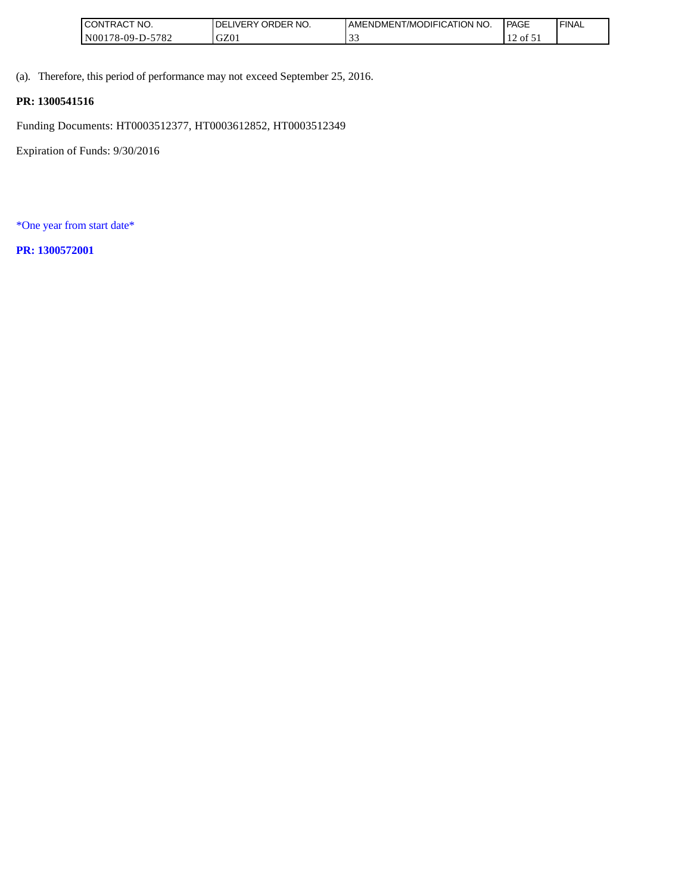(a). Therefore, this period of performance may not exceed September 25, 2016.

**PR: 1300541516**

Funding Documents: HT0003512377, HT0003612852, HT0003512349

Expiration of Funds: 9/30/2016

*One year from start date*

**PR: 1300572001**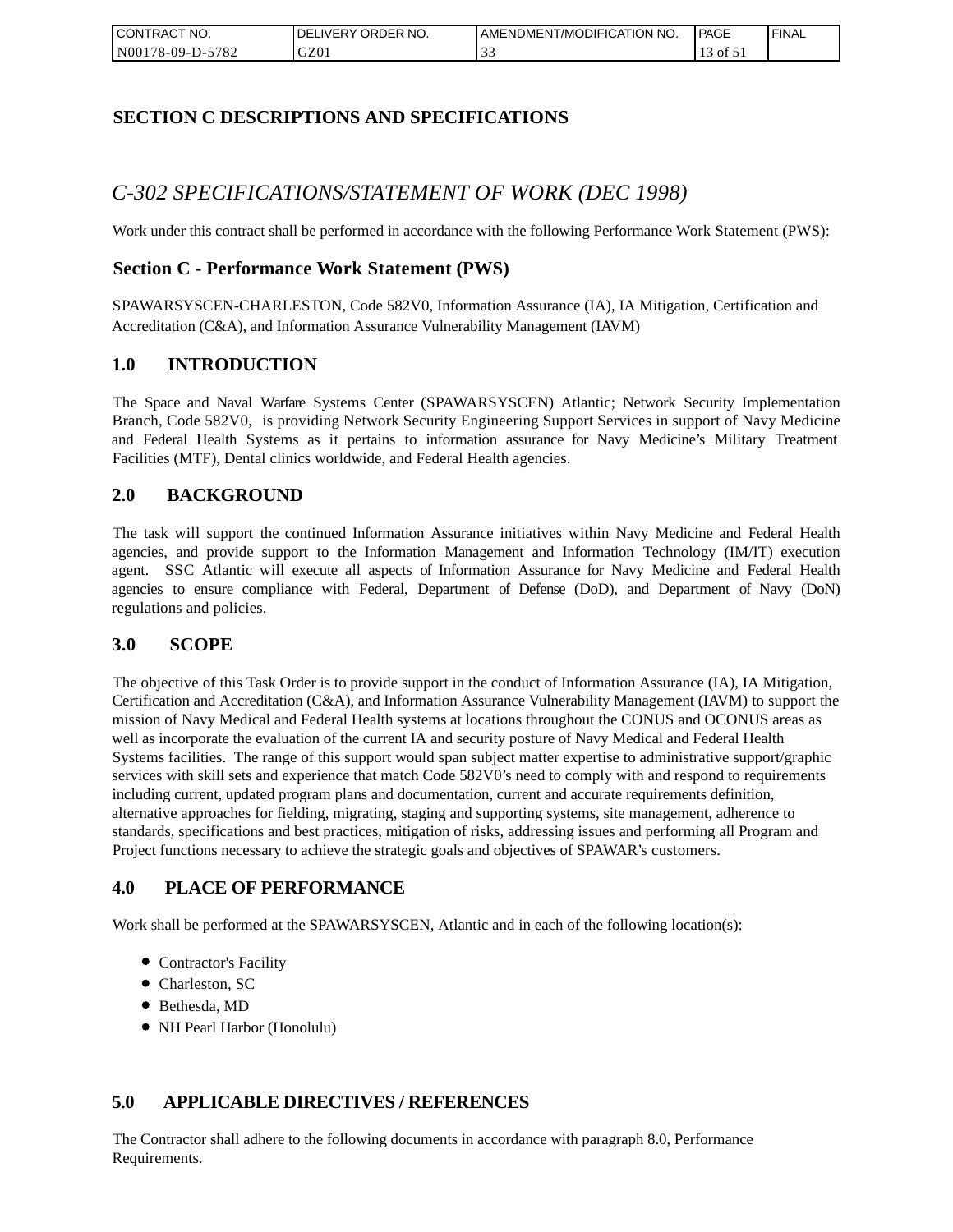# SECTION C DESCRIPTIONS AND SPECIFICATIONS

## *C-302 SPECIFICATIONS/STATEMENT OF WORK (DEC 1998)*

Work under this contract shall be performed in accordance with the following Performance Work Statement (PWS):

### Section C - Performance Work Statement (PWS)

SPAWARSYSCEN-CHARLESTON, Code 582V0, Information Assurance (IA), IA Mitigation, Certification and Accreditation (C&A), and Information Assurance Vulnerability Management (IAVM)

### 1.0 INTRODUCTION

The Space and Naval Warfare Systems Center (SPAWARSYSCEN) Atlantic; Network Security Implementation Branch, Code 582V0, is providing Network Security Engineering Support Services in support of Navy Medicine and Federal Health Systems as it pertains to information assurance for Navy Medicine's Military Treatment Facilities (MTF), Dental clinics worldwide, and Federal Health agencies.

### 2.0 BACKGROUND

The task will support the continued Information Assurance initiatives within Navy Medicine and Federal Health agencies, and provide support to the Information Management and Information Technology (IM/IT) execution agent. SSC Atlantic will execute all aspects of Information Assurance for Navy Medicine and Federal Health agencies to ensure compliance with Federal, Department of Defense (DoD), and Department of Navy (DoN) regulations and policies.

### 3.0 SCOPE

The objective of this Task Order is to provide support in the conduct of Information Assurance (IA), IA Mitigation, Certification and Accreditation (C&A), and Information Assurance Vulnerability Management (IAVM) to support the mission of Navy Medical and Federal Health systems at locations throughout the CONUS and OCONUS areas as well as incorporate the evaluation of the current IA and security posture of Navy Medical and Federal Health Systems facilities. The range of this support would span subject matter expertise to administrative support/graphic services with skill sets and experience that match Code 582V0's need to comply with and respond to requirements including current, updated program plans and documentation, current and accurate requirements definition, alternative approaches for fielding, migrating, staging and supporting systems, site management, adherence to standards, specifications and best practices, mitigation of risks, addressing issues and performing all Program and Project functions necessary to achieve the strategic goals and objectives of SPAWAR's customers.

### 4.0 PLACE OF PERFORMANCE

Work shall be performed at the SPAWARSYSCEN, Atlantic and in each of the following location(s):

- Contractor's Facility
- Charleston, SC
- Bethesda, MD
- NH Pearl Harbor (Honolulu)

### 5.0 APPLICABLE DIRECTIVES / REFERENCES

The Contractor shall adhere to the following documents in accordance with paragraph 8.0, Performance Requirements.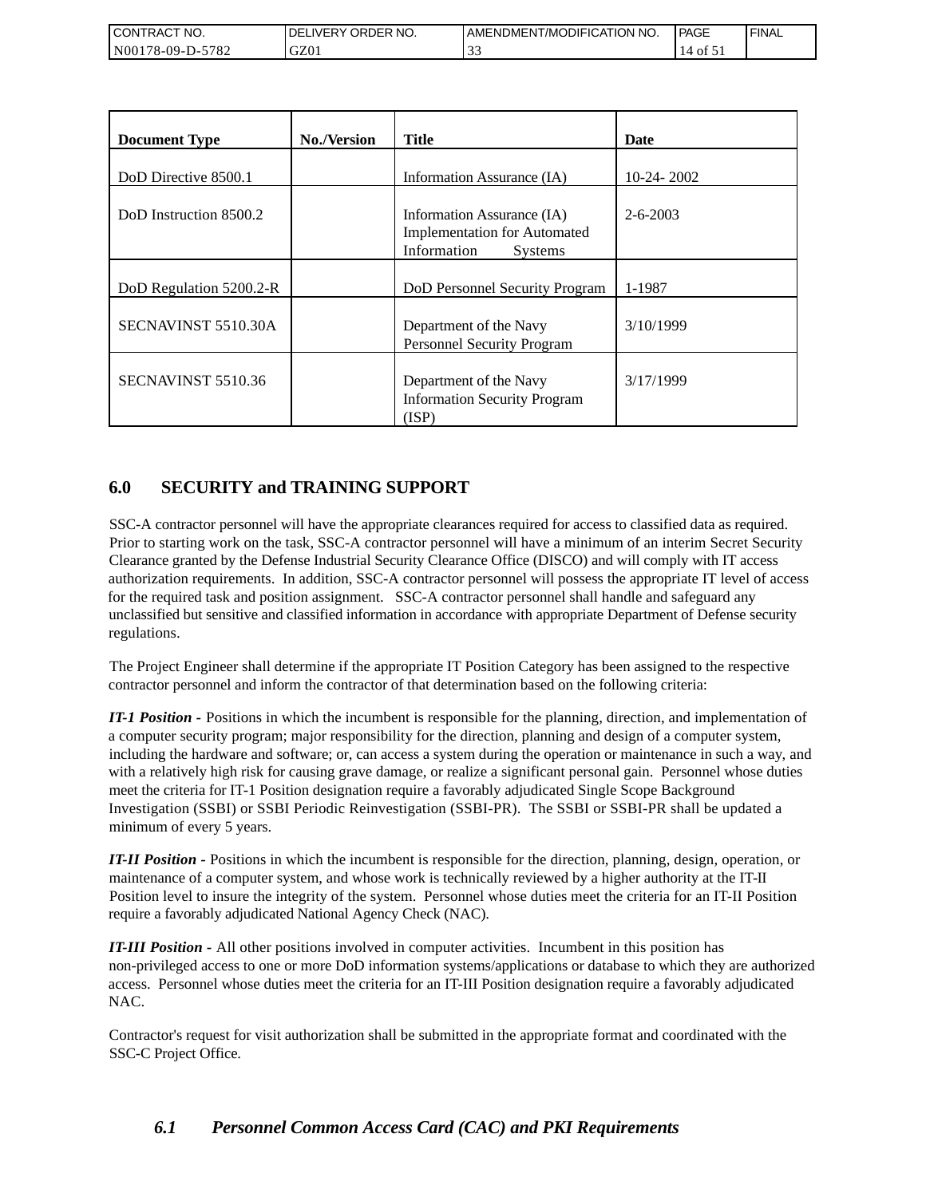| Document Type | No./Version | Title | Date |
|---|---|---|---|
| DoD Directive 8500.1 | | Information Assurance (IA) | 10-24- 2002 |
| DoD Instruction 8500.2 | | Information Assurance (IA) Implementation for Automated Information Systems | 2-6-2003 |
| DoD Regulation 5200.2-R | | DoD Personnel Security Program | 1-1987 |
| SECNAVINST 5510.30A | | Department of the Navy Personnel Security Program | 3/10/1999 |
| SECNAVINST 5510.36 | | Department of the Navy Information Security Program (ISP) | 3/17/1999 |

## 6.0 SECURITY and TRAINING SUPPORT

SSC-A contractor personnel will have the appropriate clearances required for access to classified data as required. Prior to starting work on the task, SSC-A contractor personnel will have a minimum of an interim Secret Security Clearance granted by the Defense Industrial Security Clearance Office (DISCO) and will comply with IT access authorization requirements. In addition, SSC-A contractor personnel will possess the appropriate IT level of access for the required task and position assignment. SSC-A contractor personnel shall handle and safeguard any unclassified but sensitive and classified information in accordance with appropriate Department of Defense security regulations.

The Project Engineer shall determine if the appropriate IT Position Category has been assigned to the respective contractor personnel and inform the contractor of that determination based on the following criteria:

***IT-1 Position -*** Positions in which the incumbent is responsible for the planning, direction, and implementation of a computer security program; major responsibility for the direction, planning and design of a computer system, including the hardware and software; or, can access a system during the operation or maintenance in such a way, and with a relatively high risk for causing grave damage, or realize a significant personal gain. Personnel whose duties meet the criteria for IT-1 Position designation require a favorably adjudicated Single Scope Background Investigation (SSBI) or SSBI Periodic Reinvestigation (SSBI-PR). The SSBI or SSBI-PR shall be updated a minimum of every 5 years.

***IT-II Position -*** Positions in which the incumbent is responsible for the direction, planning, design, operation, or maintenance of a computer system, and whose work is technically reviewed by a higher authority at the IT-II Position level to insure the integrity of the system. Personnel whose duties meet the criteria for an IT-II Position require a favorably adjudicated National Agency Check (NAC).

***IT-III Position -*** All other positions involved in computer activities. Incumbent in this position has non-privileged access to one or more DoD information systems/applications or database to which they are authorized access. Personnel whose duties meet the criteria for an IT-III Position designation require a favorably adjudicated NAC.

Contractor's request for visit authorization shall be submitted in the appropriate format and coordinated with the SSC-C Project Office.

### *6.1 Personnel Common Access Card (CAC) and PKI Requirements*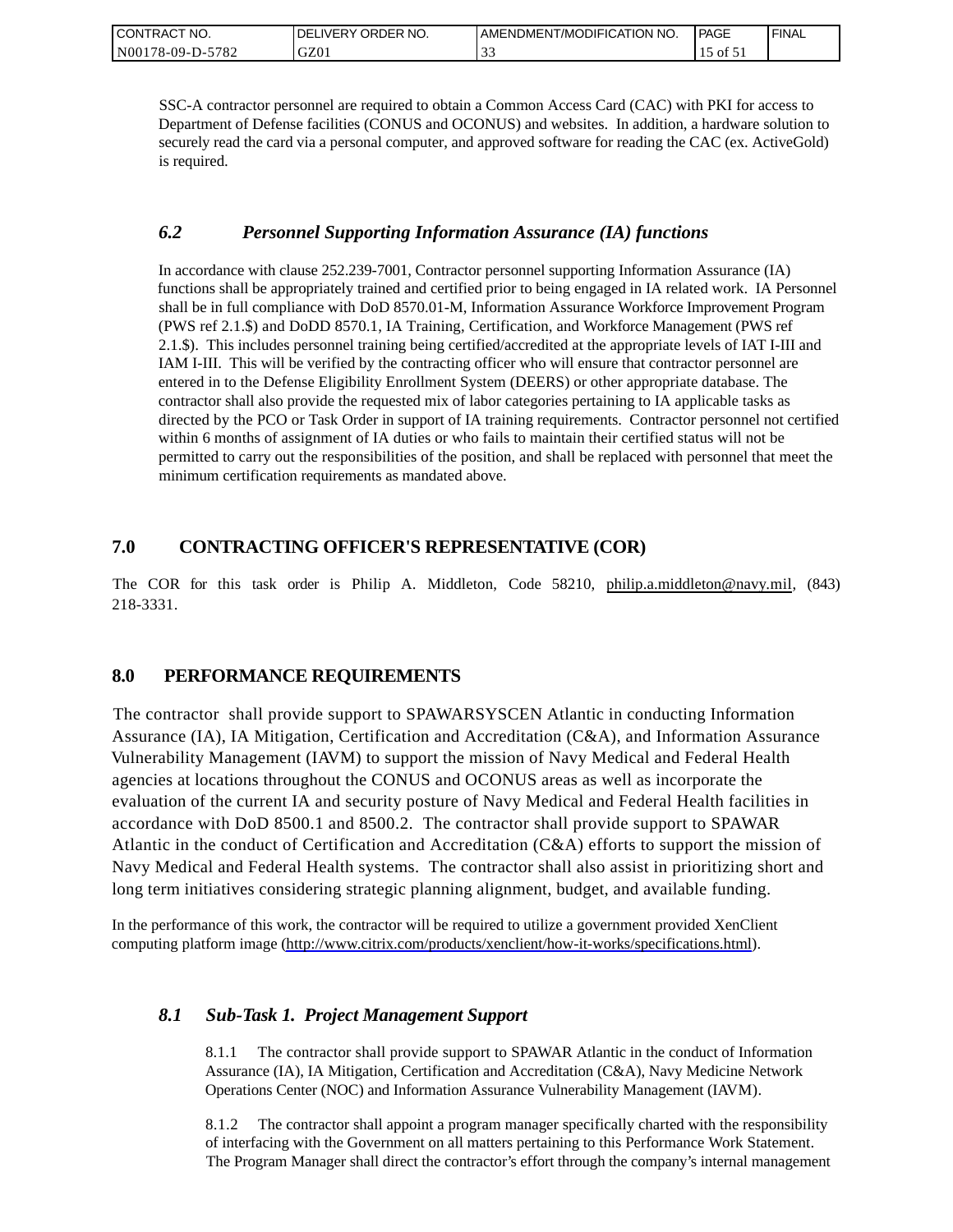SSC-A contractor personnel are required to obtain a Common Access Card (CAC) with PKI for access to Department of Defense facilities (CONUS and OCONUS) and websites. In addition, a hardware solution to securely read the card via a personal computer, and approved software for reading the CAC (ex. ActiveGold) is required.

### *6.2 Personnel Supporting Information Assurance (IA) functions*

In accordance with clause 252.239-7001, Contractor personnel supporting Information Assurance (IA) functions shall be appropriately trained and certified prior to being engaged in IA related work. IA Personnel shall be in full compliance with DoD 8570.01-M, Information Assurance Workforce Improvement Program (PWS ref 2.1.$) and DoDD 8570.1, IA Training, Certification, and Workforce Management (PWS ref 2.1.$). This includes personnel training being certified/accredited at the appropriate levels of IAT I-III and IAM I-III. This will be verified by the contracting officer who will ensure that contractor personnel are entered in to the Defense Eligibility Enrollment System (DEERS) or other appropriate database. The contractor shall also provide the requested mix of labor categories pertaining to IA applicable tasks as directed by the PCO or Task Order in support of IA training requirements. Contractor personnel not certified within 6 months of assignment of IA duties or who fails to maintain their certified status will not be permitted to carry out the responsibilities of the position, and shall be replaced with personnel that meet the minimum certification requirements as mandated above.

## 7.0 CONTRACTING OFFICER'S REPRESENTATIVE (COR)

The COR for this task order is Philip A. Middleton, Code 58210, philip.a.middleton@navy.mil, (843) 218-3331.

## 8.0 PERFORMANCE REQUIREMENTS

The contractor shall provide support to SPAWARSYSCEN Atlantic in conducting Information Assurance (IA), IA Mitigation, Certification and Accreditation (C&A), and Information Assurance Vulnerability Management (IAVM) to support the mission of Navy Medical and Federal Health agencies at locations throughout the CONUS and OCONUS areas as well as incorporate the evaluation of the current IA and security posture of Navy Medical and Federal Health facilities in accordance with DoD 8500.1 and 8500.2. The contractor shall provide support to SPAWAR Atlantic in the conduct of Certification and Accreditation (C&A) efforts to support the mission of Navy Medical and Federal Health systems. The contractor shall also assist in prioritizing short and long term initiatives considering strategic planning alignment, budget, and available funding.

In the performance of this work, the contractor will be required to utilize a government provided XenClient computing platform image (http://www.citrix.com/products/xenclient/how-it-works/specifications.html).

### *8.1 Sub-Task 1. Project Management Support*

8.1.1 The contractor shall provide support to SPAWAR Atlantic in the conduct of Information Assurance (IA), IA Mitigation, Certification and Accreditation (C&A), Navy Medicine Network Operations Center (NOC) and Information Assurance Vulnerability Management (IAVM).

8.1.2 The contractor shall appoint a program manager specifically charted with the responsibility of interfacing with the Government on all matters pertaining to this Performance Work Statement. The Program Manager shall direct the contractor's effort through the company's internal management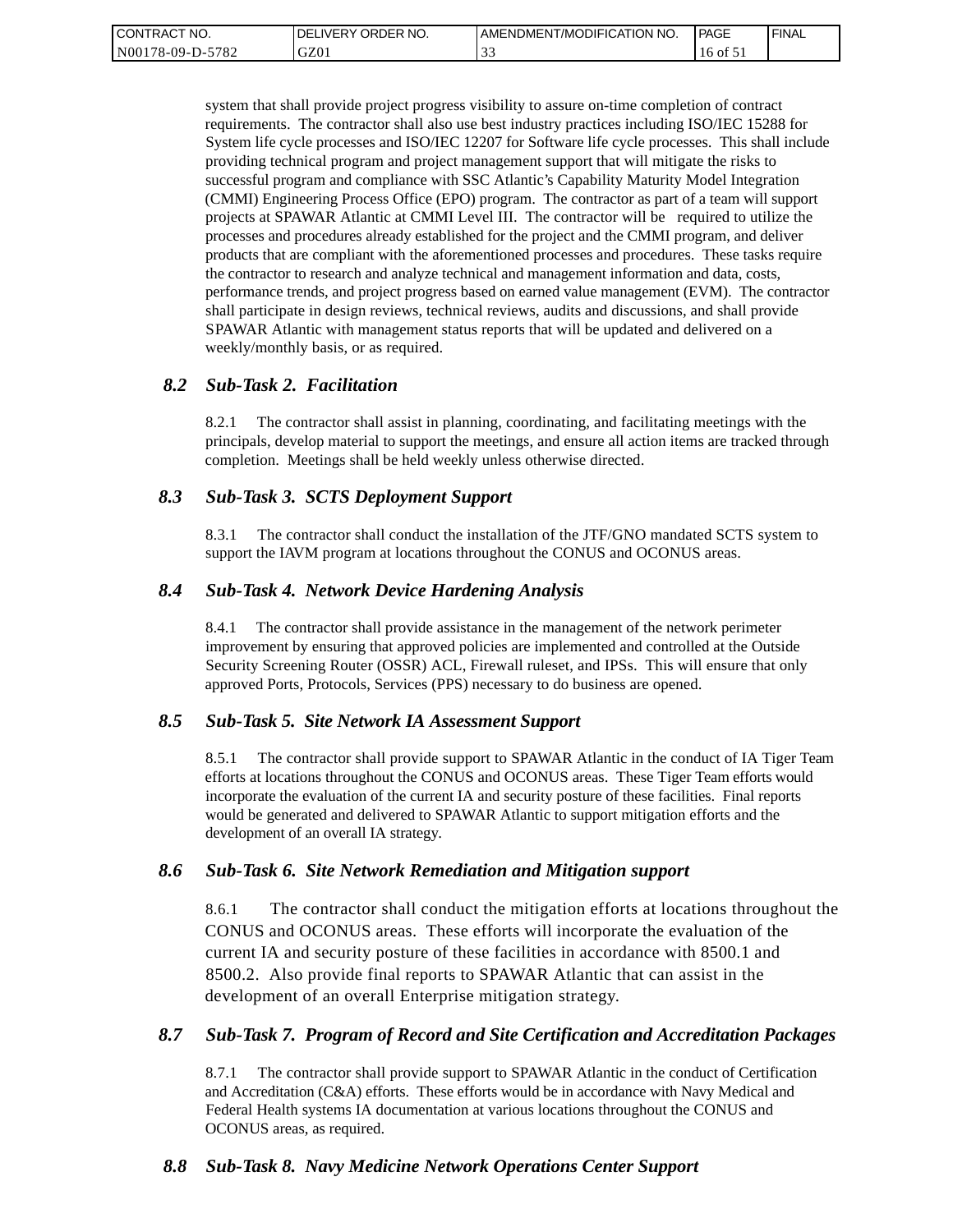system that shall provide project progress visibility to assure on-time completion of contract requirements. The contractor shall also use best industry practices including ISO/IEC 15288 for System life cycle processes and ISO/IEC 12207 for Software life cycle processes. This shall include providing technical program and project management support that will mitigate the risks to successful program and compliance with SSC Atlantic's Capability Maturity Model Integration (CMMI) Engineering Process Office (EPO) program. The contractor as part of a team will support projects at SPAWAR Atlantic at CMMI Level III. The contractor will be required to utilize the processes and procedures already established for the project and the CMMI program, and deliver products that are compliant with the aforementioned processes and procedures. These tasks require the contractor to research and analyze technical and management information and data, costs, performance trends, and project progress based on earned value management (EVM). The contractor shall participate in design reviews, technical reviews, audits and discussions, and shall provide SPAWAR Atlantic with management status reports that will be updated and delivered on a weekly/monthly basis, or as required.

### *8.2 Sub-Task 2. Facilitation*

8.2.1 The contractor shall assist in planning, coordinating, and facilitating meetings with the principals, develop material to support the meetings, and ensure all action items are tracked through completion. Meetings shall be held weekly unless otherwise directed.

### *8.3 Sub-Task 3. SCTS Deployment Support*

8.3.1 The contractor shall conduct the installation of the JTF/GNO mandated SCTS system to support the IAVM program at locations throughout the CONUS and OCONUS areas.

### *8.4 Sub-Task 4. Network Device Hardening Analysis*

8.4.1 The contractor shall provide assistance in the management of the network perimeter improvement by ensuring that approved policies are implemented and controlled at the Outside Security Screening Router (OSSR) ACL, Firewall ruleset, and IPSs. This will ensure that only approved Ports, Protocols, Services (PPS) necessary to do business are opened.

### *8.5 Sub-Task 5. Site Network IA Assessment Support*

8.5.1 The contractor shall provide support to SPAWAR Atlantic in the conduct of IA Tiger Team efforts at locations throughout the CONUS and OCONUS areas. These Tiger Team efforts would incorporate the evaluation of the current IA and security posture of these facilities. Final reports would be generated and delivered to SPAWAR Atlantic to support mitigation efforts and the development of an overall IA strategy.

### *8.6 Sub-Task 6. Site Network Remediation and Mitigation support*

8.6.1 The contractor shall conduct the mitigation efforts at locations throughout the CONUS and OCONUS areas. These efforts will incorporate the evaluation of the current IA and security posture of these facilities in accordance with 8500.1 and 8500.2. Also provide final reports to SPAWAR Atlantic that can assist in the development of an overall Enterprise mitigation strategy.

### *8.7 Sub-Task 7. Program of Record and Site Certification and Accreditation Packages*

8.7.1 The contractor shall provide support to SPAWAR Atlantic in the conduct of Certification and Accreditation (C&A) efforts. These efforts would be in accordance with Navy Medical and Federal Health systems IA documentation at various locations throughout the CONUS and OCONUS areas, as required.

### *8.8 Sub-Task 8. Navy Medicine Network Operations Center Support*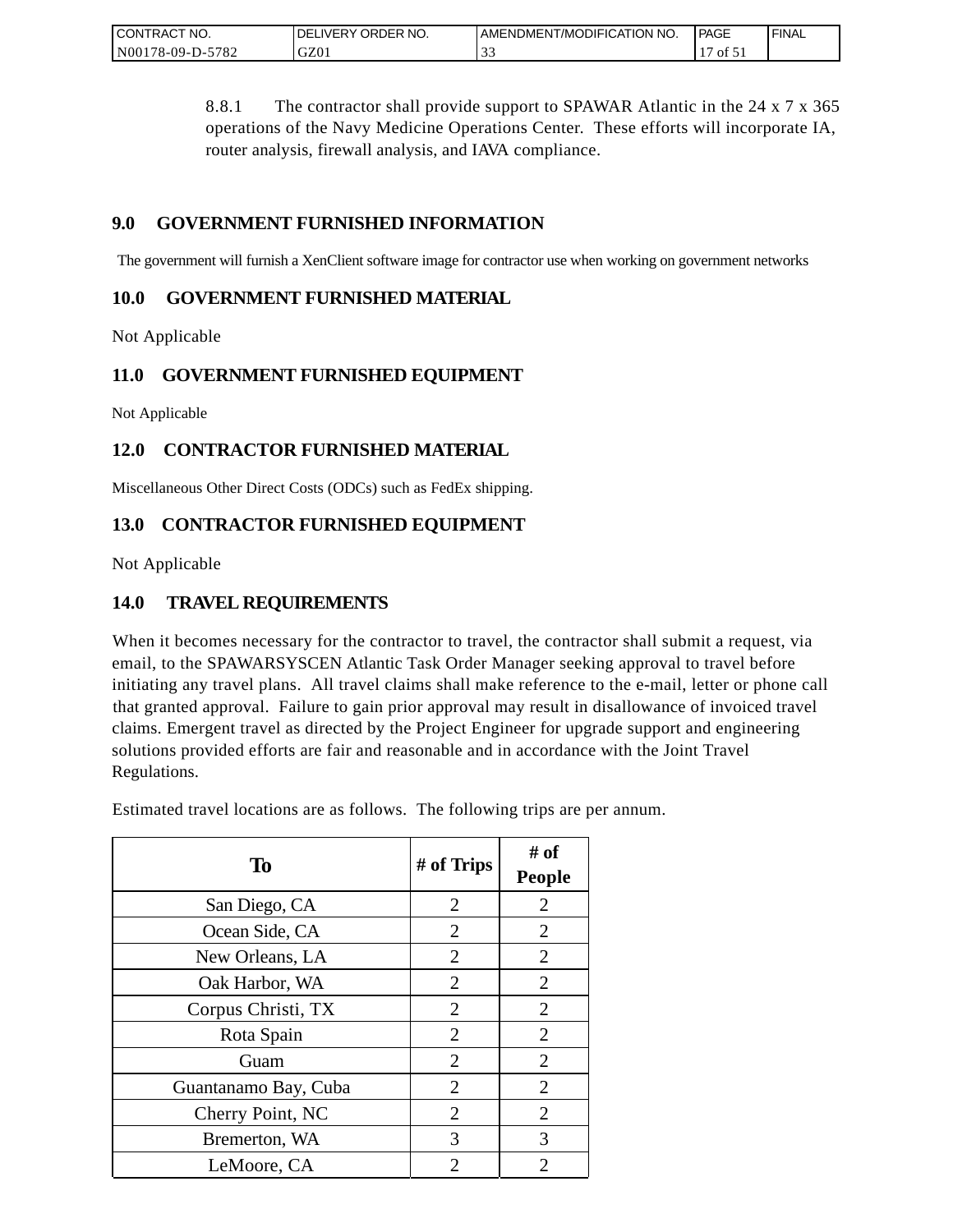8.8.1 The contractor shall provide support to SPAWAR Atlantic in the 24 x 7 x 365 operations of the Navy Medicine Operations Center. These efforts will incorporate IA, router analysis, firewall analysis, and IAVA compliance.

## 9.0 GOVERNMENT FURNISHED INFORMATION

The government will furnish a XenClient software image for contractor use when working on government networks

## 10.0 GOVERNMENT FURNISHED MATERIAL

Not Applicable

## 11.0 GOVERNMENT FURNISHED EQUIPMENT

Not Applicable

## 12.0 CONTRACTOR FURNISHED MATERIAL

Miscellaneous Other Direct Costs (ODCs) such as FedEx shipping.

## 13.0 CONTRACTOR FURNISHED EQUIPMENT

Not Applicable

## 14.0 TRAVEL REQUIREMENTS

When it becomes necessary for the contractor to travel, the contractor shall submit a request, via email, to the SPAWARSYSCEN Atlantic Task Order Manager seeking approval to travel before initiating any travel plans. All travel claims shall make reference to the e-mail, letter or phone call that granted approval. Failure to gain prior approval may result in disallowance of invoiced travel claims. Emergent travel as directed by the Project Engineer for upgrade support and engineering solutions provided efforts are fair and reasonable and in accordance with the Joint Travel Regulations.

Estimated travel locations are as follows. The following trips are per annum.

| To | # of Trips | # of People |
|---|---|---|
| San Diego, CA | 2 | 2 |
| Ocean Side, CA | 2 | 2 |
| New Orleans, LA | 2 | 2 |
| Oak Harbor, WA | 2 | 2 |
| Corpus Christi, TX | 2 | 2 |
| Rota Spain | 2 | 2 |
| Guam | 2 | 2 |
| Guantanamo Bay, Cuba | 2 | 2 |
| Cherry Point, NC | 2 | 2 |
| Bremerton, WA | 3 | 3 |
| LeMoore, CA | 2 | 2 |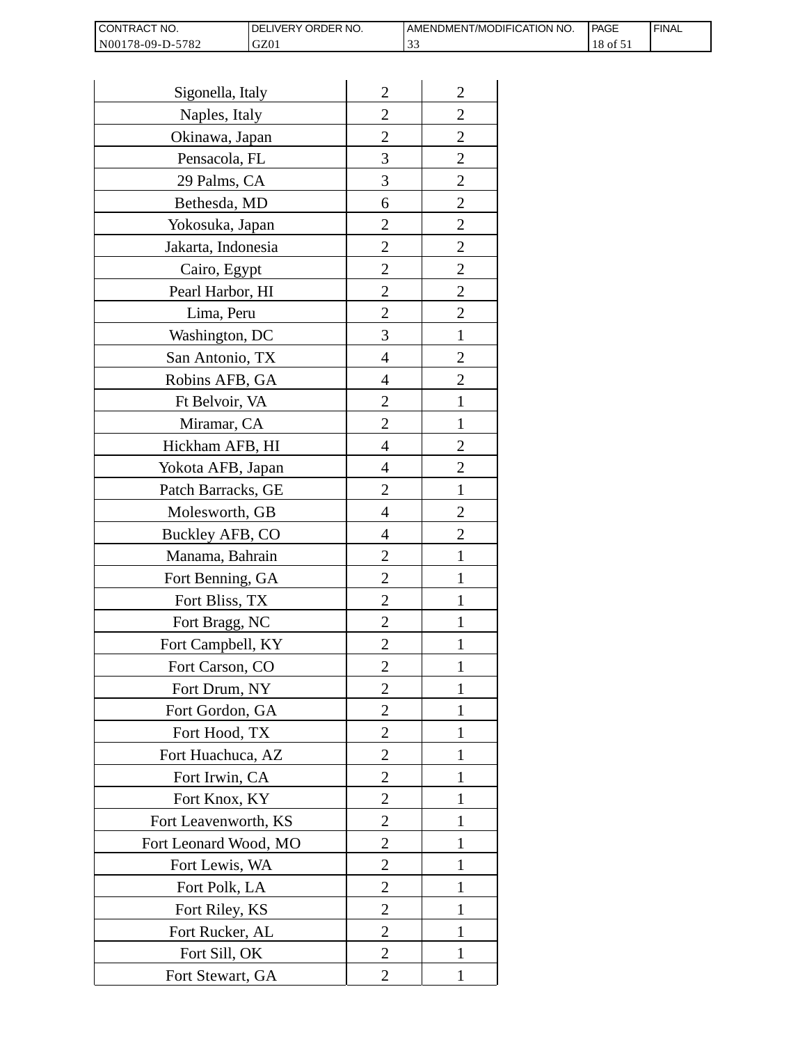| | | |
|---|---|---|
| Sigonella, Italy | 2 | 2 |
| Naples, Italy | 2 | 2 |
| Okinawa, Japan | 2 | 2 |
| Pensacola, FL | 3 | 2 |
| 29 Palms, CA | 3 | 2 |
| Bethesda, MD | 6 | 2 |
| Yokosuka, Japan | 2 | 2 |
| Jakarta, Indonesia | 2 | 2 |
| Cairo, Egypt | 2 | 2 |
| Pearl Harbor, HI | 2 | 2 |
| Lima, Peru | 2 | 2 |
| Washington, DC | 3 | 1 |
| San Antonio, TX | 4 | 2 |
| Robins AFB, GA | 4 | 2 |
| Ft Belvoir, VA | 2 | 1 |
| Miramar, CA | 2 | 1 |
| Hickham AFB, HI | 4 | 2 |
| Yokota AFB, Japan | 4 | 2 |
| Patch Barracks, GE | 2 | 1 |
| Molesworth, GB | 4 | 2 |
| Buckley AFB, CO | 4 | 2 |
| Manama, Bahrain | 2 | 1 |
| Fort Benning, GA | 2 | 1 |
| Fort Bliss, TX | 2 | 1 |
| Fort Bragg, NC | 2 | 1 |
| Fort Campbell, KY | 2 | 1 |
| Fort Carson, CO | 2 | 1 |
| Fort Drum, NY | 2 | 1 |
| Fort Gordon, GA | 2 | 1 |
| Fort Hood, TX | 2 | 1 |
| Fort Huachuca, AZ | 2 | 1 |
| Fort Irwin, CA | 2 | 1 |
| Fort Knox, KY | 2 | 1 |
| Fort Leavenworth, KS | 2 | 1 |
| Fort Leonard Wood, MO | 2 | 1 |
| Fort Lewis, WA | 2 | 1 |
| Fort Polk, LA | 2 | 1 |
| Fort Riley, KS | 2 | 1 |
| Fort Rucker, AL | 2 | 1 |
| Fort Sill, OK | 2 | 1 |
| Fort Stewart, GA | 2 | 1 |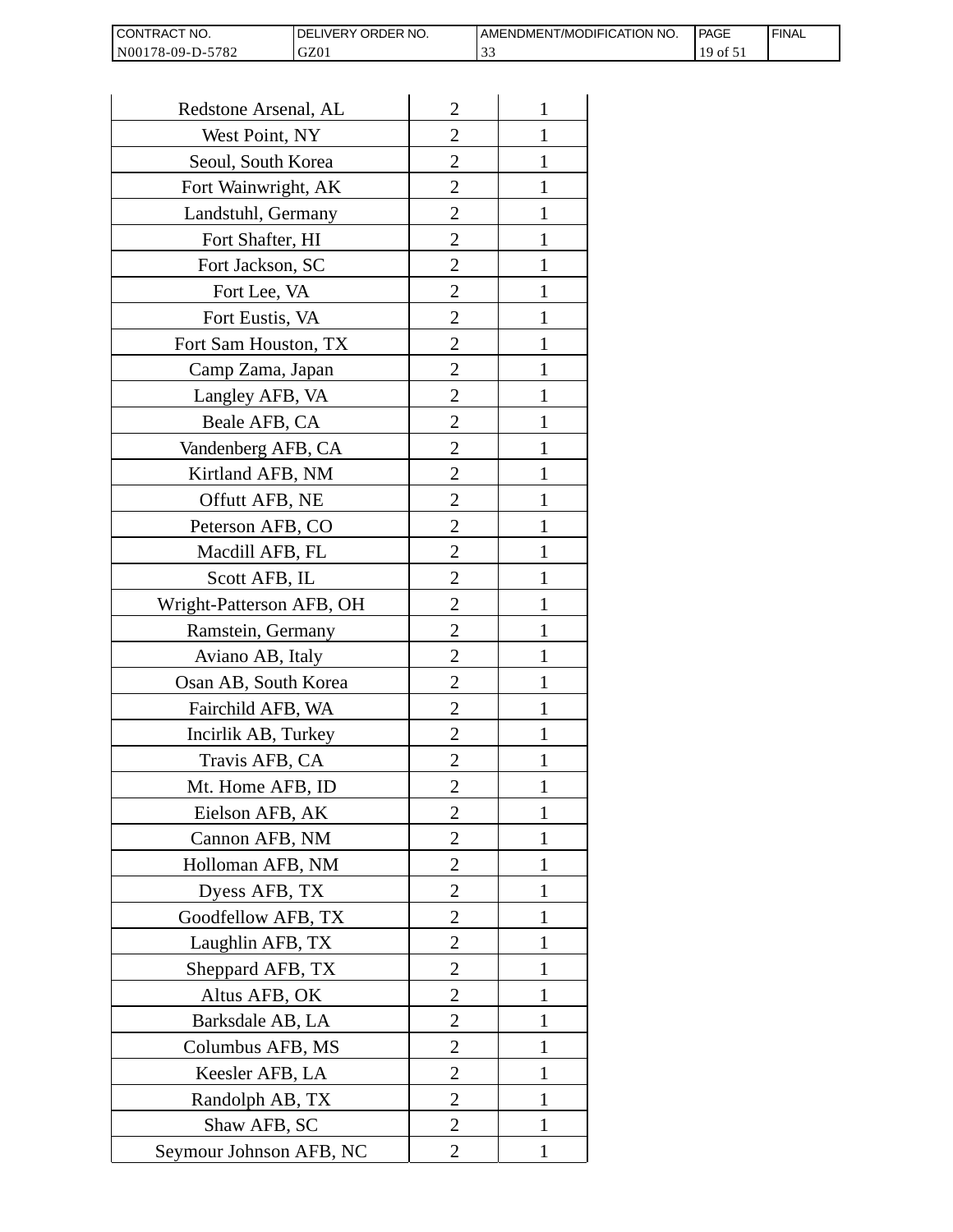| | | |
|---|---|---|
| Redstone Arsenal, AL | 2 | 1 |
| West Point, NY | 2 | 1 |
| Seoul, South Korea | 2 | 1 |
| Fort Wainwright, AK | 2 | 1 |
| Landstuhl, Germany | 2 | 1 |
| Fort Shafter, HI | 2 | 1 |
| Fort Jackson, SC | 2 | 1 |
| Fort Lee, VA | 2 | 1 |
| Fort Eustis, VA | 2 | 1 |
| Fort Sam Houston, TX | 2 | 1 |
| Camp Zama, Japan | 2 | 1 |
| Langley AFB, VA | 2 | 1 |
| Beale AFB, CA | 2 | 1 |
| Vandenberg AFB, CA | 2 | 1 |
| Kirtland AFB, NM | 2 | 1 |
| Offutt AFB, NE | 2 | 1 |
| Peterson AFB, CO | 2 | 1 |
| Macdill AFB, FL | 2 | 1 |
| Scott AFB, IL | 2 | 1 |
| Wright-Patterson AFB, OH | 2 | 1 |
| Ramstein, Germany | 2 | 1 |
| Aviano AB, Italy | 2 | 1 |
| Osan AB, South Korea | 2 | 1 |
| Fairchild AFB, WA | 2 | 1 |
| Incirlik AB, Turkey | 2 | 1 |
| Travis AFB, CA | 2 | 1 |
| Mt. Home AFB, ID | 2 | 1 |
| Eielson AFB, AK | 2 | 1 |
| Cannon AFB, NM | 2 | 1 |
| Holloman AFB, NM | 2 | 1 |
| Dyess AFB, TX | 2 | 1 |
| Goodfellow AFB, TX | 2 | 1 |
| Laughlin AFB, TX | 2 | 1 |
| Sheppard AFB, TX | 2 | 1 |
| Altus AFB, OK | 2 | 1 |
| Barksdale AB, LA | 2 | 1 |
| Columbus AFB, MS | 2 | 1 |
| Keesler AFB, LA | 2 | 1 |
| Randolph AB, TX | 2 | 1 |
| Shaw AFB, SC | 2 | 1 |
| Seymour Johnson AFB, NC | 2 | 1 |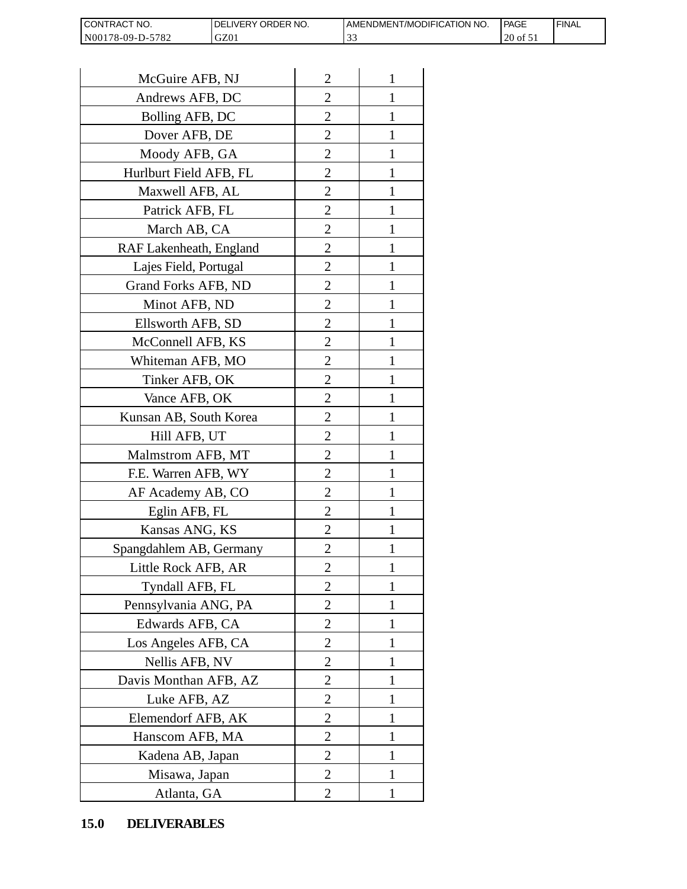| | | |
|---|---|---|
| McGuire AFB, NJ | 2 | 1 |
| Andrews AFB, DC | 2 | 1 |
| Bolling AFB, DC | 2 | 1 |
| Dover AFB, DE | 2 | 1 |
| Moody AFB, GA | 2 | 1 |
| Hurlburt Field AFB, FL | 2 | 1 |
| Maxwell AFB, AL | 2 | 1 |
| Patrick AFB, FL | 2 | 1 |
| March AB, CA | 2 | 1 |
| RAF Lakenheath, England | 2 | 1 |
| Lajes Field, Portugal | 2 | 1 |
| Grand Forks AFB, ND | 2 | 1 |
| Minot AFB, ND | 2 | 1 |
| Ellsworth AFB, SD | 2 | 1 |
| McConnell AFB, KS | 2 | 1 |
| Whiteman AFB, MO | 2 | 1 |
| Tinker AFB, OK | 2 | 1 |
| Vance AFB, OK | 2 | 1 |
| Kunsan AB, South Korea | 2 | 1 |
| Hill AFB, UT | 2 | 1 |
| Malmstrom AFB, MT | 2 | 1 |
| F.E. Warren AFB, WY | 2 | 1 |
| AF Academy AB, CO | 2 | 1 |
| Eglin AFB, FL | 2 | 1 |
| Kansas ANG, KS | 2 | 1 |
| Spangdahlem AB, Germany | 2 | 1 |
| Little Rock AFB, AR | 2 | 1 |
| Tyndall AFB, FL | 2 | 1 |
| Pennsylvania ANG, PA | 2 | 1 |
| Edwards AFB, CA | 2 | 1 |
| Los Angeles AFB, CA | 2 | 1 |
| Nellis AFB, NV | 2 | 1 |
| Davis Monthan AFB, AZ | 2 | 1 |
| Luke AFB, AZ | 2 | 1 |
| Elemendorf AFB, AK | 2 | 1 |
| Hanscom AFB, MA | 2 | 1 |
| Kadena AB, Japan | 2 | 1 |
| Misawa, Japan | 2 | 1 |
| Atlanta, GA | 2 | 1 |

## 15.0 DELIVERABLES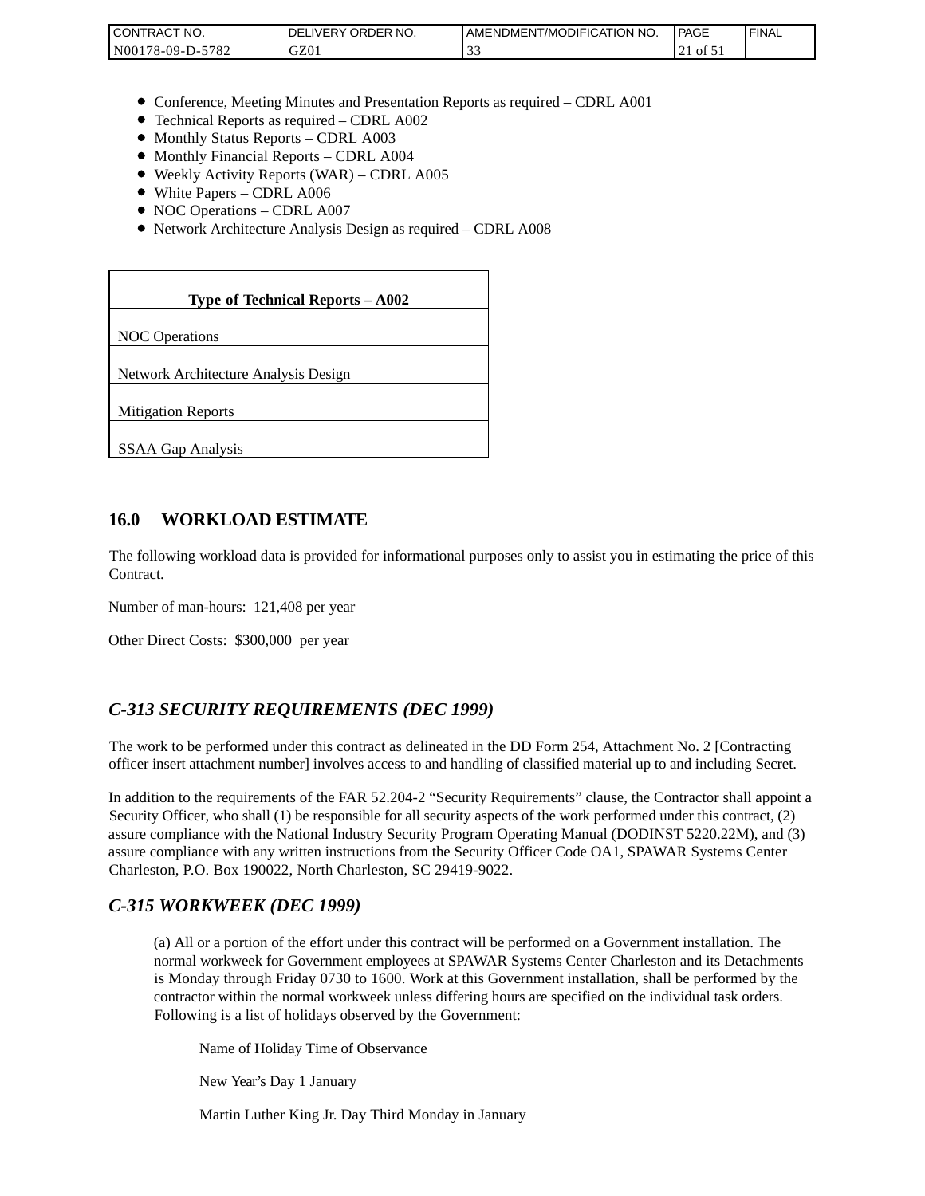- Conference, Meeting Minutes and Presentation Reports as required – CDRL A001
- Technical Reports as required – CDRL A002
- Monthly Status Reports – CDRL A003
- Monthly Financial Reports – CDRL A004
- Weekly Activity Reports (WAR) – CDRL A005
- White Papers – CDRL A006
- NOC Operations – CDRL A007
- Network Architecture Analysis Design as required – CDRL A008

| **Type of Technical Reports – A002** |
|---|
| NOC Operations |
| Network Architecture Analysis Design |
| Mitigation Reports |
| SSAA Gap Analysis |

## 16.0 WORKLOAD ESTIMATE

The following workload data is provided for informational purposes only to assist you in estimating the price of this Contract.

Number of man-hours: 121,408 per year

Other Direct Costs: $300,000 per year

## *C-313 SECURITY REQUIREMENTS (DEC 1999)*

The work to be performed under this contract as delineated in the DD Form 254, Attachment No. 2 [Contracting officer insert attachment number] involves access to and handling of classified material up to and including Secret.

In addition to the requirements of the FAR 52.204-2 "Security Requirements" clause, the Contractor shall appoint a Security Officer, who shall (1) be responsible for all security aspects of the work performed under this contract, (2) assure compliance with the National Industry Security Program Operating Manual (DODINST 5220.22M), and (3) assure compliance with any written instructions from the Security Officer Code OA1, SPAWAR Systems Center Charleston, P.O. Box 190022, North Charleston, SC 29419-9022.

## *C-315 WORKWEEK (DEC 1999)*

(a) All or a portion of the effort under this contract will be performed on a Government installation. The normal workweek for Government employees at SPAWAR Systems Center Charleston and its Detachments is Monday through Friday 0730 to 1600. Work at this Government installation, shall be performed by the contractor within the normal workweek unless differing hours are specified on the individual task orders. Following is a list of holidays observed by the Government:

Name of Holiday Time of Observance

New Year's Day 1 January

Martin Luther King Jr. Day Third Monday in January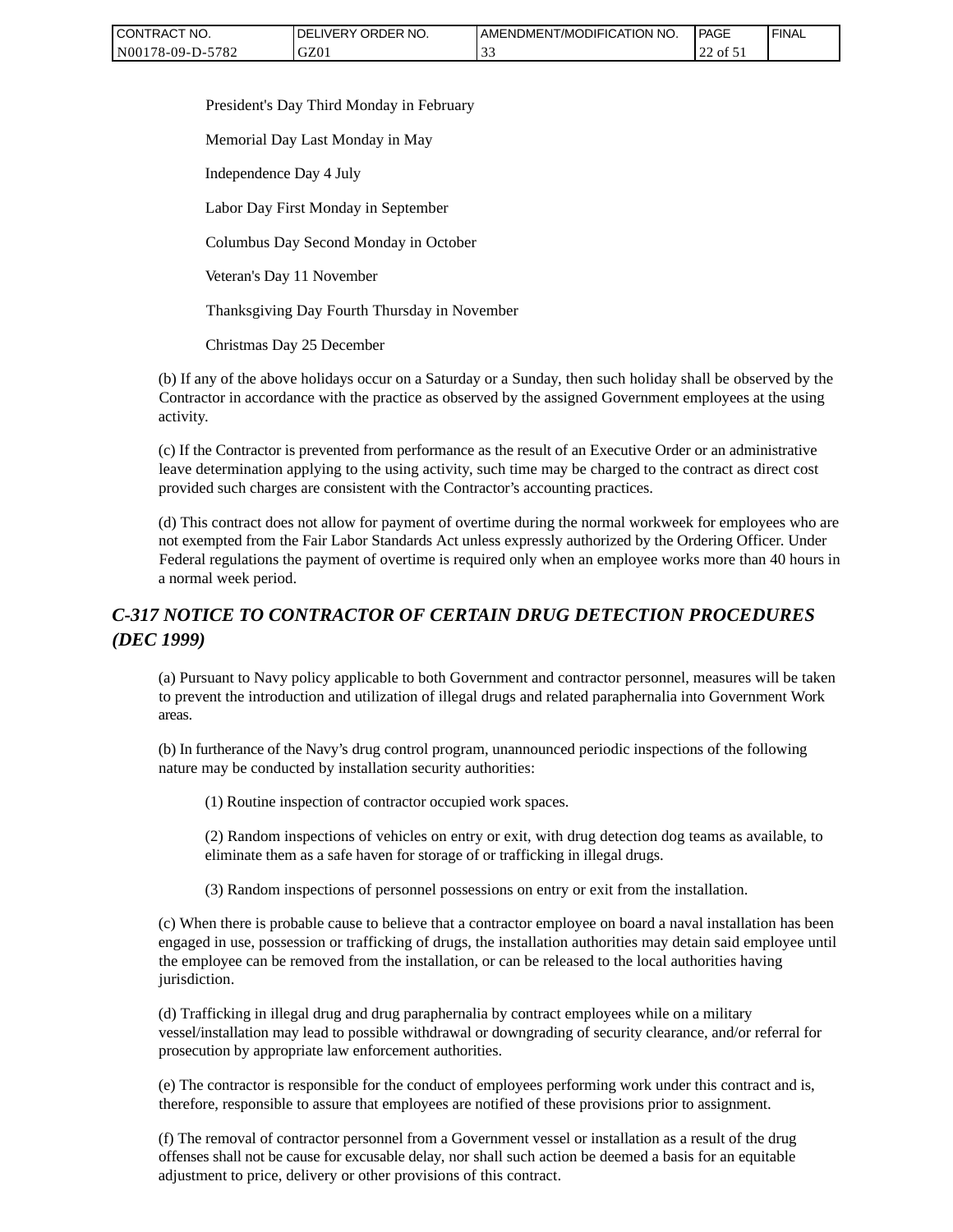President's Day Third Monday in February

Memorial Day Last Monday in May

Independence Day 4 July

Labor Day First Monday in September

Columbus Day Second Monday in October

Veteran's Day 11 November

Thanksgiving Day Fourth Thursday in November

Christmas Day 25 December

(b) If any of the above holidays occur on a Saturday or a Sunday, then such holiday shall be observed by the Contractor in accordance with the practice as observed by the assigned Government employees at the using activity.

(c) If the Contractor is prevented from performance as the result of an Executive Order or an administrative leave determination applying to the using activity, such time may be charged to the contract as direct cost provided such charges are consistent with the Contractor’s accounting practices.

(d) This contract does not allow for payment of overtime during the normal workweek for employees who are not exempted from the Fair Labor Standards Act unless expressly authorized by the Ordering Officer. Under Federal regulations the payment of overtime is required only when an employee works more than 40 hours in a normal week period.

## *C-317 NOTICE TO CONTRACTOR OF CERTAIN DRUG DETECTION PROCEDURES (DEC 1999)*

(a) Pursuant to Navy policy applicable to both Government and contractor personnel, measures will be taken to prevent the introduction and utilization of illegal drugs and related paraphernalia into Government Work areas.

(b) In furtherance of the Navy’s drug control program, unannounced periodic inspections of the following nature may be conducted by installation security authorities:

(1) Routine inspection of contractor occupied work spaces.

(2) Random inspections of vehicles on entry or exit, with drug detection dog teams as available, to eliminate them as a safe haven for storage of or trafficking in illegal drugs.

(3) Random inspections of personnel possessions on entry or exit from the installation.

(c) When there is probable cause to believe that a contractor employee on board a naval installation has been engaged in use, possession or trafficking of drugs, the installation authorities may detain said employee until the employee can be removed from the installation, or can be released to the local authorities having jurisdiction.

(d) Trafficking in illegal drug and drug paraphernalia by contract employees while on a military vessel/installation may lead to possible withdrawal or downgrading of security clearance, and/or referral for prosecution by appropriate law enforcement authorities.

(e) The contractor is responsible for the conduct of employees performing work under this contract and is, therefore, responsible to assure that employees are notified of these provisions prior to assignment.

(f) The removal of contractor personnel from a Government vessel or installation as a result of the drug offenses shall not be cause for excusable delay, nor shall such action be deemed a basis for an equitable adjustment to price, delivery or other provisions of this contract.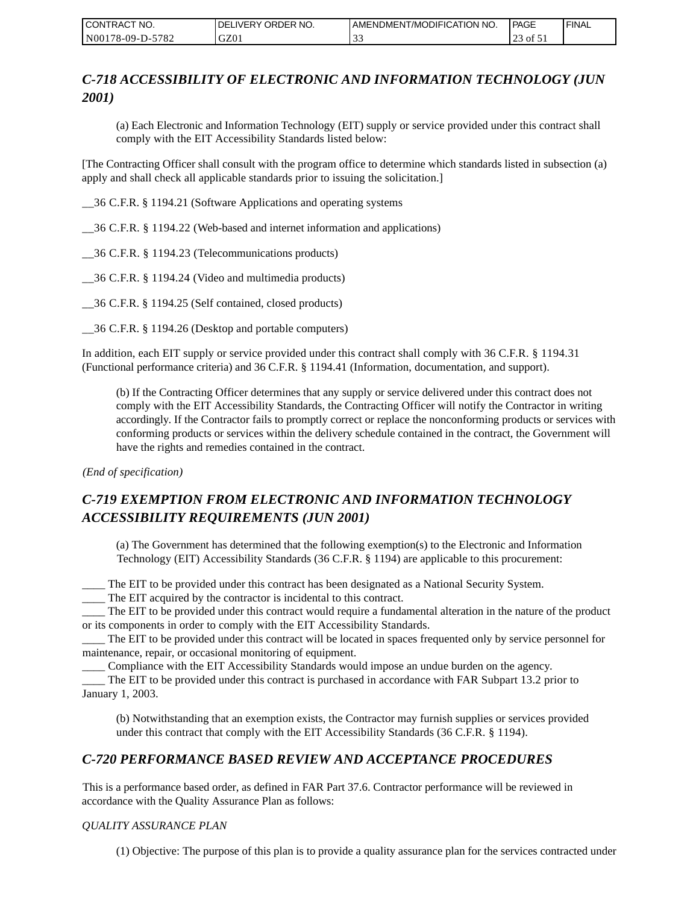## *C-718 ACCESSIBILITY OF ELECTRONIC AND INFORMATION TECHNOLOGY (JUN 2001)*

(a) Each Electronic and Information Technology (EIT) supply or service provided under this contract shall comply with the EIT Accessibility Standards listed below:

[The Contracting Officer shall consult with the program office to determine which standards listed in subsection (a) apply and shall check all applicable standards prior to issuing the solicitation.]

__36 C.F.R. § 1194.21 (Software Applications and operating systems

__36 C.F.R. § 1194.22 (Web-based and internet information and applications)

__36 C.F.R. § 1194.23 (Telecommunications products)

__36 C.F.R. § 1194.24 (Video and multimedia products)

__36 C.F.R. § 1194.25 (Self contained, closed products)

__36 C.F.R. § 1194.26 (Desktop and portable computers)

In addition, each EIT supply or service provided under this contract shall comply with 36 C.F.R. § 1194.31 (Functional performance criteria) and 36 C.F.R. § 1194.41 (Information, documentation, and support).

(b) If the Contracting Officer determines that any supply or service delivered under this contract does not comply with the EIT Accessibility Standards, the Contracting Officer will notify the Contractor in writing accordingly. If the Contractor fails to promptly correct or replace the nonconforming products or services with conforming products or services within the delivery schedule contained in the contract, the Government will have the rights and remedies contained in the contract.

*(End of specification)*

## *C-719 EXEMPTION FROM ELECTRONIC AND INFORMATION TECHNOLOGY ACCESSIBILITY REQUIREMENTS (JUN 2001)*

(a) The Government has determined that the following exemption(s) to the Electronic and Information Technology (EIT) Accessibility Standards (36 C.F.R. § 1194) are applicable to this procurement:

____ The EIT to be provided under this contract has been designated as a National Security System.
____ The EIT acquired by the contractor is incidental to this contract.
____ The EIT to be provided under this contract would require a fundamental alteration in the nature of the product or its components in order to comply with the EIT Accessibility Standards.
____ The EIT to be provided under this contract will be located in spaces frequented only by service personnel for maintenance, repair, or occasional monitoring of equipment.
____ Compliance with the EIT Accessibility Standards would impose an undue burden on the agency.
____ The EIT to be provided under this contract is purchased in accordance with FAR Subpart 13.2 prior to January 1, 2003.

(b) Notwithstanding that an exemption exists, the Contractor may furnish supplies or services provided under this contract that comply with the EIT Accessibility Standards (36 C.F.R. § 1194).

## *C-720 PERFORMANCE BASED REVIEW AND ACCEPTANCE PROCEDURES*

This is a performance based order, as defined in FAR Part 37.6. Contractor performance will be reviewed in accordance with the Quality Assurance Plan as follows:

*QUALITY ASSURANCE PLAN*

(1) Objective: The purpose of this plan is to provide a quality assurance plan for the services contracted under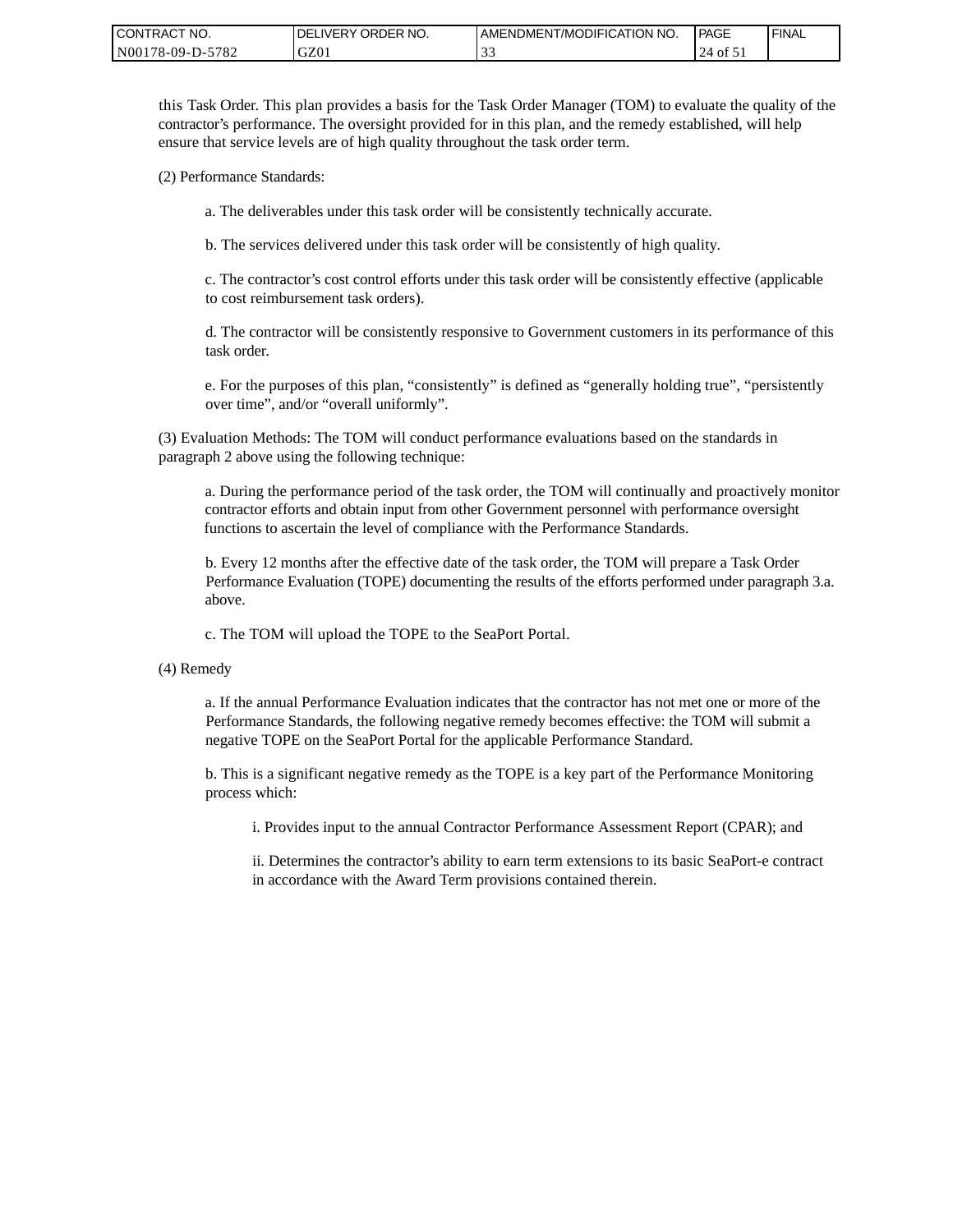this Task Order. This plan provides a basis for the Task Order Manager (TOM) to evaluate the quality of the contractor's performance. The oversight provided for in this plan, and the remedy established, will help ensure that service levels are of high quality throughout the task order term.

(2) Performance Standards:

a. The deliverables under this task order will be consistently technically accurate.

b. The services delivered under this task order will be consistently of high quality.

c. The contractor's cost control efforts under this task order will be consistently effective (applicable to cost reimbursement task orders).

d. The contractor will be consistently responsive to Government customers in its performance of this task order.

e. For the purposes of this plan, "consistently" is defined as "generally holding true", "persistently over time", and/or "overall uniformly".

(3) Evaluation Methods: The TOM will conduct performance evaluations based on the standards in paragraph 2 above using the following technique:

a. During the performance period of the task order, the TOM will continually and proactively monitor contractor efforts and obtain input from other Government personnel with performance oversight functions to ascertain the level of compliance with the Performance Standards.

b. Every 12 months after the effective date of the task order, the TOM will prepare a Task Order Performance Evaluation (TOPE) documenting the results of the efforts performed under paragraph 3.a. above.

c. The TOM will upload the TOPE to the SeaPort Portal.

(4) Remedy

a. If the annual Performance Evaluation indicates that the contractor has not met one or more of the Performance Standards, the following negative remedy becomes effective: the TOM will submit a negative TOPE on the SeaPort Portal for the applicable Performance Standard.

b. This is a significant negative remedy as the TOPE is a key part of the Performance Monitoring process which:

i. Provides input to the annual Contractor Performance Assessment Report (CPAR); and

ii. Determines the contractor's ability to earn term extensions to its basic SeaPort-e contract in accordance with the Award Term provisions contained therein.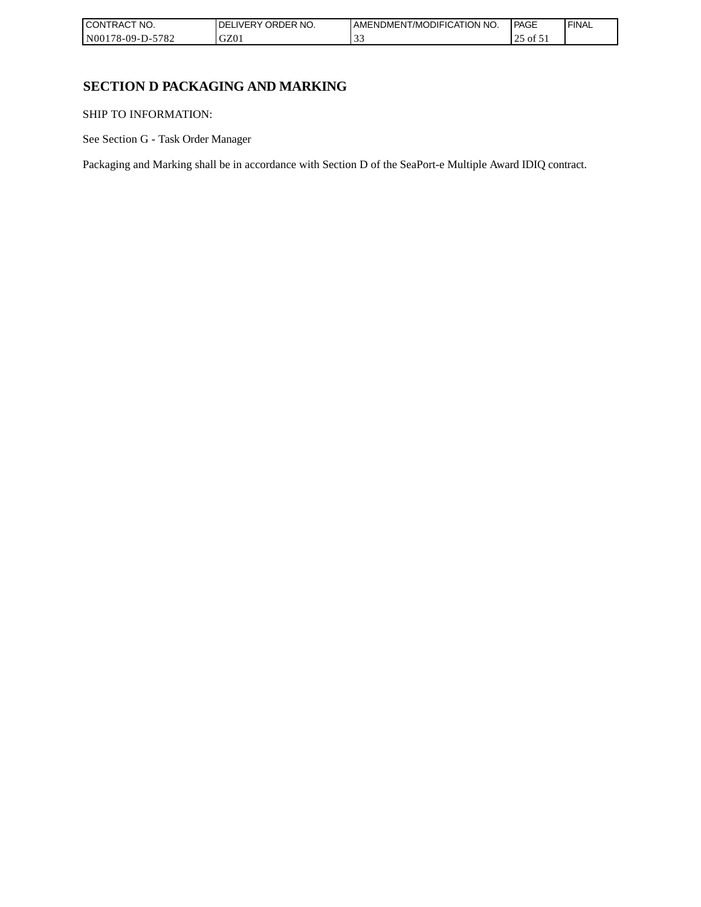# SECTION D PACKAGING AND MARKING

SHIP TO INFORMATION:

See Section G - Task Order Manager

Packaging and Marking shall be in accordance with Section D of the SeaPort-e Multiple Award IDIQ contract.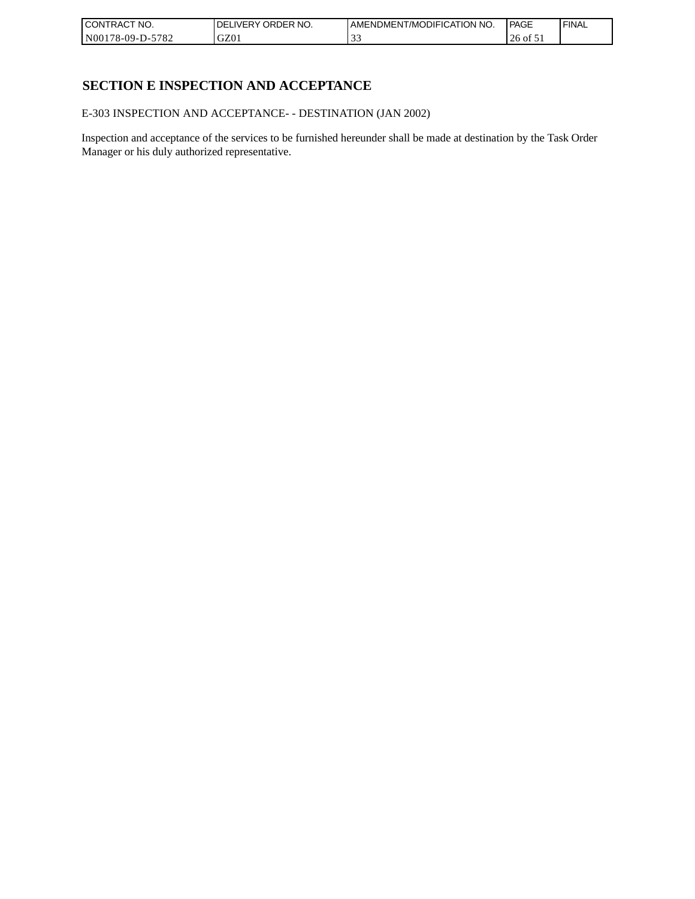## SECTION E INSPECTION AND ACCEPTANCE

E-303 INSPECTION AND ACCEPTANCE- - DESTINATION (JAN 2002)

Inspection and acceptance of the services to be furnished hereunder shall be made at destination by the Task Order Manager or his duly authorized representative.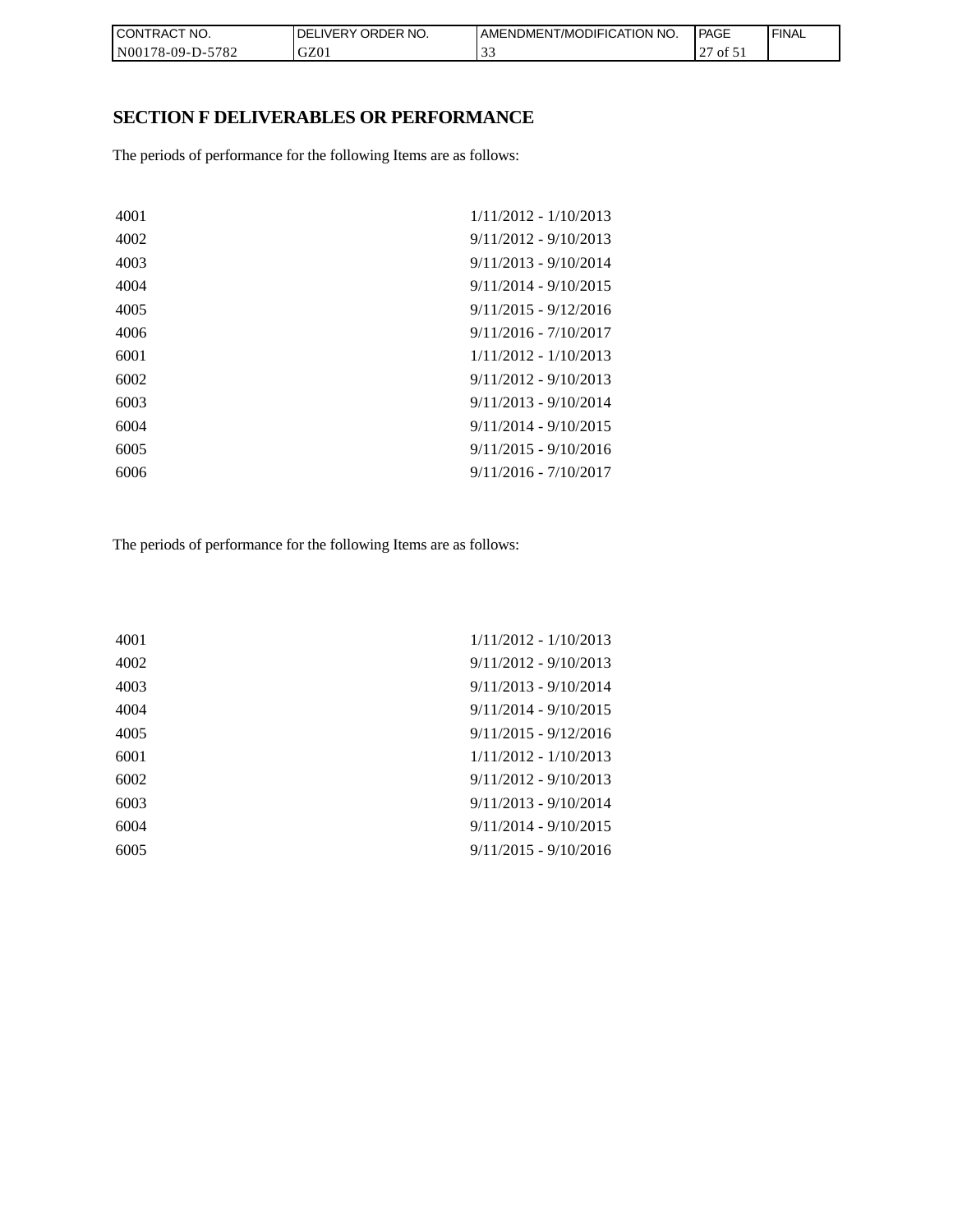## SECTION F DELIVERABLES OR PERFORMANCE

The periods of performance for the following Items are as follows:

| | |
|---|---|
| 4001 | 1/11/2012 - 1/10/2013 |
| 4002 | 9/11/2012 - 9/10/2013 |
| 4003 | 9/11/2013 - 9/10/2014 |
| 4004 | 9/11/2014 - 9/10/2015 |
| 4005 | 9/11/2015 - 9/12/2016 |
| 4006 | 9/11/2016 - 7/10/2017 |
| 6001 | 1/11/2012 - 1/10/2013 |
| 6002 | 9/11/2012 - 9/10/2013 |
| 6003 | 9/11/2013 - 9/10/2014 |
| 6004 | 9/11/2014 - 9/10/2015 |
| 6005 | 9/11/2015 - 9/10/2016 |
| 6006 | 9/11/2016 - 7/10/2017 |

The periods of performance for the following Items are as follows:

| | |
|---|---|
| 4001 | 1/11/2012 - 1/10/2013 |
| 4002 | 9/11/2012 - 9/10/2013 |
| 4003 | 9/11/2013 - 9/10/2014 |
| 4004 | 9/11/2014 - 9/10/2015 |
| 4005 | 9/11/2015 - 9/12/2016 |
| 6001 | 1/11/2012 - 1/10/2013 |
| 6002 | 9/11/2012 - 9/10/2013 |
| 6003 | 9/11/2013 - 9/10/2014 |
| 6004 | 9/11/2014 - 9/10/2015 |
| 6005 | 9/11/2015 - 9/10/2016 |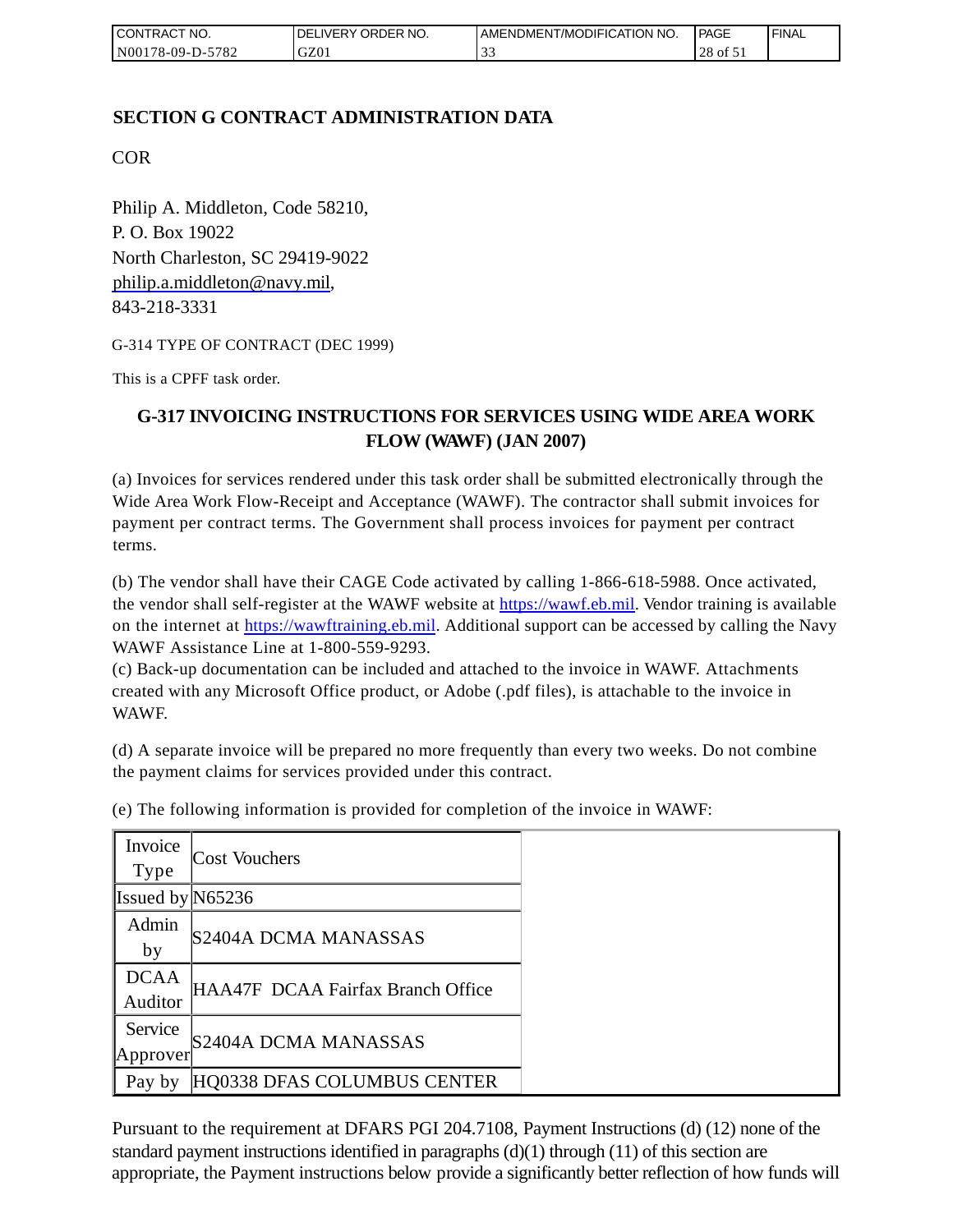## SECTION G CONTRACT ADMINISTRATION DATA

COR

Philip A. Middleton, Code 58210,
P. O. Box 19022
North Charleston, SC 29419-9022
philip.a.middleton@navy.mil,
843-218-3331

G-314 TYPE OF CONTRACT (DEC 1999)

This is a CPFF task order.

### G-317 INVOICING INSTRUCTIONS FOR SERVICES USING WIDE AREA WORK FLOW (WAWF) (JAN 2007)

(a) Invoices for services rendered under this task order shall be submitted electronically through the Wide Area Work Flow-Receipt and Acceptance (WAWF). The contractor shall submit invoices for payment per contract terms. The Government shall process invoices for payment per contract terms.

(b) The vendor shall have their CAGE Code activated by calling 1-866-618-5988. Once activated, the vendor shall self-register at the WAWF website at https://wawf.eb.mil. Vendor training is available on the internet at https://wawftraining.eb.mil. Additional support can be accessed by calling the Navy WAWF Assistance Line at 1-800-559-9293.
(c) Back-up documentation can be included and attached to the invoice in WAWF. Attachments created with any Microsoft Office product, or Adobe (.pdf files), is attachable to the invoice in WAWF.

(d) A separate invoice will be prepared no more frequently than every two weeks. Do not combine the payment claims for services provided under this contract.

(e) The following information is provided for completion of the invoice in WAWF:

| | |
|---|---|
| Invoice Type | Cost Vouchers |
| Issued by | N65236 |
| Admin by | S2404A DCMA MANASSAS |
| DCAA Auditor | HAA47F DCAA Fairfax Branch Office |
| Service Approver | S2404A DCMA MANASSAS |
| Pay by | HQ0338 DFAS COLUMBUS CENTER |

Pursuant to the requirement at DFARS PGI 204.7108, Payment Instructions (d) (12) none of the standard payment instructions identified in paragraphs (d)(1) through (11) of this section are appropriate, the Payment instructions below provide a significantly better reflection of how funds will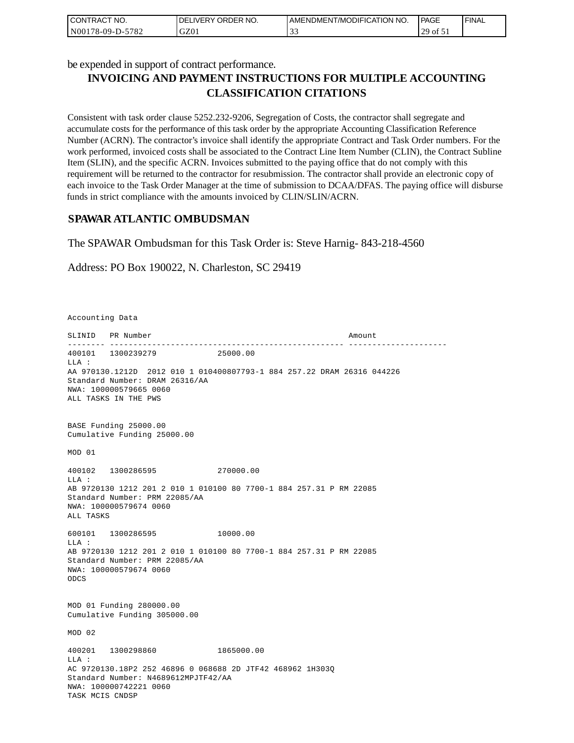be expended in support of contract performance.

## INVOICING AND PAYMENT INSTRUCTIONS FOR MULTIPLE ACCOUNTING CLASSIFICATION CITATIONS

Consistent with task order clause 5252.232-9206, Segregation of Costs, the contractor shall segregate and accumulate costs for the performance of this task order by the appropriate Accounting Classification Reference Number (ACRN). The contractor's invoice shall identify the appropriate Contract and Task Order numbers. For the work performed, invoiced costs shall be associated to the Contract Line Item Number (CLIN), the Contract Subline Item (SLIN), and the specific ACRN. Invoices submitted to the paying office that do not comply with this requirement will be returned to the contractor for resubmission. The contractor shall provide an electronic copy of each invoice to the Task Order Manager at the time of submission to DCAA/DFAS. The paying office will disburse funds in strict compliance with the amounts invoiced by CLIN/SLIN/ACRN.

## SPAWAR ATLANTIC OMBUDSMAN

The SPAWAR Ombudsman for this Task Order is: Steve Harnig- 843-218-4560

Address: PO Box 190022, N. Charleston, SC 29419

```
Accounting Data

SLINID   PR Number                                          Amount
-------- -------------------------------------------------- ---------------------
400101   1300239279              25000.00
LLA :
AA 970130.1212D  2012 010 1 010400807793-1 884 257.22 DRAM 26316 044226
Standard Number: DRAM 26316/AA
NWA: 100000579665 0060
ALL TASKS IN THE PWS


BASE Funding 25000.00
Cumulative Funding 25000.00

MOD 01

400102   1300286595              270000.00
LLA :
AB 9720130 1212 201 2 010 1 010100 80 7700-1 884 257.31 P RM 22085
Standard Number: PRM 22085/AA
NWA: 100000579674 0060
ALL TASKS

600101   1300286595              10000.00
LLA :
AB 9720130 1212 201 2 010 1 010100 80 7700-1 884 257.31 P RM 22085
Standard Number: PRM 22085/AA
NWA: 100000579674 0060
ODCS


MOD 01 Funding 280000.00
Cumulative Funding 305000.00

MOD 02

400201   1300298860              1865000.00
LLA :
AC 9720130.18P2 252 46896 0 068688 2D JTF42 468962 1H303Q
Standard Number: N4689612MPJTF42/AA
NWA: 100000742221 0060
TASK MCIS CNDSP
```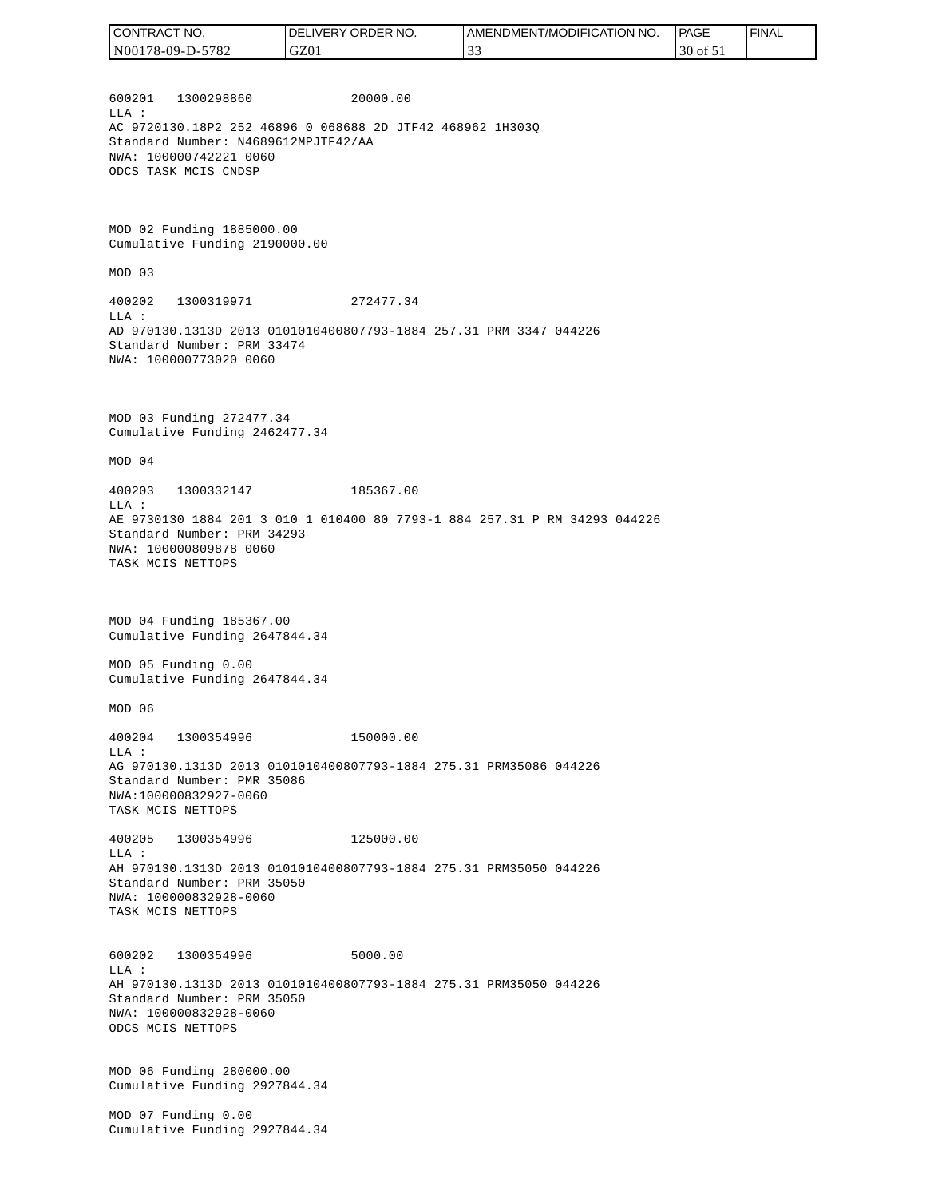600201   1300298860              20000.00
LLA :
AC 9720130.18P2 252 46896 0 068688 2D JTF42 468962 1H303Q
Standard Number: N4689612MPJTF42/AA
NWA: 100000742221 0060
ODCS TASK MCIS CNDSP

MOD 02 Funding 1885000.00
Cumulative Funding 2190000.00

MOD 03

400202   1300319971              272477.34
LLA :
AD 970130.1313D 2013 0101010400807793-1884 257.31 PRM 3347 044226
Standard Number: PRM 33474
NWA: 100000773020 0060

MOD 03 Funding 272477.34
Cumulative Funding 2462477.34

MOD 04

400203   1300332147              185367.00
LLA :
AE 9730130 1884 201 3 010 1 010400 80 7793-1 884 257.31 P RM 34293 044226
Standard Number: PRM 34293
NWA: 100000809878 0060
TASK MCIS NETTOPS

MOD 04 Funding 185367.00
Cumulative Funding 2647844.34

MOD 05 Funding 0.00
Cumulative Funding 2647844.34

MOD 06

400204   1300354996              150000.00
LLA :
AG 970130.1313D 2013 0101010400807793-1884 275.31 PRM35086 044226
Standard Number: PMR 35086
NWA:100000832927-0060
TASK MCIS NETTOPS

400205   1300354996              125000.00
LLA :
AH 970130.1313D 2013 0101010400807793-1884 275.31 PRM35050 044226
Standard Number: PRM 35050
NWA: 100000832928-0060
TASK MCIS NETTOPS

600202   1300354996              5000.00
LLA :
AH 970130.1313D 2013 0101010400807793-1884 275.31 PRM35050 044226
Standard Number: PRM 35050
NWA: 100000832928-0060
ODCS MCIS NETTOPS

MOD 06 Funding 280000.00
Cumulative Funding 2927844.34

MOD 07 Funding 0.00
Cumulative Funding 2927844.34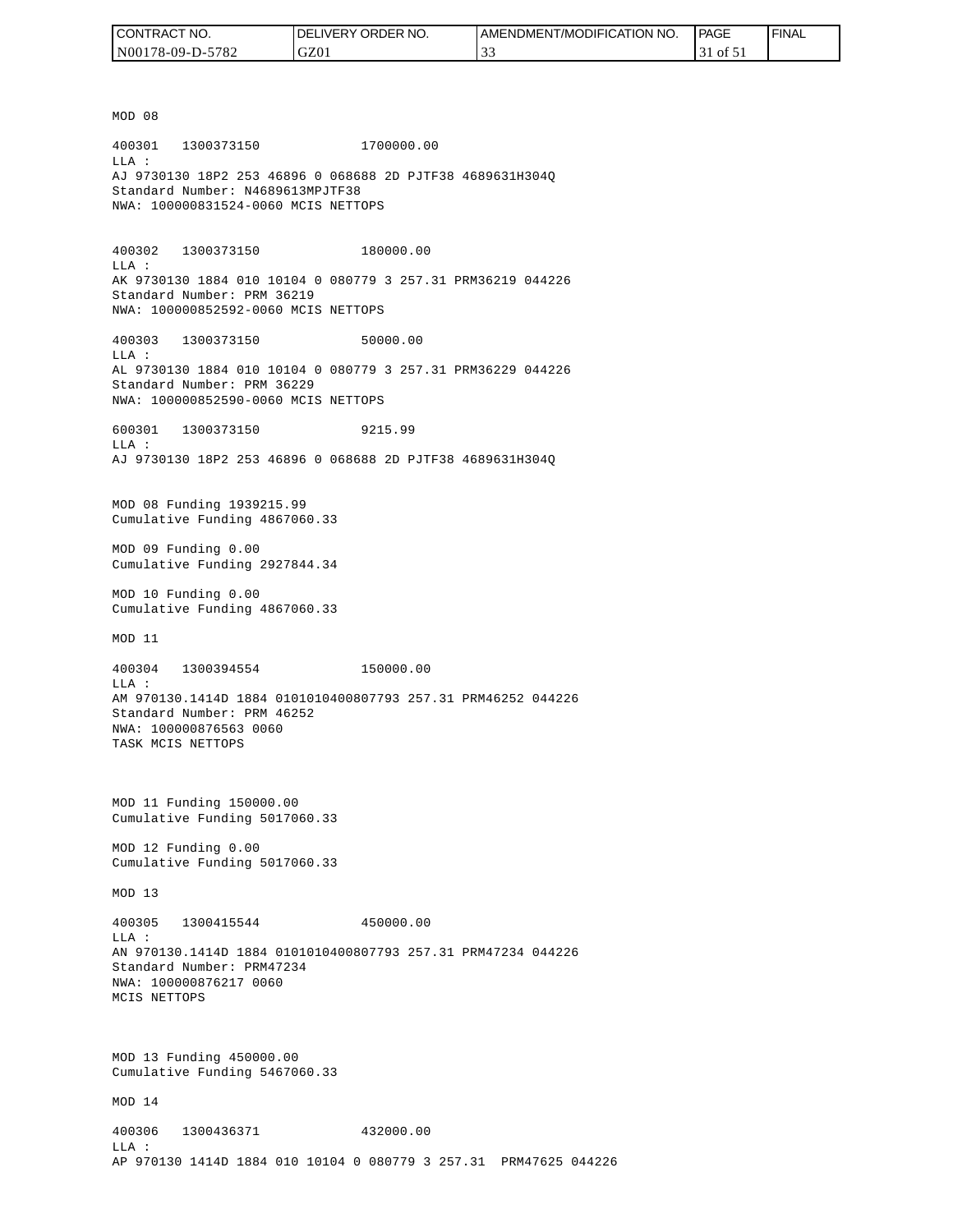MOD 08

400301 1300373150 1700000.00
LLA :
AJ 9730130 18P2 253 46896 0 068688 2D PJTF38 4689631H304Q
Standard Number: N4689613MPJTF38
NWA: 100000831524-0060 MCIS NETTOPS

400302 1300373150 180000.00
LLA :
AK 9730130 1884 010 10104 0 080779 3 257.31 PRM36219 044226
Standard Number: PRM 36219
NWA: 100000852592-0060 MCIS NETTOPS

400303 1300373150 50000.00
LLA :
AL 9730130 1884 010 10104 0 080779 3 257.31 PRM36229 044226
Standard Number: PRM 36229
NWA: 100000852590-0060 MCIS NETTOPS

600301 1300373150 9215.99
LLA :
AJ 9730130 18P2 253 46896 0 068688 2D PJTF38 4689631H304Q

MOD 08 Funding 1939215.99
Cumulative Funding 4867060.33

MOD 09 Funding 0.00
Cumulative Funding 2927844.34

MOD 10 Funding 0.00
Cumulative Funding 4867060.33

MOD 11

400304 1300394554 150000.00
LLA :
AM 970130.1414D 1884 0101010400807793 257.31 PRM46252 044226
Standard Number: PRM 46252
NWA: 100000876563 0060
TASK MCIS NETTOPS

MOD 11 Funding 150000.00
Cumulative Funding 5017060.33

MOD 12 Funding 0.00
Cumulative Funding 5017060.33

MOD 13

400305 1300415544 450000.00
LLA :
AN 970130.1414D 1884 0101010400807793 257.31 PRM47234 044226
Standard Number: PRM47234
NWA: 100000876217 0060
MCIS NETTOPS

MOD 13 Funding 450000.00
Cumulative Funding 5467060.33

MOD 14

400306 1300436371 432000.00
LLA :
AP 970130 1414D 1884 010 10104 0 080779 3 257.31 PRM47625 044226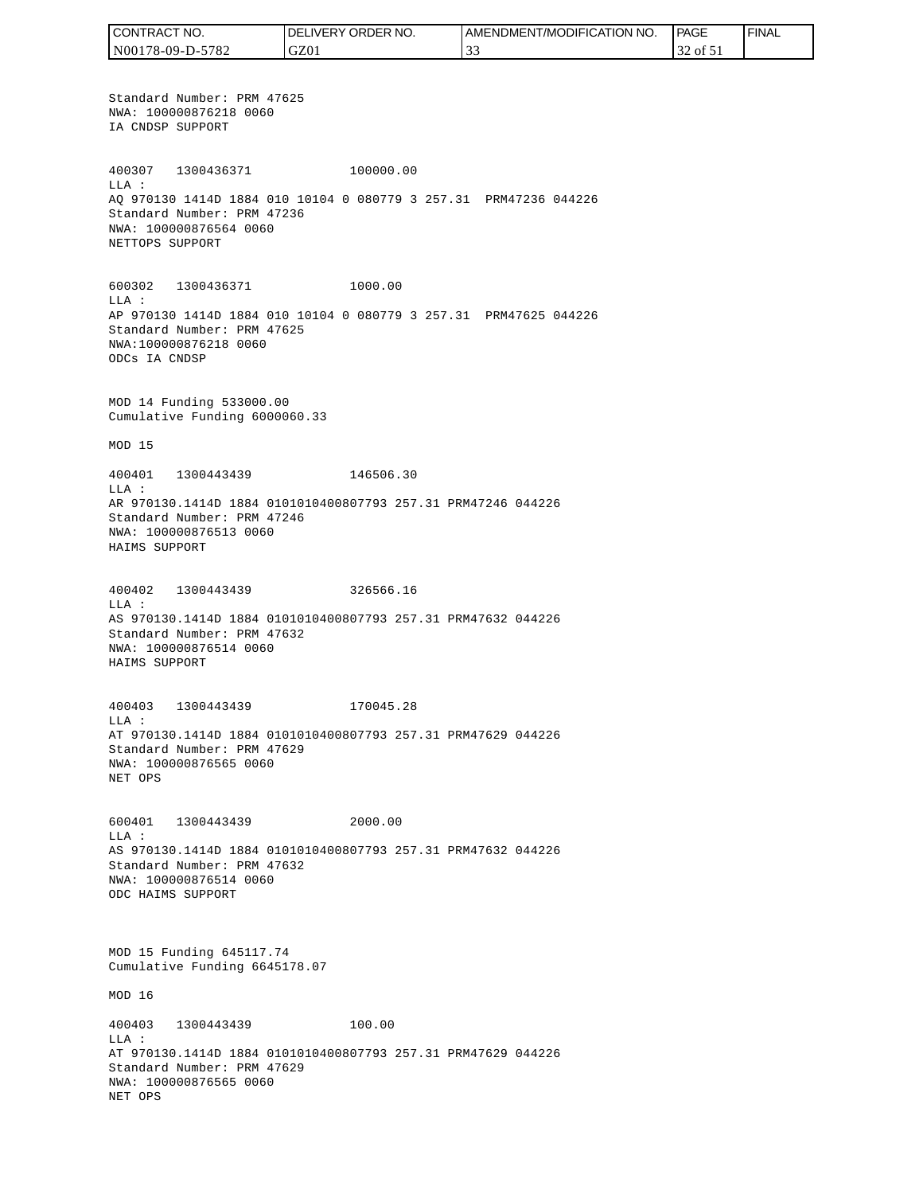Standard Number: PRM 47625
NWA: 100000876218 0060
IA CNDSP SUPPORT

400307 1300436371 100000.00
LLA :
AQ 970130 1414D 1884 010 10104 0 080779 3 257.31 PRM47236 044226
Standard Number: PRM 47236
NWA: 100000876564 0060
NETTOPS SUPPORT

600302 1300436371 1000.00
LLA :
AP 970130 1414D 1884 010 10104 0 080779 3 257.31 PRM47625 044226
Standard Number: PRM 47625
NWA:100000876218 0060
ODCs IA CNDSP

MOD 14 Funding 533000.00
Cumulative Funding 6000060.33

MOD 15

400401 1300443439 146506.30
LLA :
AR 970130.1414D 1884 0101010400807793 257.31 PRM47246 044226
Standard Number: PRM 47246
NWA: 100000876513 0060
HAIMS SUPPORT

400402 1300443439 326566.16
LLA :
AS 970130.1414D 1884 0101010400807793 257.31 PRM47632 044226
Standard Number: PRM 47632
NWA: 100000876514 0060
HAIMS SUPPORT

400403 1300443439 170045.28
LLA :
AT 970130.1414D 1884 0101010400807793 257.31 PRM47629 044226
Standard Number: PRM 47629
NWA: 100000876565 0060
NET OPS

600401 1300443439 2000.00
LLA :
AS 970130.1414D 1884 0101010400807793 257.31 PRM47632 044226
Standard Number: PRM 47632
NWA: 100000876514 0060
ODC HAIMS SUPPORT

MOD 15 Funding 645117.74
Cumulative Funding 6645178.07

MOD 16

400403 1300443439 100.00
LLA :
AT 970130.1414D 1884 0101010400807793 257.31 PRM47629 044226
Standard Number: PRM 47629
NWA: 100000876565 0060
NET OPS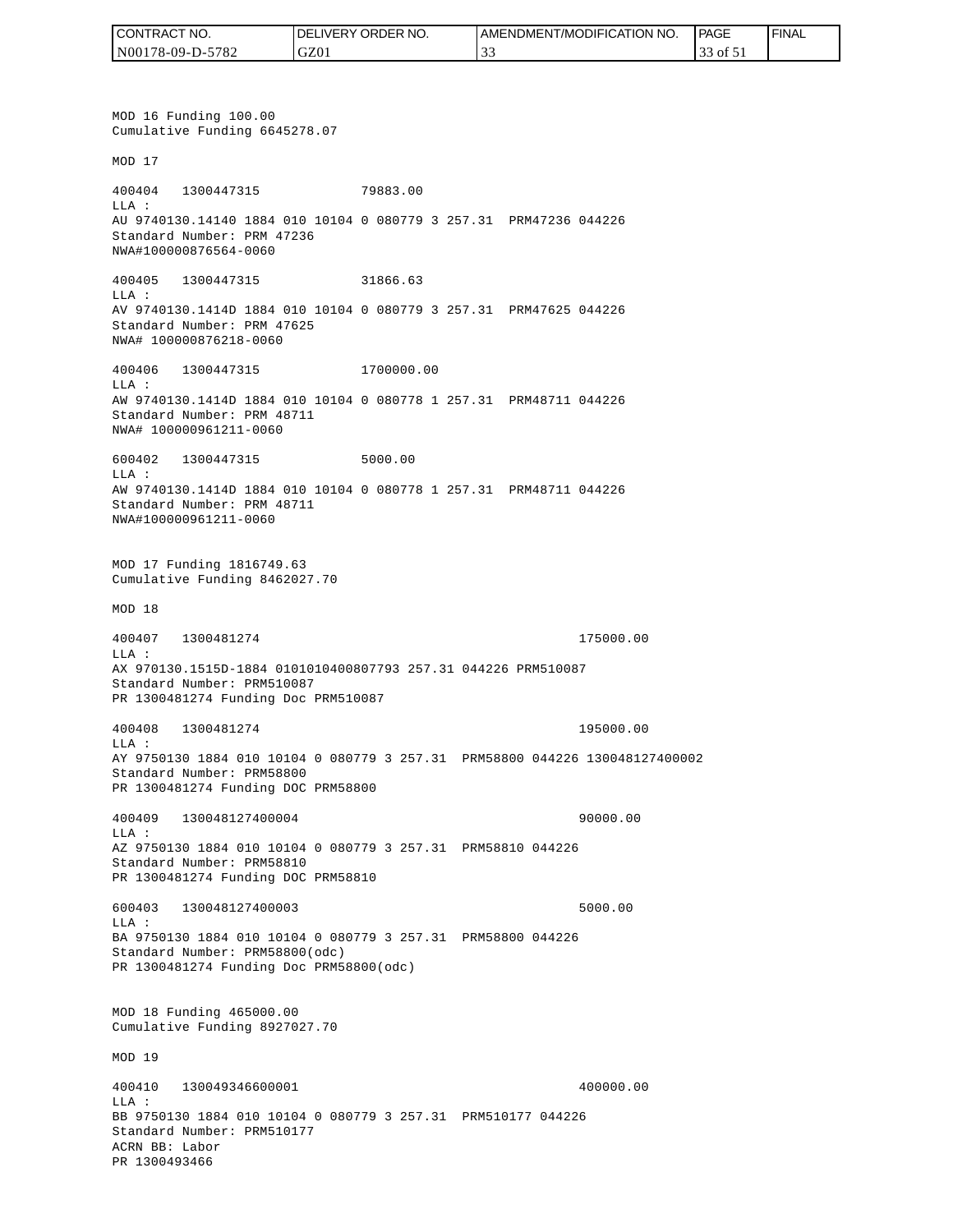MOD 16 Funding 100.00
Cumulative Funding 6645278.07

MOD 17

400404 1300447315 79883.00
LLA :
AU 9740130.14140 1884 010 10104 0 080779 3 257.31 PRM47236 044226
Standard Number: PRM 47236
NWA#100000876564-0060

400405 1300447315 31866.63
LLA :
AV 9740130.1414D 1884 010 10104 0 080779 3 257.31 PRM47625 044226
Standard Number: PRM 47625
NWA# 100000876218-0060

400406 1300447315 1700000.00
LLA :
AW 9740130.1414D 1884 010 10104 0 080778 1 257.31 PRM48711 044226
Standard Number: PRM 48711
NWA# 100000961211-0060

600402 1300447315 5000.00
LLA :
AW 9740130.1414D 1884 010 10104 0 080778 1 257.31 PRM48711 044226
Standard Number: PRM 48711
NWA#100000961211-0060

MOD 17 Funding 1816749.63
Cumulative Funding 8462027.70

MOD 18

400407 1300481274 175000.00
LLA :
AX 970130.1515D-1884 0101010400807793 257.31 044226 PRM510087
Standard Number: PRM510087
PR 1300481274 Funding Doc PRM510087

400408 1300481274 195000.00
LLA :
AY 9750130 1884 010 10104 0 080779 3 257.31 PRM58800 044226 130048127400002
Standard Number: PRM58800
PR 1300481274 Funding DOC PRM58800

400409 130048127400004 90000.00
LLA :
AZ 9750130 1884 010 10104 0 080779 3 257.31 PRM58810 044226
Standard Number: PRM58810
PR 1300481274 Funding DOC PRM58810

600403 130048127400003 5000.00
LLA :
BA 9750130 1884 010 10104 0 080779 3 257.31 PRM58800 044226
Standard Number: PRM58800(odc)
PR 1300481274 Funding Doc PRM58800(odc)

MOD 18 Funding 465000.00
Cumulative Funding 8927027.70

MOD 19

400410 130049346600001 400000.00
LLA :
BB 9750130 1884 010 10104 0 080779 3 257.31 PRM510177 044226
Standard Number: PRM510177
ACRN BB: Labor
PR 1300493466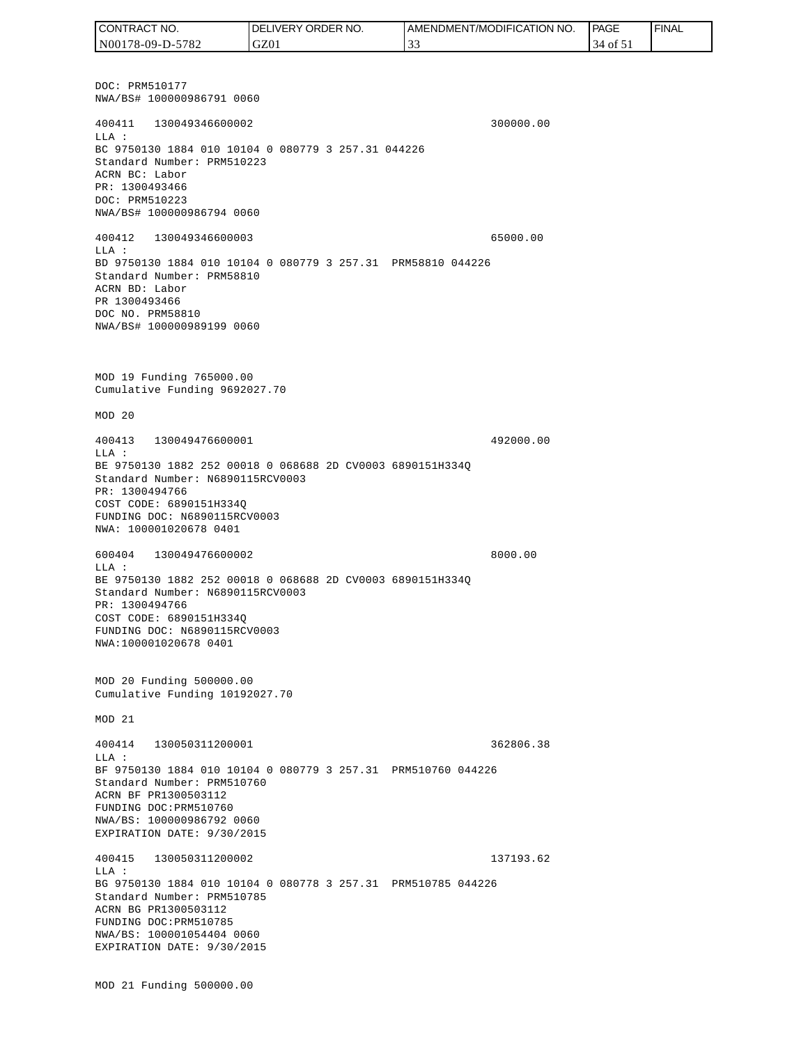DOC: PRM510177
NWA/BS# 100000986791 0060

400411   130049346600002                                        300000.00
LLA :
BC 9750130 1884 010 10104 0 080779 3 257.31 044226
Standard Number: PRM510223
ACRN BC: Labor
PR: 1300493466
DOC: PRM510223
NWA/BS# 100000986794 0060

400412   130049346600003                                        65000.00
LLA :
BD 9750130 1884 010 10104 0 080779 3 257.31  PRM58810 044226
Standard Number: PRM58810
ACRN BD: Labor
PR 1300493466
DOC NO. PRM58810
NWA/BS# 100000989199 0060

MOD 19 Funding 765000.00
Cumulative Funding 9692027.70

MOD 20

400413   130049476600001                                        492000.00
LLA :
BE 9750130 1882 252 00018 0 068688 2D CV0003 6890151H334Q
Standard Number: N6890115RCV0003
PR: 1300494766
COST CODE: 6890151H334Q
FUNDING DOC: N6890115RCV0003
NWA: 100001020678 0401

600404   130049476600002                                        8000.00
LLA :
BE 9750130 1882 252 00018 0 068688 2D CV0003 6890151H334Q
Standard Number: N6890115RCV0003
PR: 1300494766
COST CODE: 6890151H334Q
FUNDING DOC: N6890115RCV0003
NWA:100001020678 0401

MOD 20 Funding 500000.00
Cumulative Funding 10192027.70

MOD 21

400414   130050311200001                                        362806.38
LLA :
BF 9750130 1884 010 10104 0 080779 3 257.31  PRM510760 044226
Standard Number: PRM510760
ACRN BF PR1300503112
FUNDING DOC:PRM510760
NWA/BS: 100000986792 0060
EXPIRATION DATE: 9/30/2015

400415   130050311200002                                        137193.62
LLA :
BG 9750130 1884 010 10104 0 080778 3 257.31  PRM510785 044226
Standard Number: PRM510785
ACRN BG PR1300503112
FUNDING DOC:PRM510785
NWA/BS: 100001054404 0060
EXPIRATION DATE: 9/30/2015

MOD 21 Funding 500000.00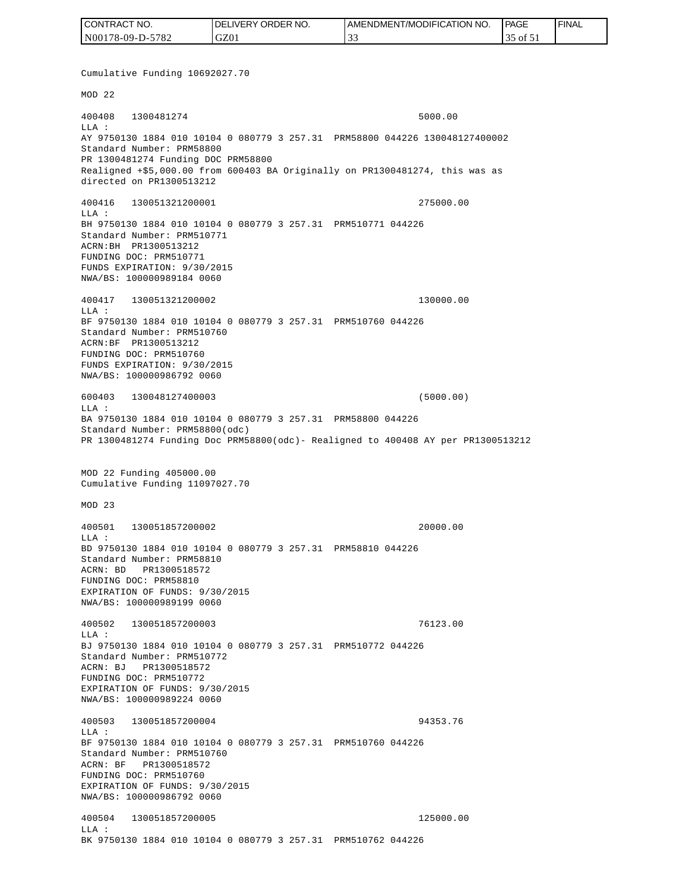Cumulative Funding 10692027.70

MOD 22

```
400408   1300481274                                          5000.00
LLA :
AY 9750130 1884 010 10104 0 080779 3 257.31  PRM58800 044226 130048127400002
Standard Number: PRM58800
PR 1300481274 Funding DOC PRM58800
Realigned +$5,000.00 from 600403 BA Originally on PR1300481274, this was as
directed on PR1300513212

400416   130051321200001                                     275000.00
LLA :
BH 9750130 1884 010 10104 0 080779 3 257.31  PRM510771 044226
Standard Number: PRM510771
ACRN:BH  PR1300513212
FUNDING DOC: PRM510771
FUNDS EXPIRATION: 9/30/2015
NWA/BS: 100000989184 0060

400417   130051321200002                                     130000.00
LLA :
BF 9750130 1884 010 10104 0 080779 3 257.31  PRM510760 044226
Standard Number: PRM510760
ACRN:BF  PR1300513212
FUNDING DOC: PRM510760
FUNDS EXPIRATION: 9/30/2015
NWA/BS: 100000986792 0060

600403   130048127400003                                     (5000.00)
LLA :
BA 9750130 1884 010 10104 0 080779 3 257.31  PRM58800 044226
Standard Number: PRM58800(odc)
PR 1300481274 Funding Doc PRM58800(odc)- Realigned to 400408 AY per PR1300513212
```

MOD 22 Funding 405000.00
Cumulative Funding 11097027.70

MOD 23

```
400501   130051857200002                                     20000.00
LLA :
BD 9750130 1884 010 10104 0 080779 3 257.31  PRM58810 044226
Standard Number: PRM58810
ACRN: BD   PR1300518572
FUNDING DOC: PRM58810
EXPIRATION OF FUNDS: 9/30/2015
NWA/BS: 100000989199 0060

400502   130051857200003                                     76123.00
LLA :
BJ 9750130 1884 010 10104 0 080779 3 257.31  PRM510772 044226
Standard Number: PRM510772
ACRN: BJ   PR1300518572
FUNDING DOC: PRM510772
EXPIRATION OF FUNDS: 9/30/2015
NWA/BS: 100000989224 0060

400503   130051857200004                                     94353.76
LLA :
BF 9750130 1884 010 10104 0 080779 3 257.31  PRM510760 044226
Standard Number: PRM510760
ACRN: BF   PR1300518572
FUNDING DOC: PRM510760
EXPIRATION OF FUNDS: 9/30/2015
NWA/BS: 100000986792 0060

400504   130051857200005                                     125000.00
LLA :
BK 9750130 1884 010 10104 0 080779 3 257.31  PRM510762 044226
```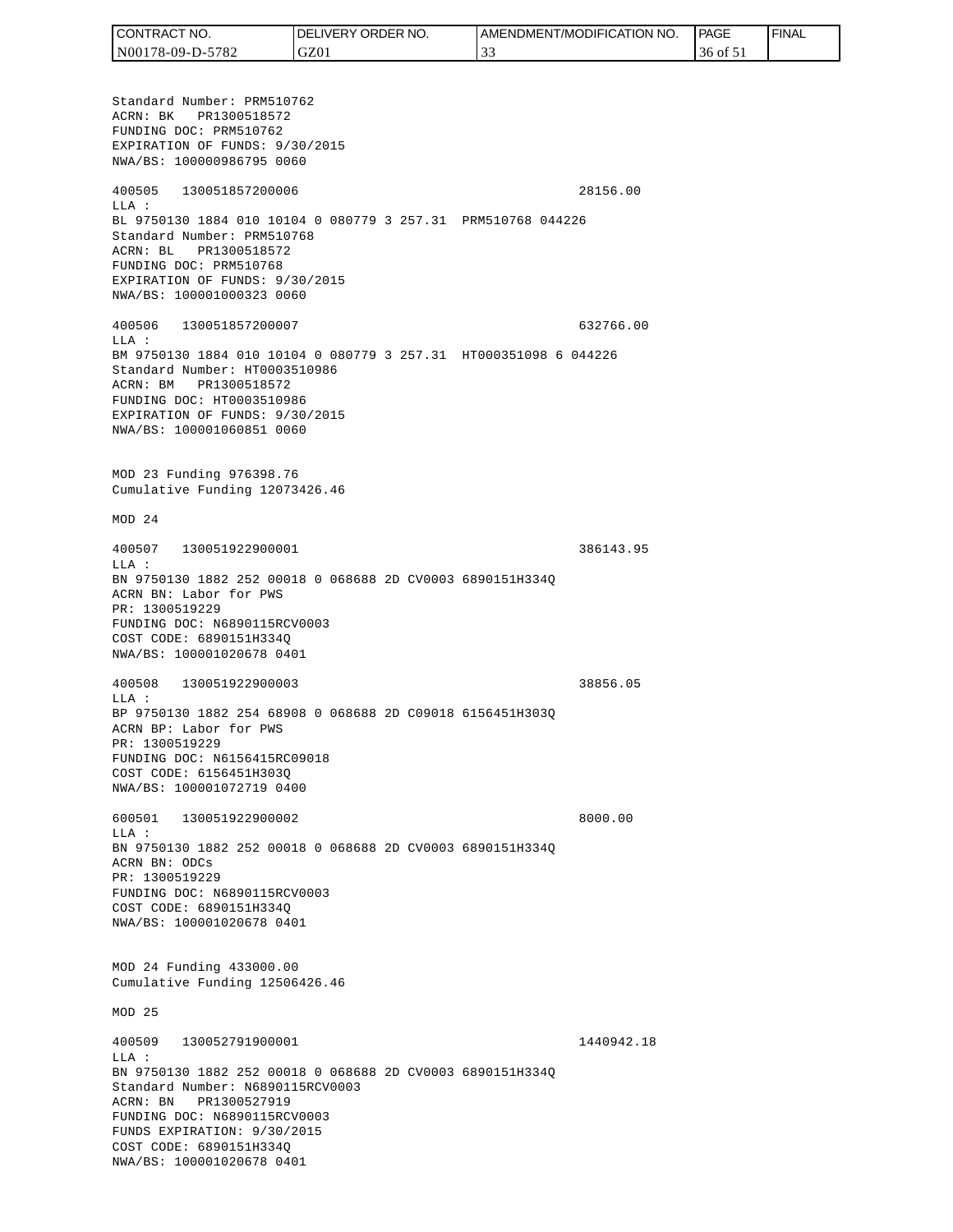Standard Number: PRM510762
ACRN: BK PR1300518572
FUNDING DOC: PRM510762
EXPIRATION OF FUNDS: 9/30/2015
NWA/BS: 100000986795 0060

400505 130051857200006 28156.00
LLA :
BL 9750130 1884 010 10104 0 080779 3 257.31 PRM510768 044226
Standard Number: PRM510768
ACRN: BL PR1300518572
FUNDING DOC: PRM510768
EXPIRATION OF FUNDS: 9/30/2015
NWA/BS: 100001000323 0060

400506 130051857200007 632766.00
LLA :
BM 9750130 1884 010 10104 0 080779 3 257.31 HT000351098 6 044226
Standard Number: HT0003510986
ACRN: BM PR1300518572
FUNDING DOC: HT0003510986
EXPIRATION OF FUNDS: 9/30/2015
NWA/BS: 100001060851 0060

MOD 23 Funding 976398.76
Cumulative Funding 12073426.46

MOD 24

400507 130051922900001 386143.95
LLA :
BN 9750130 1882 252 00018 0 068688 2D CV0003 6890151H334Q
ACRN BN: Labor for PWS
PR: 1300519229
FUNDING DOC: N6890115RCV0003
COST CODE: 6890151H334Q
NWA/BS: 100001020678 0401

400508 130051922900003 38856.05
LLA :
BP 9750130 1882 254 68908 0 068688 2D C09018 6156451H303Q
ACRN BP: Labor for PWS
PR: 1300519229
FUNDING DOC: N6156415RC09018
COST CODE: 6156451H303Q
NWA/BS: 100001072719 0400

600501 130051922900002 8000.00
LLA :
BN 9750130 1882 252 00018 0 068688 2D CV0003 6890151H334Q
ACRN BN: ODCs
PR: 1300519229
FUNDING DOC: N6890115RCV0003
COST CODE: 6890151H334Q
NWA/BS: 100001020678 0401

MOD 24 Funding 433000.00
Cumulative Funding 12506426.46

MOD 25

400509 130052791900001 1440942.18
LLA :
BN 9750130 1882 252 00018 0 068688 2D CV0003 6890151H334Q
Standard Number: N6890115RCV0003
ACRN: BN PR1300527919
FUNDING DOC: N6890115RCV0003
FUNDS EXPIRATION: 9/30/2015
COST CODE: 6890151H334Q
NWA/BS: 100001020678 0401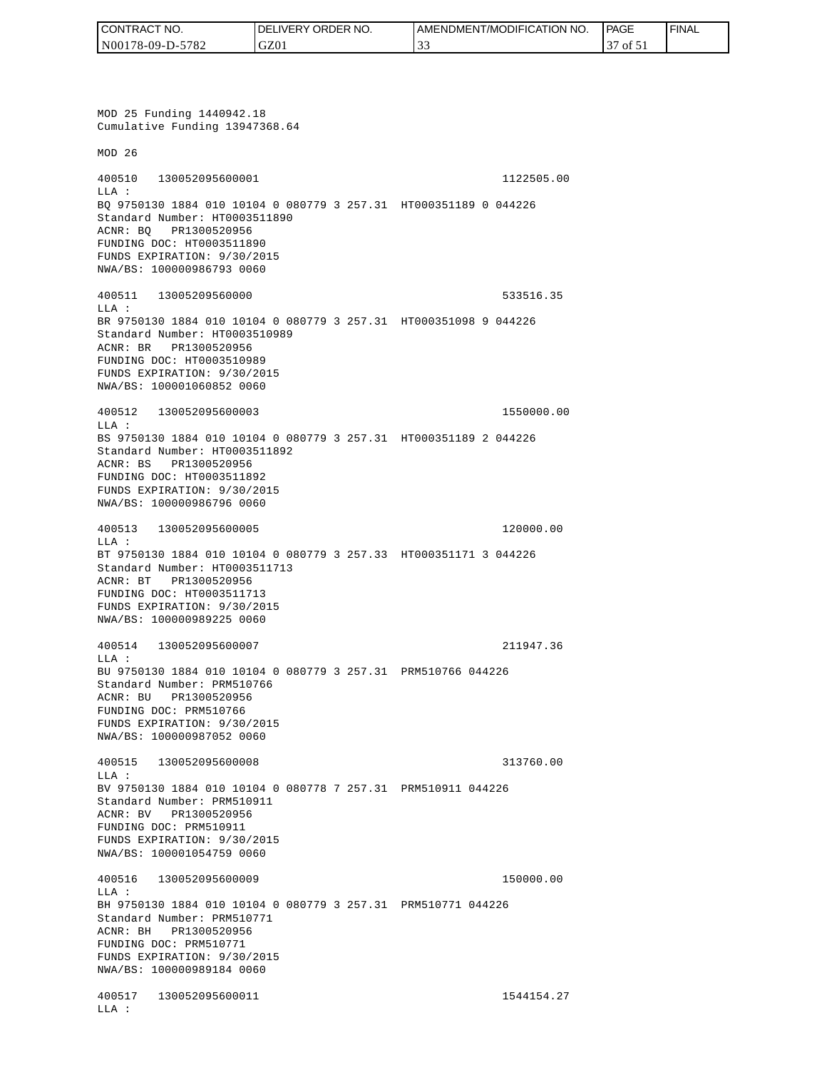MOD 25 Funding 1440942.18
Cumulative Funding 13947368.64

MOD 26

400510   130052095600001                                    1122505.00
LLA :
BQ 9750130 1884 010 10104 0 080779 3 257.31  HT000351189 0 044226
Standard Number: HT0003511890
ACNR: BQ   PR1300520956
FUNDING DOC: HT0003511890
FUNDS EXPIRATION: 9/30/2015
NWA/BS: 100000986793 0060

400511   13005209560000                                     533516.35
LLA :
BR 9750130 1884 010 10104 0 080779 3 257.31  HT000351098 9 044226
Standard Number: HT0003510989
ACNR: BR   PR1300520956
FUNDING DOC: HT0003510989
FUNDS EXPIRATION: 9/30/2015
NWA/BS: 100001060852 0060

400512   130052095600003                                    1550000.00
LLA :
BS 9750130 1884 010 10104 0 080779 3 257.31  HT000351189 2 044226
Standard Number: HT0003511892
ACNR: BS   PR1300520956
FUNDING DOC: HT0003511892
FUNDS EXPIRATION: 9/30/2015
NWA/BS: 100000986796 0060

400513   130052095600005                                    120000.00
LLA :
BT 9750130 1884 010 10104 0 080779 3 257.33  HT000351171 3 044226
Standard Number: HT0003511713
ACNR: BT   PR1300520956
FUNDING DOC: HT0003511713
FUNDS EXPIRATION: 9/30/2015
NWA/BS: 100000989225 0060

400514   130052095600007                                    211947.36
LLA :
BU 9750130 1884 010 10104 0 080779 3 257.31  PRM510766 044226
Standard Number: PRM510766
ACNR: BU   PR1300520956
FUNDING DOC: PRM510766
FUNDS EXPIRATION: 9/30/2015
NWA/BS: 100000987052 0060

400515   130052095600008                                    313760.00
LLA :
BV 9750130 1884 010 10104 0 080778 7 257.31  PRM510911 044226
Standard Number: PRM510911
ACNR: BV   PR1300520956
FUNDING DOC: PRM510911
FUNDS EXPIRATION: 9/30/2015
NWA/BS: 100001054759 0060

400516   130052095600009                                    150000.00
LLA :
BH 9750130 1884 010 10104 0 080779 3 257.31  PRM510771 044226
Standard Number: PRM510771
ACNR: BH   PR1300520956
FUNDING DOC: PRM510771
FUNDS EXPIRATION: 9/30/2015
NWA/BS: 100000989184 0060

400517   130052095600011                                    1544154.27
LLA :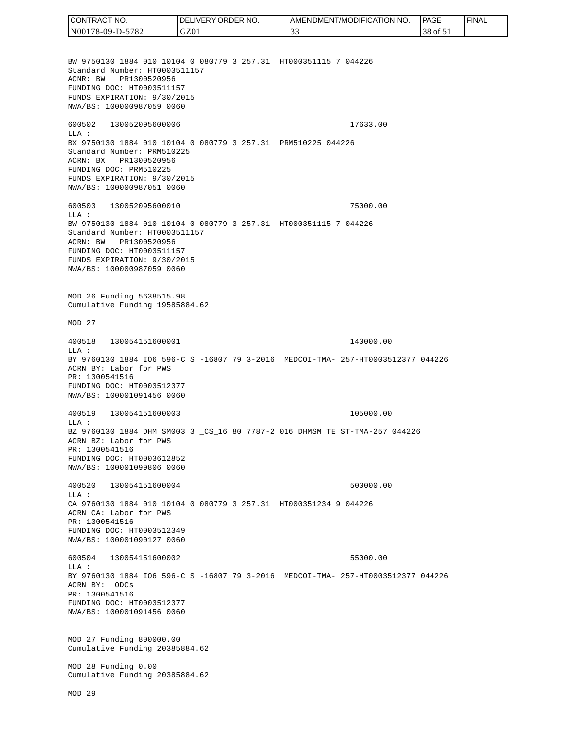BW 9750130 1884 010 10104 0 080779 3 257.31 HT000351115 7 044226
Standard Number: HT0003511157
ACNR: BW PR1300520956
FUNDING DOC: HT0003511157
FUNDS EXPIRATION: 9/30/2015
NWA/BS: 100000987059 0060

600502 130052095600006 17633.00
LLA :
BX 9750130 1884 010 10104 0 080779 3 257.31 PRM510225 044226
Standard Number: PRM510225
ACRN: BX PR1300520956
FUNDING DOC: PRM510225
FUNDS EXPIRATION: 9/30/2015
NWA/BS: 100000987051 0060

600503 130052095600010 75000.00
LLA :
BW 9750130 1884 010 10104 0 080779 3 257.31 HT000351115 7 044226
Standard Number: HT0003511157
ACRN: BW PR1300520956
FUNDING DOC: HT0003511157
FUNDS EXPIRATION: 9/30/2015
NWA/BS: 100000987059 0060

MOD 26 Funding 5638515.98
Cumulative Funding 19585884.62

MOD 27

400518 130054151600001 140000.00
LLA :
BY 9760130 1884 IO6 596-C S -16807 79 3-2016 MEDCOI-TMA- 257-HT0003512377 044226
ACRN BY: Labor for PWS
PR: 1300541516
FUNDING DOC: HT0003512377
NWA/BS: 100001091456 0060

400519 130054151600003 105000.00
LLA :
BZ 9760130 1884 DHM SM003 3 _CS_16 80 7787-2 016 DHMSM TE ST-TMA-257 044226
ACRN BZ: Labor for PWS
PR: 1300541516
FUNDING DOC: HT0003612852
NWA/BS: 100001099806 0060

400520 130054151600004 500000.00
LLA :
CA 9760130 1884 010 10104 0 080779 3 257.31 HT000351234 9 044226
ACRN CA: Labor for PWS
PR: 1300541516
FUNDING DOC: HT0003512349
NWA/BS: 100001090127 0060

600504 130054151600002 55000.00
LLA :
BY 9760130 1884 IO6 596-C S -16807 79 3-2016 MEDCOI-TMA- 257-HT0003512377 044226
ACRN BY: ODCs
PR: 1300541516
FUNDING DOC: HT0003512377
NWA/BS: 100001091456 0060

MOD 27 Funding 800000.00
Cumulative Funding 20385884.62

MOD 28 Funding 0.00
Cumulative Funding 20385884.62

MOD 29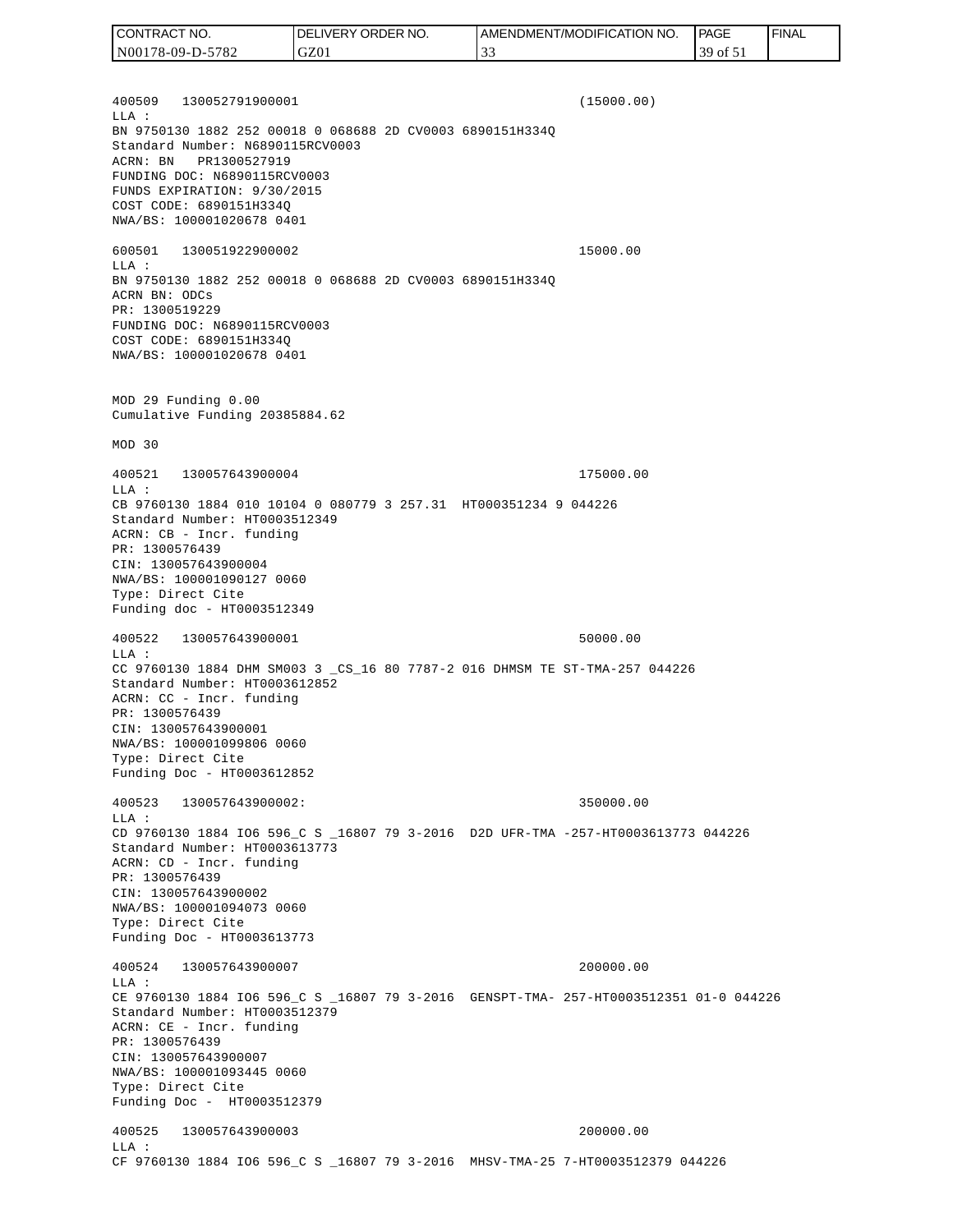400509 130052791900001 (15000.00)
LLA :
BN 9750130 1882 252 00018 0 068688 2D CV0003 6890151H334Q
Standard Number: N6890115RCV0003
ACRN: BN PR1300527919
FUNDING DOC: N6890115RCV0003
FUNDS EXPIRATION: 9/30/2015
COST CODE: 6890151H334Q
NWA/BS: 100001020678 0401

600501 130051922900002 15000.00
LLA :
BN 9750130 1882 252 00018 0 068688 2D CV0003 6890151H334Q
ACRN BN: ODCs
PR: 1300519229
FUNDING DOC: N6890115RCV0003
COST CODE: 6890151H334Q
NWA/BS: 100001020678 0401

MOD 29 Funding 0.00
Cumulative Funding 20385884.62

MOD 30

400521 130057643900004 175000.00
LLA :
CB 9760130 1884 010 10104 0 080779 3 257.31 HT000351234 9 044226
Standard Number: HT0003512349
ACRN: CB - Incr. funding
PR: 1300576439
CIN: 130057643900004
NWA/BS: 100001090127 0060
Type: Direct Cite
Funding doc - HT0003512349

400522 130057643900001 50000.00
LLA :
CC 9760130 1884 DHM SM003 3 _CS_16 80 7787-2 016 DHMSM TE ST-TMA-257 044226
Standard Number: HT0003612852
ACRN: CC - Incr. funding
PR: 1300576439
CIN: 130057643900001
NWA/BS: 100001099806 0060
Type: Direct Cite
Funding Doc - HT0003612852

400523 130057643900002: 350000.00
LLA :
CD 9760130 1884 IO6 596_C S _16807 79 3-2016 D2D UFR-TMA -257-HT0003613773 044226
Standard Number: HT0003613773
ACRN: CD - Incr. funding
PR: 1300576439
CIN: 130057643900002
NWA/BS: 100001094073 0060
Type: Direct Cite
Funding Doc - HT0003613773

400524 130057643900007 200000.00
LLA :
CE 9760130 1884 IO6 596_C S _16807 79 3-2016 GENSPT-TMA- 257-HT0003512351 01-0 044226
Standard Number: HT0003512379
ACRN: CE - Incr. funding
PR: 1300576439
CIN: 130057643900007
NWA/BS: 100001093445 0060
Type: Direct Cite
Funding Doc - HT0003512379

400525 130057643900003 200000.00
LLA :
CF 9760130 1884 IO6 596_C S _16807 79 3-2016 MHSV-TMA-25 7-HT0003512379 044226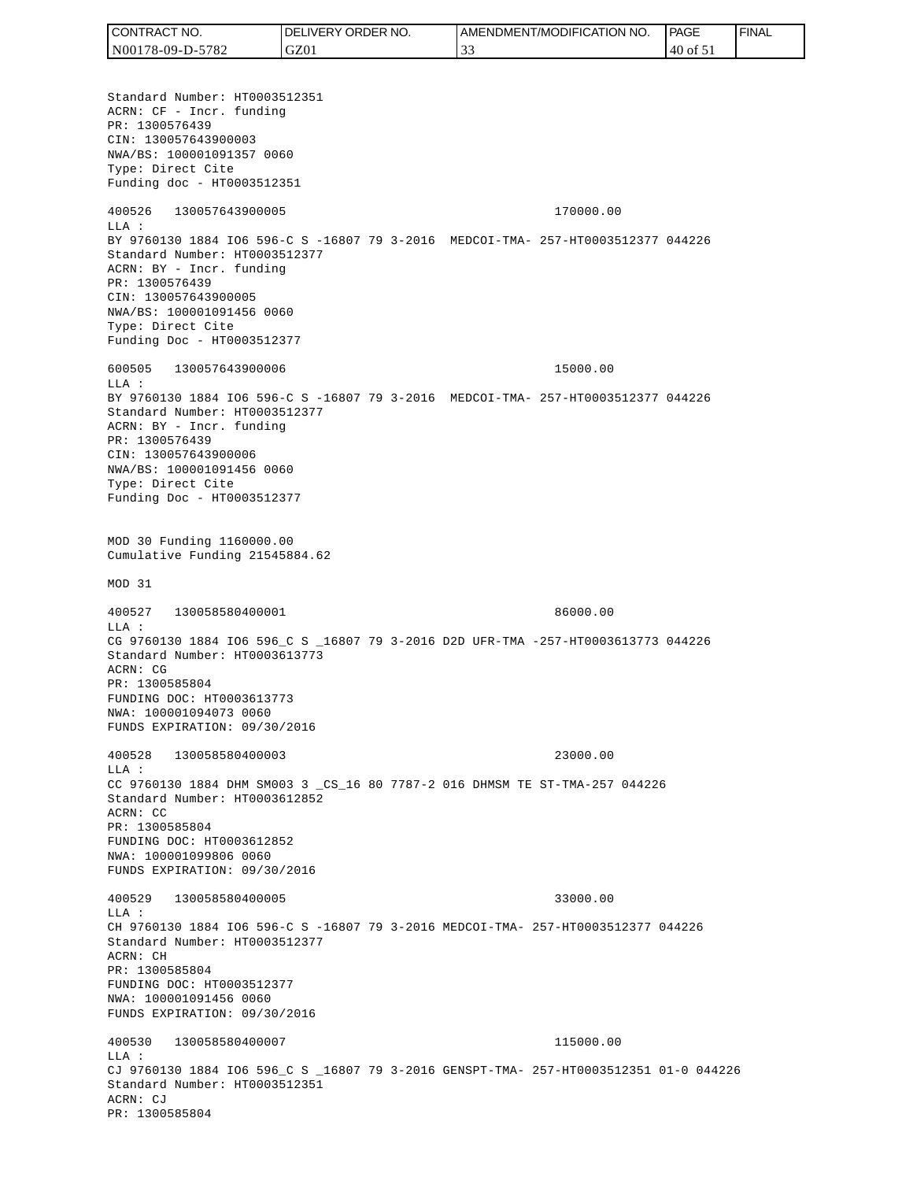Standard Number: HT0003512351
ACRN: CF - Incr. funding
PR: 1300576439
CIN: 130057643900003
NWA/BS: 100001091357 0060
Type: Direct Cite
Funding doc - HT0003512351

400526 130057643900005 170000.00
LLA :
BY 9760130 1884 IO6 596-C S -16807 79 3-2016 MEDCOI-TMA- 257-HT0003512377 044226
Standard Number: HT0003512377
ACRN: BY - Incr. funding
PR: 1300576439
CIN: 130057643900005
NWA/BS: 100001091456 0060
Type: Direct Cite
Funding Doc - HT0003512377

600505 130057643900006 15000.00
LLA :
BY 9760130 1884 IO6 596-C S -16807 79 3-2016 MEDCOI-TMA- 257-HT0003512377 044226
Standard Number: HT0003512377
ACRN: BY - Incr. funding
PR: 1300576439
CIN: 130057643900006
NWA/BS: 100001091456 0060
Type: Direct Cite
Funding Doc - HT0003512377

MOD 30 Funding 1160000.00
Cumulative Funding 21545884.62

MOD 31

400527 130058580400001 86000.00
LLA :
CG 9760130 1884 IO6 596_C S _16807 79 3-2016 D2D UFR-TMA -257-HT0003613773 044226
Standard Number: HT0003613773
ACRN: CG
PR: 1300585804
FUNDING DOC: HT0003613773
NWA: 100001094073 0060
FUNDS EXPIRATION: 09/30/2016

400528 130058580400003 23000.00
LLA :
CC 9760130 1884 DHM SM003 3 _CS_16 80 7787-2 016 DHMSM TE ST-TMA-257 044226
Standard Number: HT0003612852
ACRN: CC
PR: 1300585804
FUNDING DOC: HT0003612852
NWA: 100001099806 0060
FUNDS EXPIRATION: 09/30/2016

400529 130058580400005 33000.00
LLA :
CH 9760130 1884 IO6 596-C S -16807 79 3-2016 MEDCOI-TMA- 257-HT0003512377 044226
Standard Number: HT0003512377
ACRN: CH
PR: 1300585804
FUNDING DOC: HT0003512377
NWA: 100001091456 0060
FUNDS EXPIRATION: 09/30/2016

400530 130058580400007 115000.00
LLA :
CJ 9760130 1884 IO6 596_C S _16807 79 3-2016 GENSPT-TMA- 257-HT0003512351 01-0 044226
Standard Number: HT0003512351
ACRN: CJ
PR: 1300585804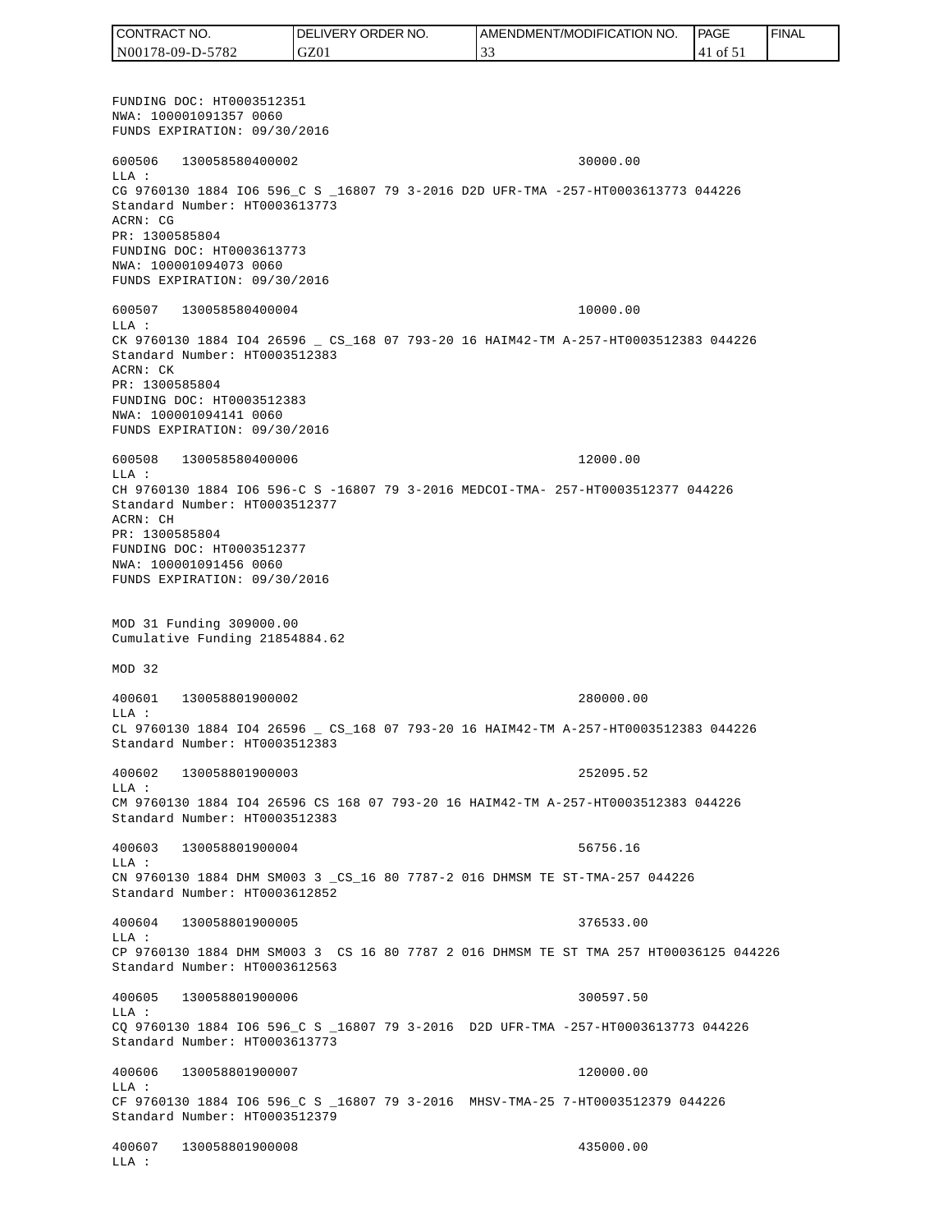FUNDING DOC: HT0003512351
NWA: 100001091357 0060
FUNDS EXPIRATION: 09/30/2016

600506 130058580400002 30000.00
LLA :
CG 9760130 1884 IO6 596_C S _16807 79 3-2016 D2D UFR-TMA -257-HT0003613773 044226
Standard Number: HT0003613773
ACRN: CG
PR: 1300585804
FUNDING DOC: HT0003613773
NWA: 100001094073 0060
FUNDS EXPIRATION: 09/30/2016

600507 130058580400004 10000.00
LLA :
CK 9760130 1884 IO4 26596 _ CS_168 07 793-20 16 HAIM42-TM A-257-HT0003512383 044226
Standard Number: HT0003512383
ACRN: CK
PR: 1300585804
FUNDING DOC: HT0003512383
NWA: 100001094141 0060
FUNDS EXPIRATION: 09/30/2016

600508 130058580400006 12000.00
LLA :
CH 9760130 1884 IO6 596-C S -16807 79 3-2016 MEDCOI-TMA- 257-HT0003512377 044226
Standard Number: HT0003512377
ACRN: CH
PR: 1300585804
FUNDING DOC: HT0003512377
NWA: 100001091456 0060
FUNDS EXPIRATION: 09/30/2016

MOD 31 Funding 309000.00
Cumulative Funding 21854884.62

MOD 32

400601 130058801900002 280000.00
LLA :
CL 9760130 1884 IO4 26596 _ CS_168 07 793-20 16 HAIM42-TM A-257-HT0003512383 044226
Standard Number: HT0003512383

400602 130058801900003 252095.52
LLA :
CM 9760130 1884 IO4 26596 CS 168 07 793-20 16 HAIM42-TM A-257-HT0003512383 044226
Standard Number: HT0003512383

400603 130058801900004 56756.16
LLA :
CN 9760130 1884 DHM SM003 3 _CS_16 80 7787-2 016 DHMSM TE ST-TMA-257 044226
Standard Number: HT0003612852

400604 130058801900005 376533.00
LLA :
CP 9760130 1884 DHM SM003 3 CS 16 80 7787 2 016 DHMSM TE ST TMA 257 HT00036125 044226
Standard Number: HT0003612563

400605 130058801900006 300597.50
LLA :
CQ 9760130 1884 IO6 596_C S _16807 79 3-2016 D2D UFR-TMA -257-HT0003613773 044226
Standard Number: HT0003613773

400606 130058801900007 120000.00
LLA :
CF 9760130 1884 IO6 596_C S _16807 79 3-2016 MHSV-TMA-25 7-HT0003512379 044226
Standard Number: HT0003512379

400607 130058801900008 435000.00
LLA :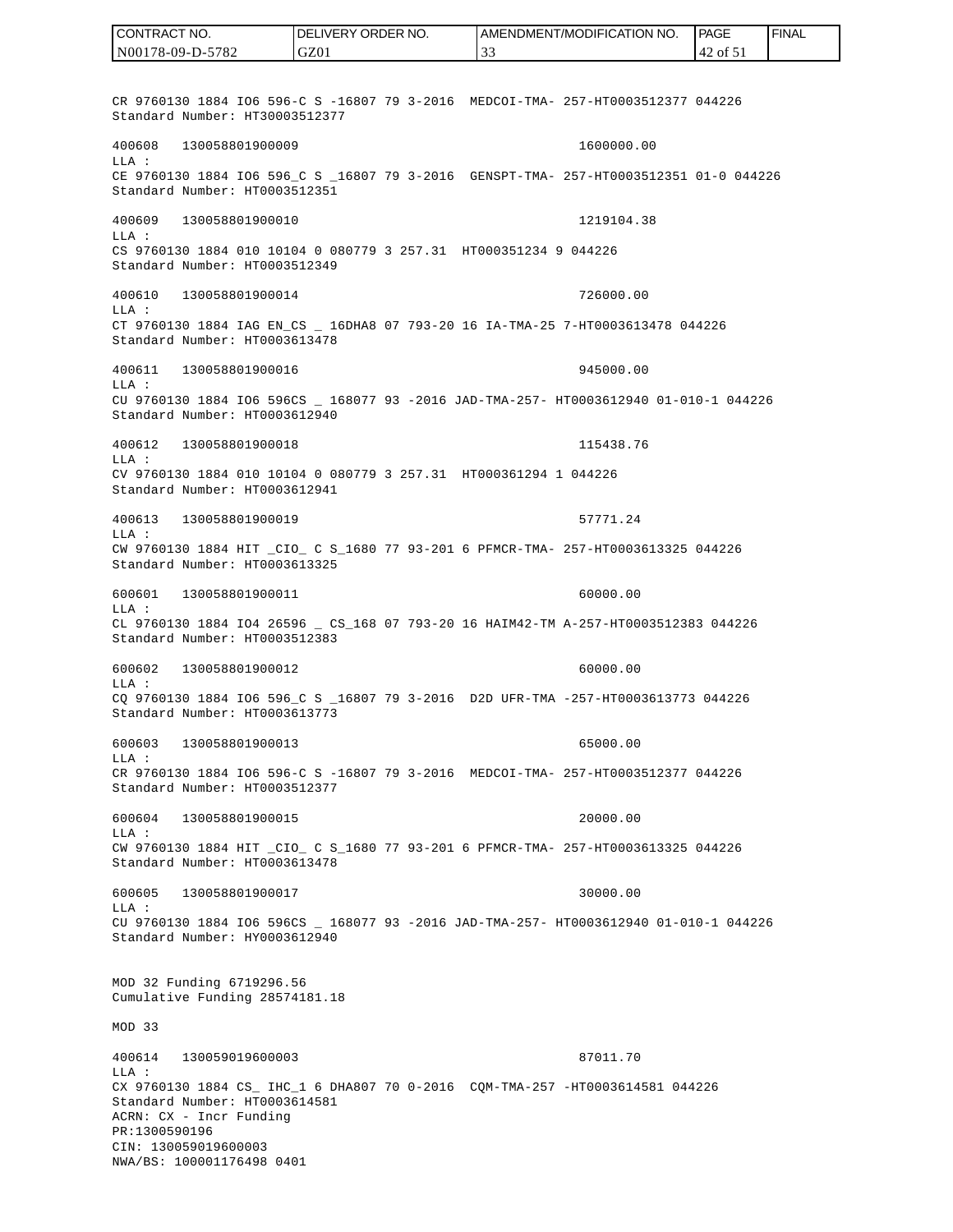CR 9760130 1884 IO6 596-C S -16807 79 3-2016 MEDCOI-TMA- 257-HT0003512377 044226
Standard Number: HT30003512377

400608 130058801900009 1600000.00
LLA :
CE 9760130 1884 IO6 596_C S _16807 79 3-2016 GENSPT-TMA- 257-HT0003512351 01-0 044226
Standard Number: HT0003512351

400609 130058801900010 1219104.38
LLA :
CS 9760130 1884 010 10104 0 080779 3 257.31 HT000351234 9 044226
Standard Number: HT0003512349

400610 130058801900014 726000.00
LLA :
CT 9760130 1884 IAG EN_CS _ 16DHA8 07 793-20 16 IA-TMA-25 7-HT0003613478 044226
Standard Number: HT0003613478

400611 130058801900016 945000.00
LLA :
CU 9760130 1884 IO6 596CS _ 168077 93 -2016 JAD-TMA-257- HT0003612940 01-010-1 044226
Standard Number: HT0003612940

400612 130058801900018 115438.76
LLA :
CV 9760130 1884 010 10104 0 080779 3 257.31 HT000361294 1 044226
Standard Number: HT0003612941

400613 130058801900019 57771.24
LLA :
CW 9760130 1884 HIT _CIO_ C S_1680 77 93-201 6 PFMCR-TMA- 257-HT0003613325 044226
Standard Number: HT0003613325

600601 130058801900011 60000.00
LLA :
CL 9760130 1884 IO4 26596 _ CS_168 07 793-20 16 HAIM42-TM A-257-HT0003512383 044226
Standard Number: HT0003512383

600602 130058801900012 60000.00
LLA :
CQ 9760130 1884 IO6 596_C S _16807 79 3-2016 D2D UFR-TMA -257-HT0003613773 044226
Standard Number: HT0003613773

600603 130058801900013 65000.00
LLA :
CR 9760130 1884 IO6 596-C S -16807 79 3-2016 MEDCOI-TMA- 257-HT0003512377 044226
Standard Number: HT0003512377

600604 130058801900015 20000.00
LLA :
CW 9760130 1884 HIT _CIO_ C S_1680 77 93-201 6 PFMCR-TMA- 257-HT0003613325 044226
Standard Number: HT0003613478

600605 130058801900017 30000.00
LLA :
CU 9760130 1884 IO6 596CS _ 168077 93 -2016 JAD-TMA-257- HT0003612940 01-010-1 044226
Standard Number: HY0003612940

MOD 32 Funding 6719296.56
Cumulative Funding 28574181.18

MOD 33

400614 130059019600003 87011.70
LLA :
CX 9760130 1884 CS_ IHC_1 6 DHA807 70 0-2016 CQM-TMA-257 -HT0003614581 044226
Standard Number: HT0003614581
ACRN: CX - Incr Funding
PR:1300590196
CIN: 130059019600003
NWA/BS: 100001176498 0401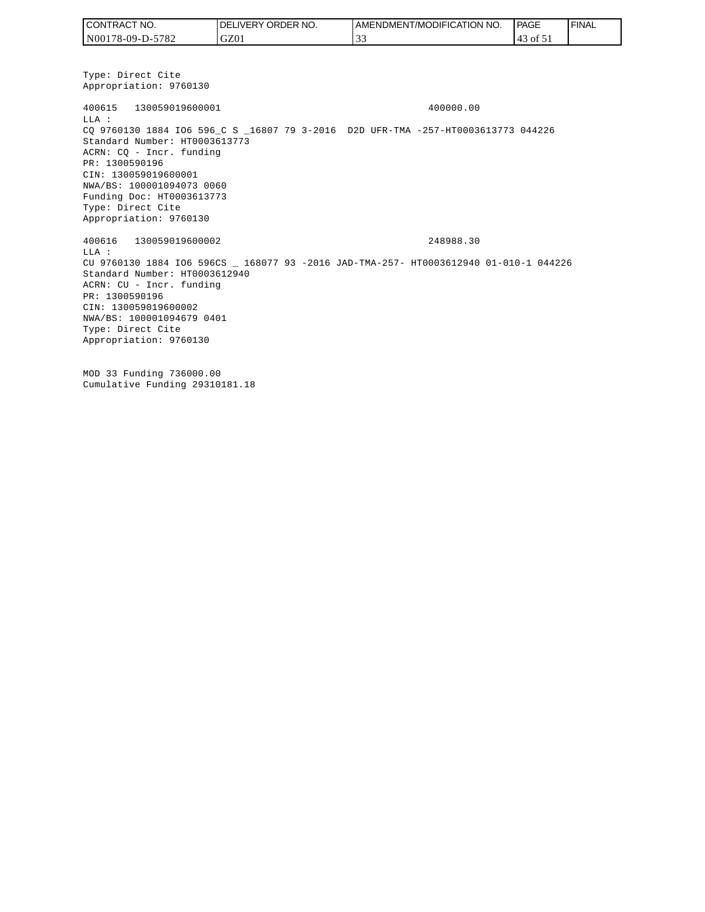Type: Direct Cite
Appropriation: 9760130

400615 130059019600001 400000.00
LLA :
CQ 9760130 1884 IO6 596_C S _16807 79 3-2016 D2D UFR-TMA -257-HT0003613773 044226
Standard Number: HT0003613773
ACRN: CQ - Incr. funding
PR: 1300590196
CIN: 130059019600001
NWA/BS: 100001094073 0060
Funding Doc: HT0003613773
Type: Direct Cite
Appropriation: 9760130

400616 130059019600002 248988.30
LLA :
CU 9760130 1884 IO6 596CS _ 168077 93 -2016 JAD-TMA-257- HT0003612940 01-010-1 044226
Standard Number: HT0003612940
ACRN: CU - Incr. funding
PR: 1300590196
CIN: 130059019600002
NWA/BS: 100001094679 0401
Type: Direct Cite
Appropriation: 9760130

MOD 33 Funding 736000.00
Cumulative Funding 29310181.18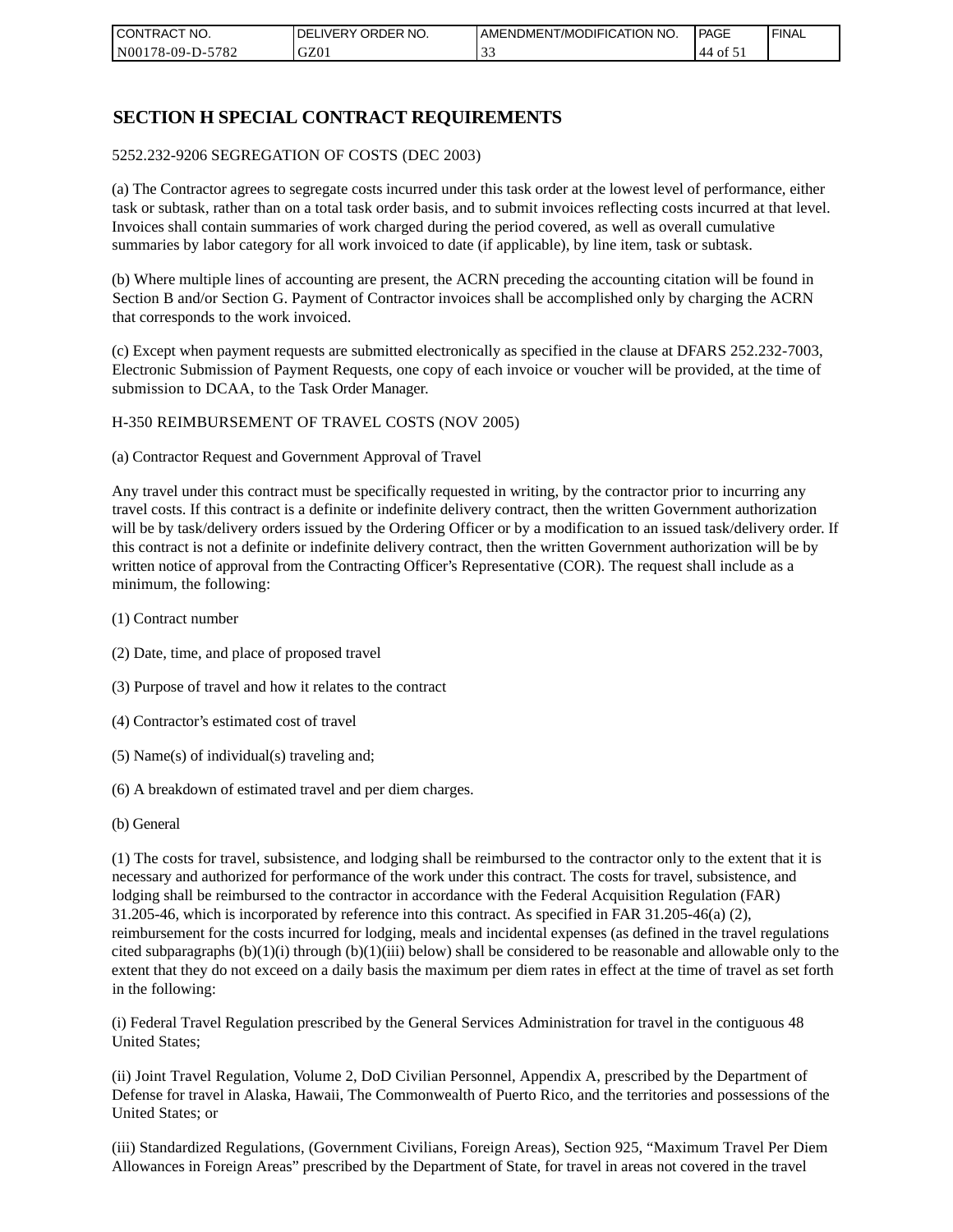# SECTION H SPECIAL CONTRACT REQUIREMENTS

5252.232-9206 SEGREGATION OF COSTS (DEC 2003)

(a) The Contractor agrees to segregate costs incurred under this task order at the lowest level of performance, either task or subtask, rather than on a total task order basis, and to submit invoices reflecting costs incurred at that level. Invoices shall contain summaries of work charged during the period covered, as well as overall cumulative summaries by labor category for all work invoiced to date (if applicable), by line item, task or subtask.

(b) Where multiple lines of accounting are present, the ACRN preceding the accounting citation will be found in Section B and/or Section G. Payment of Contractor invoices shall be accomplished only by charging the ACRN that corresponds to the work invoiced.

(c) Except when payment requests are submitted electronically as specified in the clause at DFARS 252.232-7003, Electronic Submission of Payment Requests, one copy of each invoice or voucher will be provided, at the time of submission to DCAA, to the Task Order Manager.

H-350 REIMBURSEMENT OF TRAVEL COSTS (NOV 2005)

(a) Contractor Request and Government Approval of Travel

Any travel under this contract must be specifically requested in writing, by the contractor prior to incurring any travel costs. If this contract is a definite or indefinite delivery contract, then the written Government authorization will be by task/delivery orders issued by the Ordering Officer or by a modification to an issued task/delivery order. If this contract is not a definite or indefinite delivery contract, then the written Government authorization will be by written notice of approval from the Contracting Officer's Representative (COR). The request shall include as a minimum, the following:

(1) Contract number

(2) Date, time, and place of proposed travel

(3) Purpose of travel and how it relates to the contract

(4) Contractor's estimated cost of travel

(5) Name(s) of individual(s) traveling and;

(6) A breakdown of estimated travel and per diem charges.

(b) General

(1) The costs for travel, subsistence, and lodging shall be reimbursed to the contractor only to the extent that it is necessary and authorized for performance of the work under this contract. The costs for travel, subsistence, and lodging shall be reimbursed to the contractor in accordance with the Federal Acquisition Regulation (FAR) 31.205-46, which is incorporated by reference into this contract. As specified in FAR 31.205-46(a) (2), reimbursement for the costs incurred for lodging, meals and incidental expenses (as defined in the travel regulations cited subparagraphs (b)(1)(i) through (b)(1)(iii) below) shall be considered to be reasonable and allowable only to the extent that they do not exceed on a daily basis the maximum per diem rates in effect at the time of travel as set forth in the following:

(i) Federal Travel Regulation prescribed by the General Services Administration for travel in the contiguous 48 United States;

(ii) Joint Travel Regulation, Volume 2, DoD Civilian Personnel, Appendix A, prescribed by the Department of Defense for travel in Alaska, Hawaii, The Commonwealth of Puerto Rico, and the territories and possessions of the United States; or

(iii) Standardized Regulations, (Government Civilians, Foreign Areas), Section 925, "Maximum Travel Per Diem Allowances in Foreign Areas" prescribed by the Department of State, for travel in areas not covered in the travel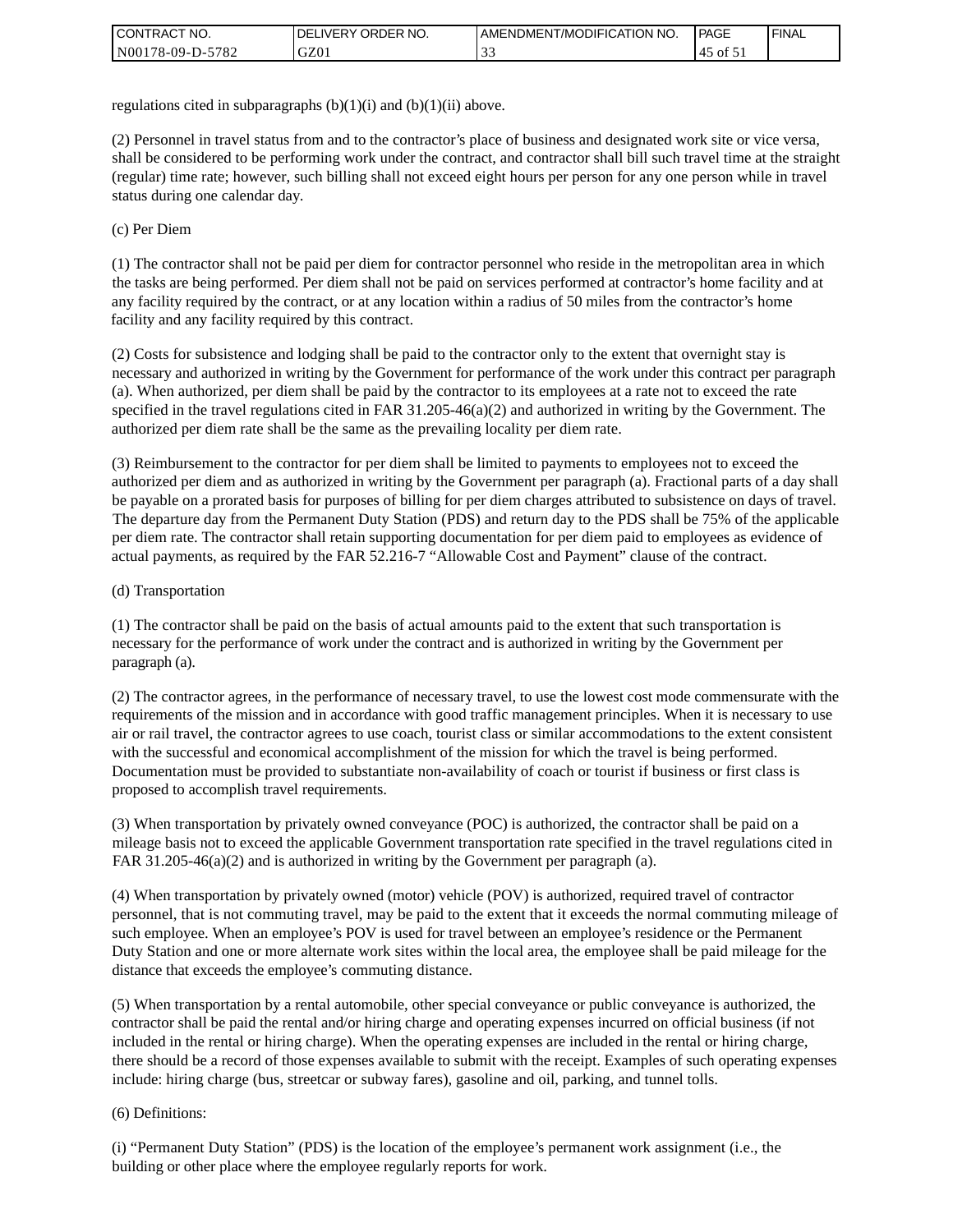regulations cited in subparagraphs (b)(1)(i) and (b)(1)(ii) above.

(2) Personnel in travel status from and to the contractor's place of business and designated work site or vice versa, shall be considered to be performing work under the contract, and contractor shall bill such travel time at the straight (regular) time rate; however, such billing shall not exceed eight hours per person for any one person while in travel status during one calendar day.

(c) Per Diem

(1) The contractor shall not be paid per diem for contractor personnel who reside in the metropolitan area in which the tasks are being performed. Per diem shall not be paid on services performed at contractor's home facility and at any facility required by the contract, or at any location within a radius of 50 miles from the contractor's home facility and any facility required by this contract.

(2) Costs for subsistence and lodging shall be paid to the contractor only to the extent that overnight stay is necessary and authorized in writing by the Government for performance of the work under this contract per paragraph (a). When authorized, per diem shall be paid by the contractor to its employees at a rate not to exceed the rate specified in the travel regulations cited in FAR 31.205-46(a)(2) and authorized in writing by the Government. The authorized per diem rate shall be the same as the prevailing locality per diem rate.

(3) Reimbursement to the contractor for per diem shall be limited to payments to employees not to exceed the authorized per diem and as authorized in writing by the Government per paragraph (a). Fractional parts of a day shall be payable on a prorated basis for purposes of billing for per diem charges attributed to subsistence on days of travel. The departure day from the Permanent Duty Station (PDS) and return day to the PDS shall be 75% of the applicable per diem rate. The contractor shall retain supporting documentation for per diem paid to employees as evidence of actual payments, as required by the FAR 52.216-7 "Allowable Cost and Payment" clause of the contract.

(d) Transportation

(1) The contractor shall be paid on the basis of actual amounts paid to the extent that such transportation is necessary for the performance of work under the contract and is authorized in writing by the Government per paragraph (a).

(2) The contractor agrees, in the performance of necessary travel, to use the lowest cost mode commensurate with the requirements of the mission and in accordance with good traffic management principles. When it is necessary to use air or rail travel, the contractor agrees to use coach, tourist class or similar accommodations to the extent consistent with the successful and economical accomplishment of the mission for which the travel is being performed. Documentation must be provided to substantiate non-availability of coach or tourist if business or first class is proposed to accomplish travel requirements.

(3) When transportation by privately owned conveyance (POC) is authorized, the contractor shall be paid on a mileage basis not to exceed the applicable Government transportation rate specified in the travel regulations cited in FAR 31.205-46(a)(2) and is authorized in writing by the Government per paragraph (a).

(4) When transportation by privately owned (motor) vehicle (POV) is authorized, required travel of contractor personnel, that is not commuting travel, may be paid to the extent that it exceeds the normal commuting mileage of such employee. When an employee's POV is used for travel between an employee's residence or the Permanent Duty Station and one or more alternate work sites within the local area, the employee shall be paid mileage for the distance that exceeds the employee's commuting distance.

(5) When transportation by a rental automobile, other special conveyance or public conveyance is authorized, the contractor shall be paid the rental and/or hiring charge and operating expenses incurred on official business (if not included in the rental or hiring charge). When the operating expenses are included in the rental or hiring charge, there should be a record of those expenses available to submit with the receipt. Examples of such operating expenses include: hiring charge (bus, streetcar or subway fares), gasoline and oil, parking, and tunnel tolls.

(6) Definitions:

(i) "Permanent Duty Station" (PDS) is the location of the employee's permanent work assignment (i.e., the building or other place where the employee regularly reports for work.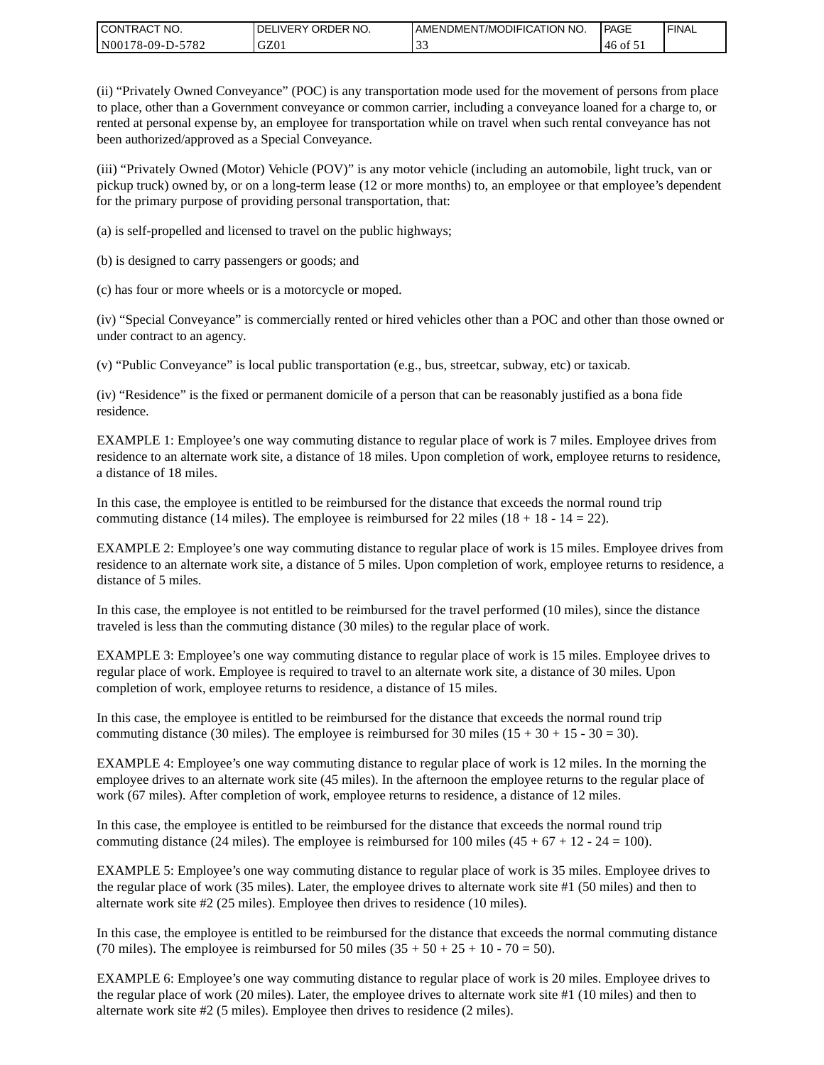(ii) “Privately Owned Conveyance” (POC) is any transportation mode used for the movement of persons from place to place, other than a Government conveyance or common carrier, including a conveyance loaned for a charge to, or rented at personal expense by, an employee for transportation while on travel when such rental conveyance has not been authorized/approved as a Special Conveyance.

(iii) “Privately Owned (Motor) Vehicle (POV)” is any motor vehicle (including an automobile, light truck, van or pickup truck) owned by, or on a long-term lease (12 or more months) to, an employee or that employee’s dependent for the primary purpose of providing personal transportation, that:

(a) is self-propelled and licensed to travel on the public highways;

(b) is designed to carry passengers or goods; and

(c) has four or more wheels or is a motorcycle or moped.

(iv) “Special Conveyance” is commercially rented or hired vehicles other than a POC and other than those owned or under contract to an agency.

(v) “Public Conveyance” is local public transportation (e.g., bus, streetcar, subway, etc) or taxicab.

(iv) “Residence” is the fixed or permanent domicile of a person that can be reasonably justified as a bona fide residence.

EXAMPLE 1: Employee’s one way commuting distance to regular place of work is 7 miles. Employee drives from residence to an alternate work site, a distance of 18 miles. Upon completion of work, employee returns to residence, a distance of 18 miles.

In this case, the employee is entitled to be reimbursed for the distance that exceeds the normal round trip commuting distance (14 miles). The employee is reimbursed for 22 miles (18 + 18 - 14 = 22).

EXAMPLE 2: Employee’s one way commuting distance to regular place of work is 15 miles. Employee drives from residence to an alternate work site, a distance of 5 miles. Upon completion of work, employee returns to residence, a distance of 5 miles.

In this case, the employee is not entitled to be reimbursed for the travel performed (10 miles), since the distance traveled is less than the commuting distance (30 miles) to the regular place of work.

EXAMPLE 3: Employee’s one way commuting distance to regular place of work is 15 miles. Employee drives to regular place of work. Employee is required to travel to an alternate work site, a distance of 30 miles. Upon completion of work, employee returns to residence, a distance of 15 miles.

In this case, the employee is entitled to be reimbursed for the distance that exceeds the normal round trip commuting distance (30 miles). The employee is reimbursed for 30 miles (15 + 30 + 15 - 30 = 30).

EXAMPLE 4: Employee’s one way commuting distance to regular place of work is 12 miles. In the morning the employee drives to an alternate work site (45 miles). In the afternoon the employee returns to the regular place of work (67 miles). After completion of work, employee returns to residence, a distance of 12 miles.

In this case, the employee is entitled to be reimbursed for the distance that exceeds the normal round trip commuting distance (24 miles). The employee is reimbursed for 100 miles (45 + 67 + 12 - 24 = 100).

EXAMPLE 5: Employee’s one way commuting distance to regular place of work is 35 miles. Employee drives to the regular place of work (35 miles). Later, the employee drives to alternate work site #1 (50 miles) and then to alternate work site #2 (25 miles). Employee then drives to residence (10 miles).

In this case, the employee is entitled to be reimbursed for the distance that exceeds the normal commuting distance (70 miles). The employee is reimbursed for 50 miles (35 + 50 + 25 + 10 - 70 = 50).

EXAMPLE 6: Employee’s one way commuting distance to regular place of work is 20 miles. Employee drives to the regular place of work (20 miles). Later, the employee drives to alternate work site #1 (10 miles) and then to alternate work site #2 (5 miles). Employee then drives to residence (2 miles).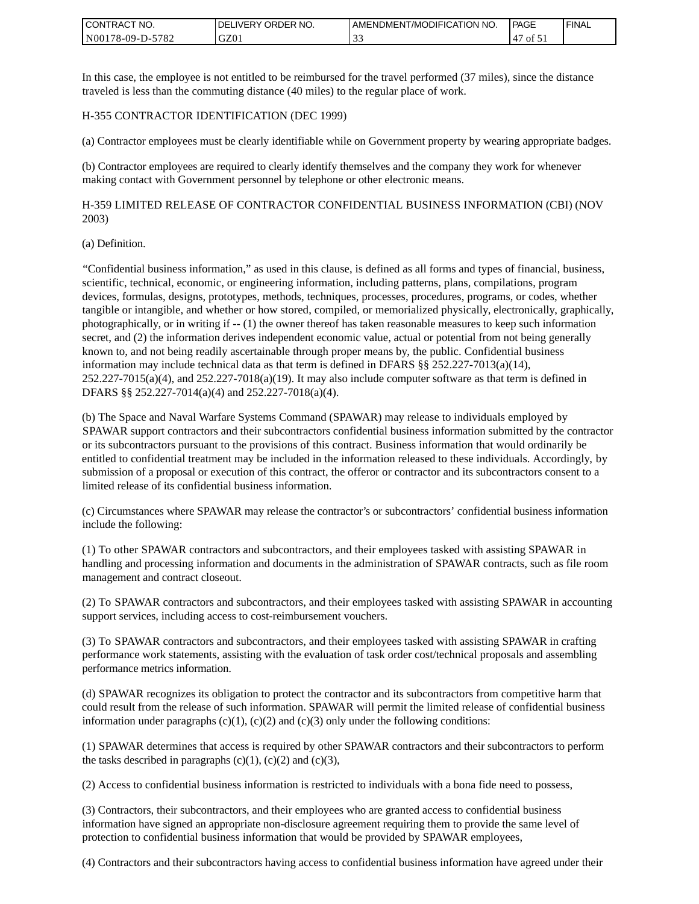In this case, the employee is not entitled to be reimbursed for the travel performed (37 miles), since the distance traveled is less than the commuting distance (40 miles) to the regular place of work.

H-355 CONTRACTOR IDENTIFICATION (DEC 1999)

(a) Contractor employees must be clearly identifiable while on Government property by wearing appropriate badges.

(b) Contractor employees are required to clearly identify themselves and the company they work for whenever making contact with Government personnel by telephone or other electronic means.

H-359 LIMITED RELEASE OF CONTRACTOR CONFIDENTIAL BUSINESS INFORMATION (CBI) (NOV 2003)

(a) Definition.

"Confidential business information," as used in this clause, is defined as all forms and types of financial, business, scientific, technical, economic, or engineering information, including patterns, plans, compilations, program devices, formulas, designs, prototypes, methods, techniques, processes, procedures, programs, or codes, whether tangible or intangible, and whether or how stored, compiled, or memorialized physically, electronically, graphically, photographically, or in writing if -- (1) the owner thereof has taken reasonable measures to keep such information secret, and (2) the information derives independent economic value, actual or potential from not being generally known to, and not being readily ascertainable through proper means by, the public. Confidential business information may include technical data as that term is defined in DFARS §§ 252.227-7013(a)(14), 252.227-7015(a)(4), and 252.227-7018(a)(19). It may also include computer software as that term is defined in DFARS §§ 252.227-7014(a)(4) and 252.227-7018(a)(4).

(b) The Space and Naval Warfare Systems Command (SPAWAR) may release to individuals employed by SPAWAR support contractors and their subcontractors confidential business information submitted by the contractor or its subcontractors pursuant to the provisions of this contract. Business information that would ordinarily be entitled to confidential treatment may be included in the information released to these individuals. Accordingly, by submission of a proposal or execution of this contract, the offeror or contractor and its subcontractors consent to a limited release of its confidential business information.

(c) Circumstances where SPAWAR may release the contractor's or subcontractors' confidential business information include the following:

(1) To other SPAWAR contractors and subcontractors, and their employees tasked with assisting SPAWAR in handling and processing information and documents in the administration of SPAWAR contracts, such as file room management and contract closeout.

(2) To SPAWAR contractors and subcontractors, and their employees tasked with assisting SPAWAR in accounting support services, including access to cost-reimbursement vouchers.

(3) To SPAWAR contractors and subcontractors, and their employees tasked with assisting SPAWAR in crafting performance work statements, assisting with the evaluation of task order cost/technical proposals and assembling performance metrics information.

(d) SPAWAR recognizes its obligation to protect the contractor and its subcontractors from competitive harm that could result from the release of such information. SPAWAR will permit the limited release of confidential business information under paragraphs (c)(1), (c)(2) and (c)(3) only under the following conditions:

(1) SPAWAR determines that access is required by other SPAWAR contractors and their subcontractors to perform the tasks described in paragraphs (c)(1), (c)(2) and (c)(3),

(2) Access to confidential business information is restricted to individuals with a bona fide need to possess,

(3) Contractors, their subcontractors, and their employees who are granted access to confidential business information have signed an appropriate non-disclosure agreement requiring them to provide the same level of protection to confidential business information that would be provided by SPAWAR employees,

(4) Contractors and their subcontractors having access to confidential business information have agreed under their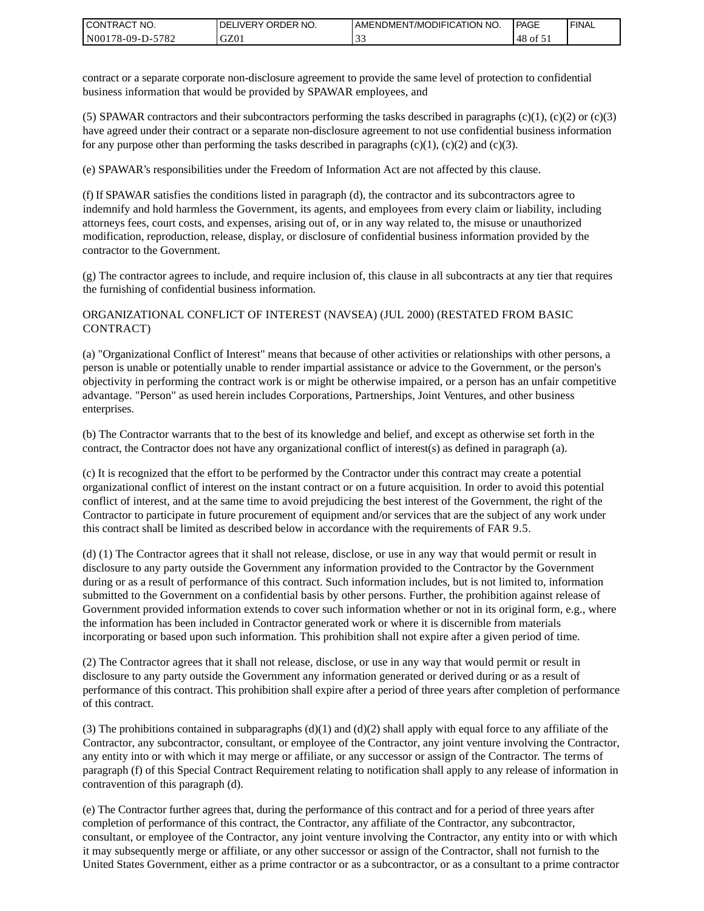contract or a separate corporate non-disclosure agreement to provide the same level of protection to confidential business information that would be provided by SPAWAR employees, and

(5) SPAWAR contractors and their subcontractors performing the tasks described in paragraphs (c)(1), (c)(2) or (c)(3) have agreed under their contract or a separate non-disclosure agreement to not use confidential business information for any purpose other than performing the tasks described in paragraphs (c)(1), (c)(2) and (c)(3).

(e) SPAWAR's responsibilities under the Freedom of Information Act are not affected by this clause.

(f) If SPAWAR satisfies the conditions listed in paragraph (d), the contractor and its subcontractors agree to indemnify and hold harmless the Government, its agents, and employees from every claim or liability, including attorneys fees, court costs, and expenses, arising out of, or in any way related to, the misuse or unauthorized modification, reproduction, release, display, or disclosure of confidential business information provided by the contractor to the Government.

(g) The contractor agrees to include, and require inclusion of, this clause in all subcontracts at any tier that requires the furnishing of confidential business information.

ORGANIZATIONAL CONFLICT OF INTEREST (NAVSEA) (JUL 2000) (RESTATED FROM BASIC CONTRACT)

(a) "Organizational Conflict of Interest" means that because of other activities or relationships with other persons, a person is unable or potentially unable to render impartial assistance or advice to the Government, or the person's objectivity in performing the contract work is or might be otherwise impaired, or a person has an unfair competitive advantage. "Person" as used herein includes Corporations, Partnerships, Joint Ventures, and other business enterprises.

(b) The Contractor warrants that to the best of its knowledge and belief, and except as otherwise set forth in the contract, the Contractor does not have any organizational conflict of interest(s) as defined in paragraph (a).

(c) It is recognized that the effort to be performed by the Contractor under this contract may create a potential organizational conflict of interest on the instant contract or on a future acquisition. In order to avoid this potential conflict of interest, and at the same time to avoid prejudicing the best interest of the Government, the right of the Contractor to participate in future procurement of equipment and/or services that are the subject of any work under this contract shall be limited as described below in accordance with the requirements of FAR 9.5.

(d) (1) The Contractor agrees that it shall not release, disclose, or use in any way that would permit or result in disclosure to any party outside the Government any information provided to the Contractor by the Government during or as a result of performance of this contract. Such information includes, but is not limited to, information submitted to the Government on a confidential basis by other persons. Further, the prohibition against release of Government provided information extends to cover such information whether or not in its original form, e.g., where the information has been included in Contractor generated work or where it is discernible from materials incorporating or based upon such information. This prohibition shall not expire after a given period of time.

(2) The Contractor agrees that it shall not release, disclose, or use in any way that would permit or result in disclosure to any party outside the Government any information generated or derived during or as a result of performance of this contract. This prohibition shall expire after a period of three years after completion of performance of this contract.

(3) The prohibitions contained in subparagraphs (d)(1) and (d)(2) shall apply with equal force to any affiliate of the Contractor, any subcontractor, consultant, or employee of the Contractor, any joint venture involving the Contractor, any entity into or with which it may merge or affiliate, or any successor or assign of the Contractor. The terms of paragraph (f) of this Special Contract Requirement relating to notification shall apply to any release of information in contravention of this paragraph (d).

(e) The Contractor further agrees that, during the performance of this contract and for a period of three years after completion of performance of this contract, the Contractor, any affiliate of the Contractor, any subcontractor, consultant, or employee of the Contractor, any joint venture involving the Contractor, any entity into or with which it may subsequently merge or affiliate, or any other successor or assign of the Contractor, shall not furnish to the United States Government, either as a prime contractor or as a subcontractor, or as a consultant to a prime contractor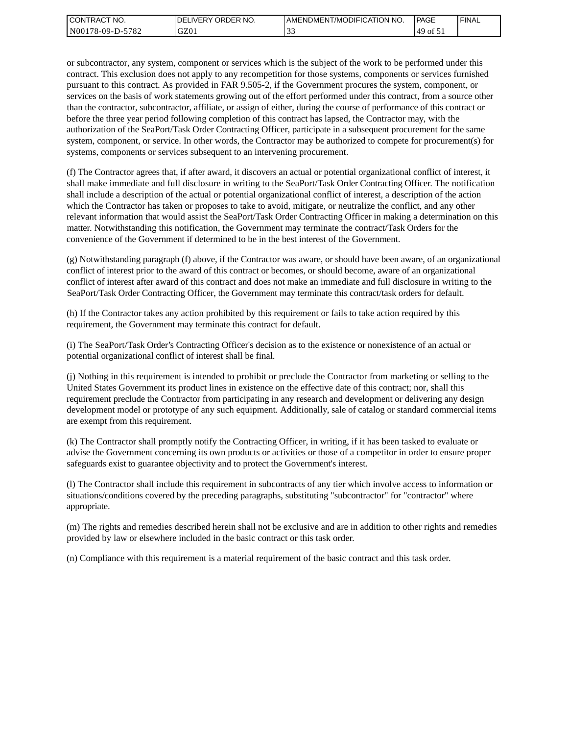or subcontractor, any system, component or services which is the subject of the work to be performed under this contract. This exclusion does not apply to any recompetition for those systems, components or services furnished pursuant to this contract. As provided in FAR 9.505-2, if the Government procures the system, component, or services on the basis of work statements growing out of the effort performed under this contract, from a source other than the contractor, subcontractor, affiliate, or assign of either, during the course of performance of this contract or before the three year period following completion of this contract has lapsed, the Contractor may, with the authorization of the SeaPort/Task Order Contracting Officer, participate in a subsequent procurement for the same system, component, or service. In other words, the Contractor may be authorized to compete for procurement(s) for systems, components or services subsequent to an intervening procurement.

(f) The Contractor agrees that, if after award, it discovers an actual or potential organizational conflict of interest, it shall make immediate and full disclosure in writing to the SeaPort/Task Order Contracting Officer. The notification shall include a description of the actual or potential organizational conflict of interest, a description of the action which the Contractor has taken or proposes to take to avoid, mitigate, or neutralize the conflict, and any other relevant information that would assist the SeaPort/Task Order Contracting Officer in making a determination on this matter. Notwithstanding this notification, the Government may terminate the contract/Task Orders for the convenience of the Government if determined to be in the best interest of the Government.

(g) Notwithstanding paragraph (f) above, if the Contractor was aware, or should have been aware, of an organizational conflict of interest prior to the award of this contract or becomes, or should become, aware of an organizational conflict of interest after award of this contract and does not make an immediate and full disclosure in writing to the SeaPort/Task Order Contracting Officer, the Government may terminate this contract/task orders for default.

(h) If the Contractor takes any action prohibited by this requirement or fails to take action required by this requirement, the Government may terminate this contract for default.

(i) The SeaPort/Task Order's Contracting Officer's decision as to the existence or nonexistence of an actual or potential organizational conflict of interest shall be final.

(j) Nothing in this requirement is intended to prohibit or preclude the Contractor from marketing or selling to the United States Government its product lines in existence on the effective date of this contract; nor, shall this requirement preclude the Contractor from participating in any research and development or delivering any design development model or prototype of any such equipment. Additionally, sale of catalog or standard commercial items are exempt from this requirement.

(k) The Contractor shall promptly notify the Contracting Officer, in writing, if it has been tasked to evaluate or advise the Government concerning its own products or activities or those of a competitor in order to ensure proper safeguards exist to guarantee objectivity and to protect the Government's interest.

(l) The Contractor shall include this requirement in subcontracts of any tier which involve access to information or situations/conditions covered by the preceding paragraphs, substituting "subcontractor" for "contractor" where appropriate.

(m) The rights and remedies described herein shall not be exclusive and are in addition to other rights and remedies provided by law or elsewhere included in the basic contract or this task order.

(n) Compliance with this requirement is a material requirement of the basic contract and this task order.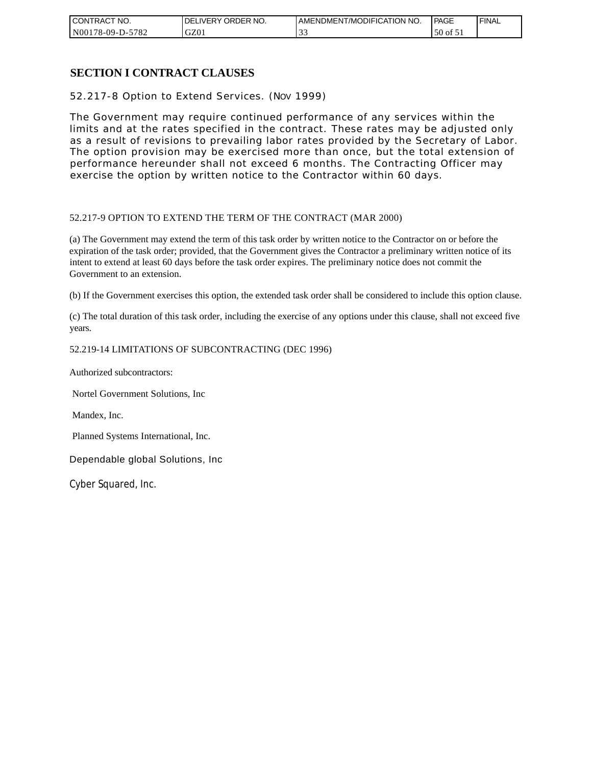# SECTION I CONTRACT CLAUSES

52.217-8 Option to Extend Services. (NOV 1999)

The Government may require continued performance of any services within the limits and at the rates specified in the contract. These rates may be adjusted only as a result of revisions to prevailing labor rates provided by the Secretary of Labor. The option provision may be exercised more than once, but the total extension of performance hereunder shall not exceed 6 months. The Contracting Officer may exercise the option by written notice to the Contractor within 60 days.

52.217-9 OPTION TO EXTEND THE TERM OF THE CONTRACT (MAR 2000)

(a) The Government may extend the term of this task order by written notice to the Contractor on or before the expiration of the task order; provided, that the Government gives the Contractor a preliminary written notice of its intent to extend at least 60 days before the task order expires. The preliminary notice does not commit the Government to an extension.

(b) If the Government exercises this option, the extended task order shall be considered to include this option clause.

(c) The total duration of this task order, including the exercise of any options under this clause, shall not exceed five years.

52.219-14 LIMITATIONS OF SUBCONTRACTING (DEC 1996)

Authorized subcontractors:

Nortel Government Solutions, Inc

Mandex, Inc.

Planned Systems International, Inc.

Dependable global Solutions, Inc

Cyber Squared, Inc.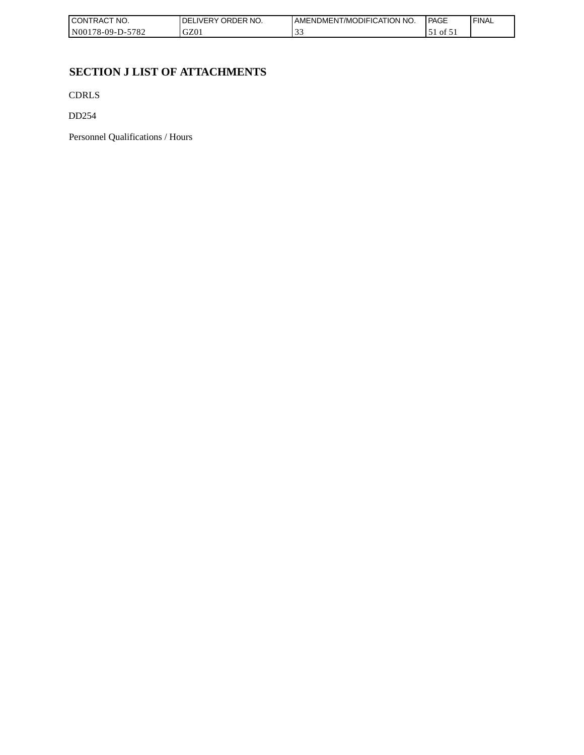## SECTION J LIST OF ATTACHMENTS

CDRLS

DD254

Personnel Qualifications / Hours